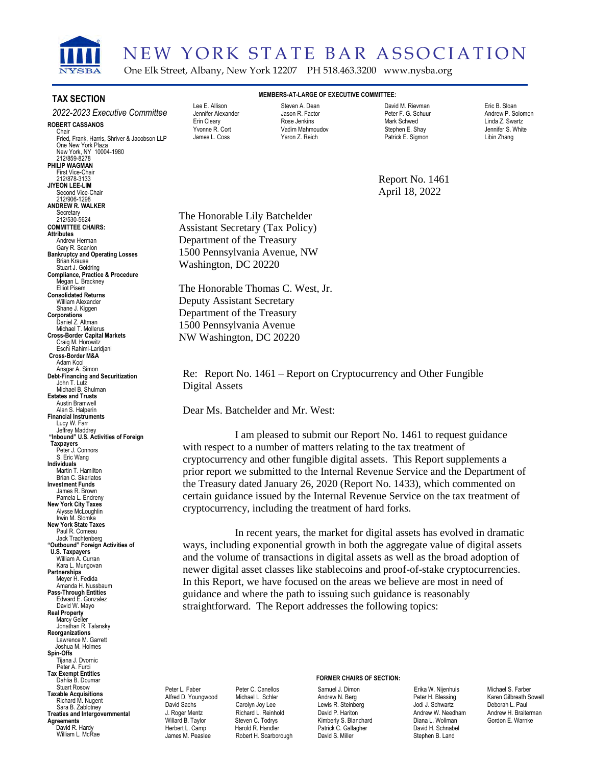# NEW YORK STATE BAR ASSOCIATION

One Elk Street, Albany, New York 12207 PH 518.463.3200 www.nysba.org

**TAX SECTION**

*2022-2023 Executive Committee*

**ROBERT CASSANOS**
Chair
Fried, Frank, Harris, Shriver & Jacobson LLP
One New York Plaza
New York, NY 10004-1980
212/859-8278

**PHILIP WAGMAN**
First Vice-Chair
212/878-3133

**JIYEON LEE-LIM**
Second Vice-Chair
212/906-1298

**ANDREW R. WALKER**
Secretary
212/530-5624

**COMMITTEE CHAIRS:**

**Attributes**
Andrew Herman
Gary R. Scanlon

**Bankruptcy and Operating Losses**
Brian Krause
Stuart J. Goldring

**Compliance, Practice & Procedure**
Megan L. Brackney
Elliot Pisem

**Consolidated Returns**
William Alexander
Shane J. Kiggen

**Corporations**
Daniel Z. Altman
Michael T. Mollerus

**Cross-Border Capital Markets**
Craig M. Horowitz
Eschi Rahimi-Laridjani

**Cross-Border M&A**
Adam Kool
Ansgar A. Simon

**Debt-Financing and Securitization**
John T. Lutz
Michael B. Shulman

**Estates and Trusts**
Austin Bramwell
Alan S. Halperin

**Financial Instruments**
Lucy W. Farr
Jeffrey Maddrey

**"Inbound" U.S. Activities of Foreign Taxpayers**
Peter J. Connors
S. Eric Wang

**Individuals**
Martin T. Hamilton
Brian C. Skarlatos

**Investment Funds**
James R. Brown
Pamela L. Endreny

**New York City Taxes**
Alysse McLoughlin
Irwin M. Slomka

**New York State Taxes**
Paul R. Comeau
Jack Trachtenberg

**"Outbound" Foreign Activities of U.S. Taxpayers**
William A. Curran
Kara L. Mungovan

**Partnerships**
Meyer H. Fedida
Amanda H. Nussbaum

**Pass-Through Entities**
Edward E. Gonzalez
David W. Mayo

**Real Property**
Marcy Geller
Jonathan R. Talansky

**Reorganizations**
Lawrence M. Garrett
Joshua M. Holmes

**Spin-Offs**
Tijana J. Dvornic
Peter A. Furci

**Tax Exempt Entities**
Dahlia B. Doumar
Stuart Rosow

**Taxable Acquisitions**
Richard M. Nugent
Sara B. Zablotney

**Treaties and Intergovernmental Agreements**
David R. Hardy
William L. McRae

**MEMBERS-AT-LARGE OF EXECUTIVE COMMITTEE:**

Lee E. Allison, Jennifer Alexander, Erin Cleary, Yvonne R. Cort, James L. Coss, Steven A. Dean, Jason R. Factor, Rose Jenkins, Vadim Mahmoudov, Yaron Z. Reich, David M. Rievman, Peter F. G. Schuur, Mark Schwed, Stephen E. Shay, Patrick E. Sigmon, Eric B. Sloan, Andrew P. Solomon, Linda Z. Swartz, Jennifer S. White, Libin Zhang

Report No. 1461
April 18, 2022

The Honorable Lily Batchelder
Assistant Secretary (Tax Policy)
Department of the Treasury
1500 Pennsylvania Avenue, NW
Washington, DC 20220

The Honorable Thomas C. West, Jr.
Deputy Assistant Secretary
Department of the Treasury
1500 Pennsylvania Avenue
NW Washington, DC 20220

Re: Report No. 1461 – Report on Cryptocurrency and Other Fungible Digital Assets

Dear Ms. Batchelder and Mr. West:

I am pleased to submit our Report No. 1461 to request guidance with respect to a number of matters relating to the tax treatment of cryptocurrency and other fungible digital assets. This Report supplements a prior report we submitted to the Internal Revenue Service and the Department of the Treasury dated January 26, 2020 (Report No. 1433), which commented on certain guidance issued by the Internal Revenue Service on the tax treatment of cryptocurrency, including the treatment of hard forks.

In recent years, the market for digital assets has evolved in dramatic ways, including exponential growth in both the aggregate value of digital assets and the volume of transactions in digital assets as well as the broad adoption of newer digital asset classes like stablecoins and proof-of-stake cryptocurrencies. In this Report, we have focused on the areas we believe are most in need of guidance and where the path to issuing such guidance is reasonably straightforward. The Report addresses the following topics:

**FORMER CHAIRS OF SECTION:**

Peter L. Faber, Alfred D. Youngwood, David Sachs, J. Roger Mentz, Willard B. Taylor, Herbert L. Camp, James M. Peaslee, Peter C. Canellos, Michael L. Schler, Carolyn Joy Lee, Richard L. Reinhold, Steven C. Todrys, Harold R. Handler, Robert H. Scarborough, Samuel J. Dimon, Andrew N. Berg, Lewis R. Steinberg, David P. Hariton, Kimberly S. Blanchard, Patrick C. Gallagher, David S. Miller, Erika W. Nijenhuis, Peter H. Blessing, Jodi J. Schwartz, Andrew W. Needham, Diana L. Wollman, David H. Schnabel, Stephen B. Land, Michael S. Farber, Karen Gilbreath Sowell, Deborah L. Paul, Andrew H. Braiterman, Gordon E. Warnke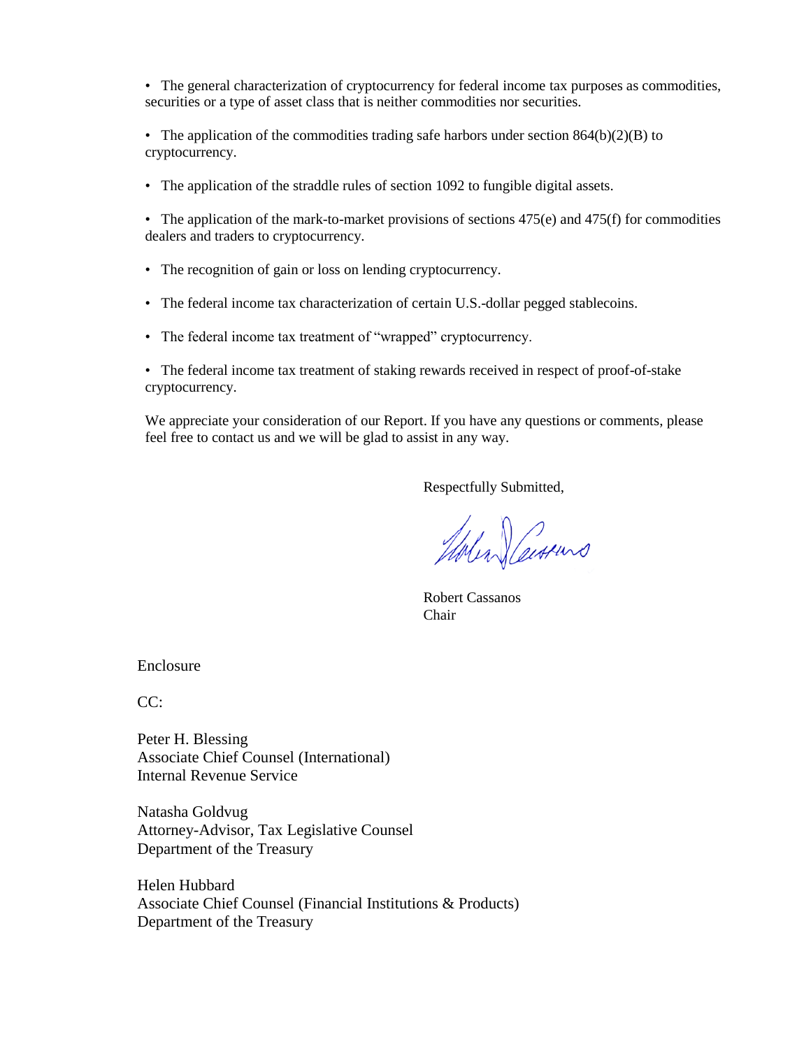- The general characterization of cryptocurrency for federal income tax purposes as commodities, securities or a type of asset class that is neither commodities nor securities.

- The application of the commodities trading safe harbors under section 864(b)(2)(B) to cryptocurrency.

- The application of the straddle rules of section 1092 to fungible digital assets.

- The application of the mark-to-market provisions of sections 475(e) and 475(f) for commodities dealers and traders to cryptocurrency.

- The recognition of gain or loss on lending cryptocurrency.

- The federal income tax characterization of certain U.S.-dollar pegged stablecoins.

- The federal income tax treatment of "wrapped" cryptocurrency.

- The federal income tax treatment of staking rewards received in respect of proof-of-stake cryptocurrency.

We appreciate your consideration of our Report. If you have any questions or comments, please feel free to contact us and we will be glad to assist in any way.

Respectfully Submitted,

Robert Cassanos
Chair

Enclosure

CC:

Peter H. Blessing
Associate Chief Counsel (International)
Internal Revenue Service

Natasha Goldvug
Attorney-Advisor, Tax Legislative Counsel
Department of the Treasury

Helen Hubbard
Associate Chief Counsel (Financial Institutions & Products)
Department of the Treasury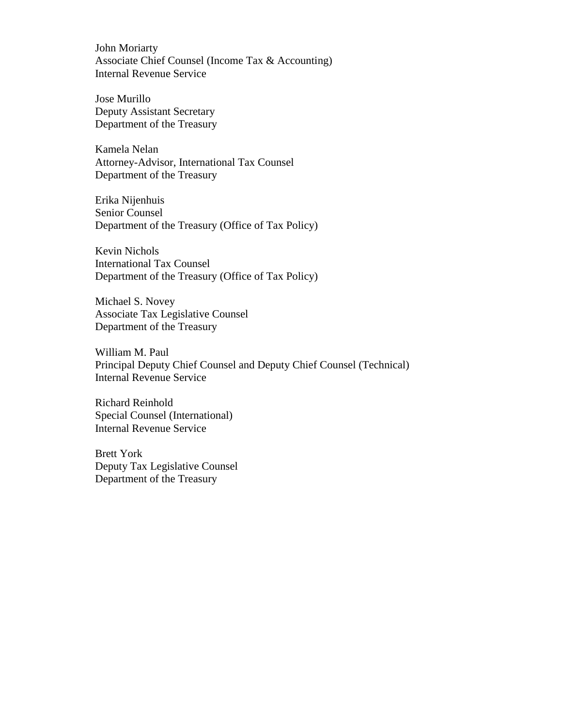John Moriarty
Associate Chief Counsel (Income Tax & Accounting)
Internal Revenue Service

Jose Murillo
Deputy Assistant Secretary
Department of the Treasury

Kamela Nelan
Attorney-Advisor, International Tax Counsel
Department of the Treasury

Erika Nijenhuis
Senior Counsel
Department of the Treasury (Office of Tax Policy)

Kevin Nichols
International Tax Counsel
Department of the Treasury (Office of Tax Policy)

Michael S. Novey
Associate Tax Legislative Counsel
Department of the Treasury

William M. Paul
Principal Deputy Chief Counsel and Deputy Chief Counsel (Technical)
Internal Revenue Service

Richard Reinhold
Special Counsel (International)
Internal Revenue Service

Brett York
Deputy Tax Legislative Counsel
Department of the Treasury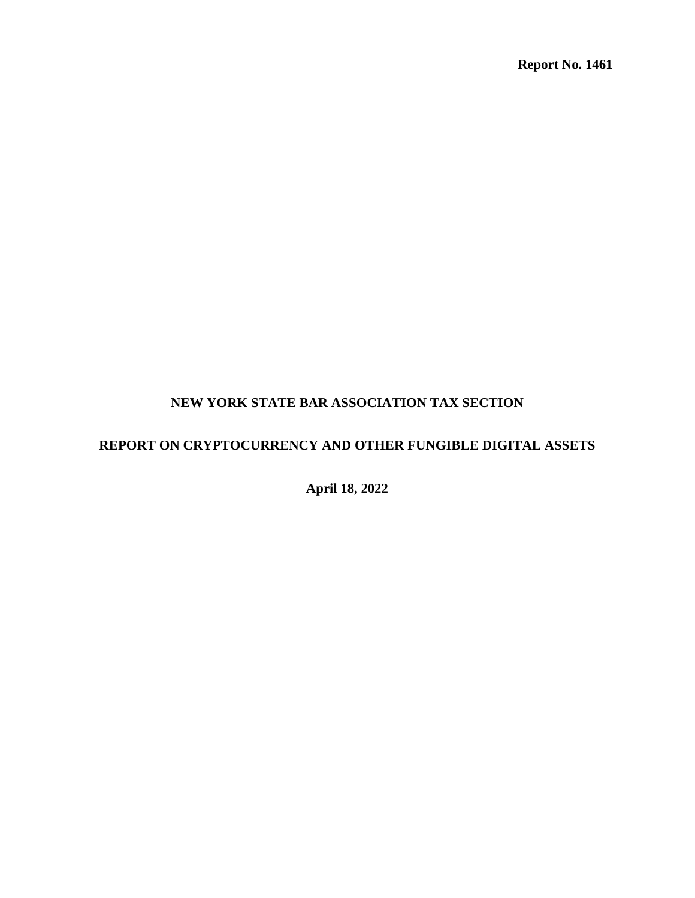**Report No. 1461**

# NEW YORK STATE BAR ASSOCIATION TAX SECTION

## REPORT ON CRYPTOCURRENCY AND OTHER FUNGIBLE DIGITAL ASSETS

**April 18, 2022**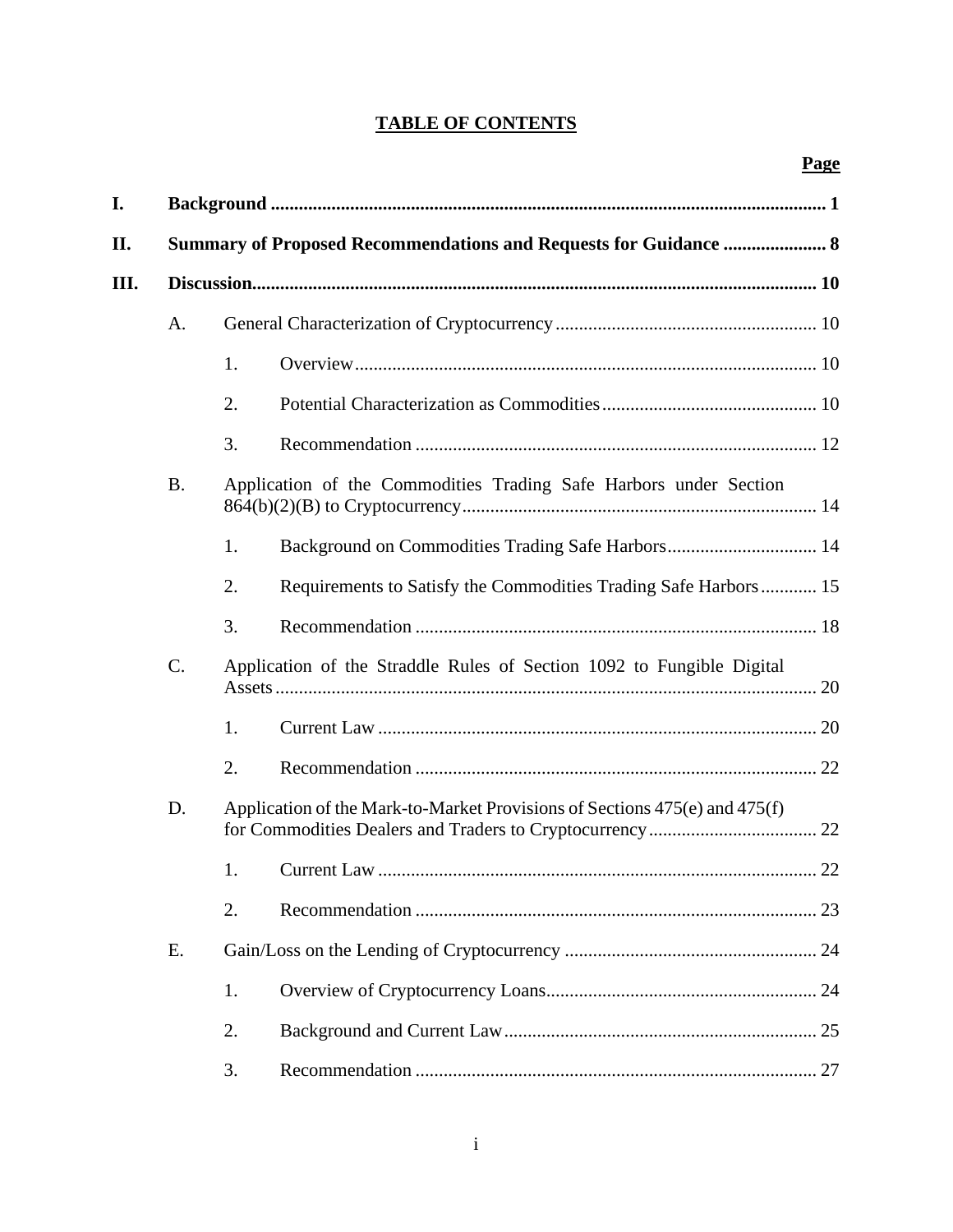## TABLE OF CONTENTS

**Page**

**I. Background** ..... **1**

**II. Summary of Proposed Recommendations and Requests for Guidance** ..... **8**

**III. Discussion** ..... **10**

- A. General Characterization of Cryptocurrency ..... 10
  - 1. Overview ..... 10
  - 2. Potential Characterization as Commodities ..... 10
  - 3. Recommendation ..... 12
- B. Application of the Commodities Trading Safe Harbors under Section 864(b)(2)(B) to Cryptocurrency ..... 14
  - 1. Background on Commodities Trading Safe Harbors ..... 14
  - 2. Requirements to Satisfy the Commodities Trading Safe Harbors ..... 15
  - 3. Recommendation ..... 18
- C. Application of the Straddle Rules of Section 1092 to Fungible Digital Assets ..... 20
  - 1. Current Law ..... 20
  - 2. Recommendation ..... 22
- D. Application of the Mark-to-Market Provisions of Sections 475(e) and 475(f) for Commodities Dealers and Traders to Cryptocurrency ..... 22
  - 1. Current Law ..... 22
  - 2. Recommendation ..... 23
- E. Gain/Loss on the Lending of Cryptocurrency ..... 24
  - 1. Overview of Cryptocurrency Loans ..... 24
  - 2. Background and Current Law ..... 25
  - 3. Recommendation ..... 27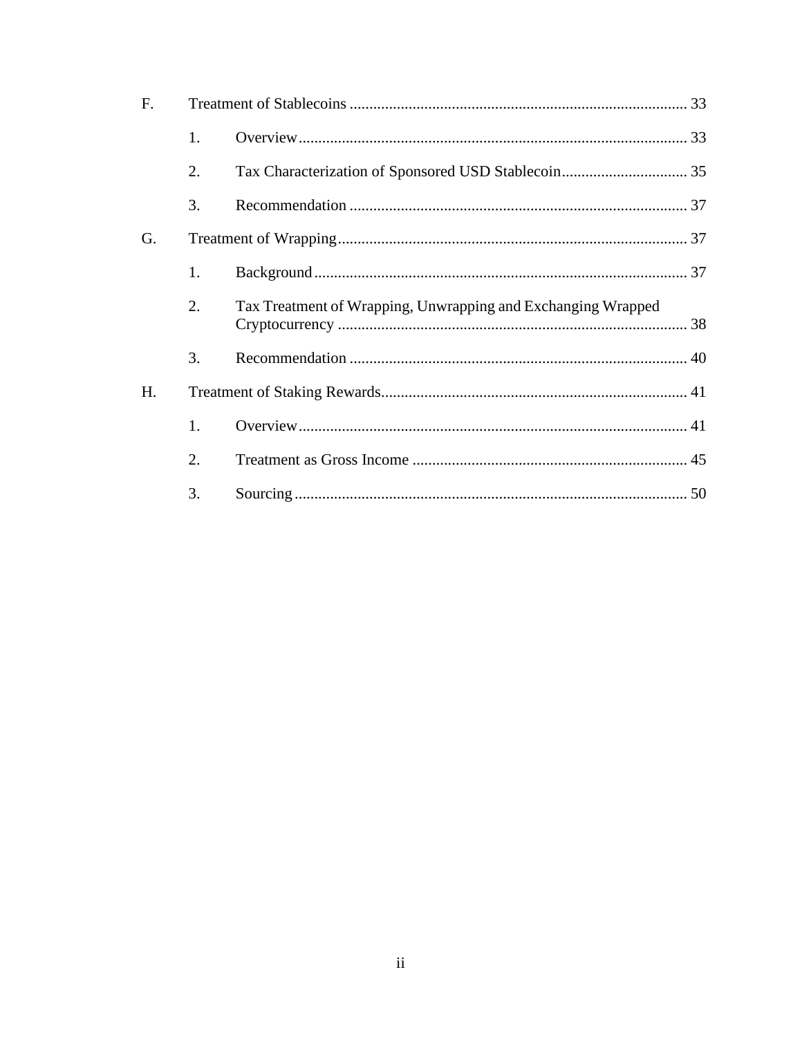F. Treatment of Stablecoins ..................................................................................... 33

1. Overview.................................................................................................. 33

2. Tax Characterization of Sponsored USD Stablecoin................................ 35

3. Recommendation ..................................................................................... 37

G. Treatment of Wrapping........................................................................................ 37

1. Background.............................................................................................. 37

2. Tax Treatment of Wrapping, Unwrapping and Exchanging Wrapped Cryptocurrency ........................................................................................ 38

3. Recommendation ..................................................................................... 40

H. Treatment of Staking Rewards............................................................................. 41

1. Overview.................................................................................................. 41

2. Treatment as Gross Income ..................................................................... 45

3. Sourcing................................................................................................... 50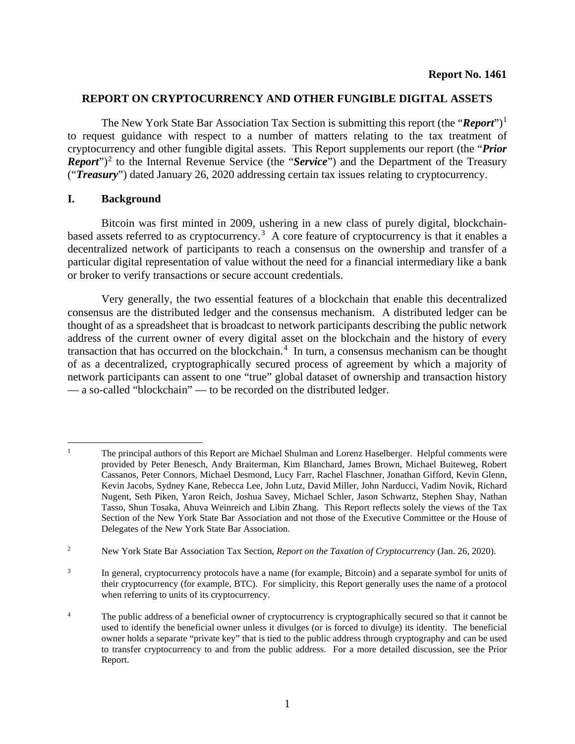**Report No. 1461**

## REPORT ON CRYPTOCURRENCY AND OTHER FUNGIBLE DIGITAL ASSETS

The New York State Bar Association Tax Section is submitting this report (the "***Report***")[1] to request guidance with respect to a number of matters relating to the tax treatment of cryptocurrency and other fungible digital assets. This Report supplements our report (the "***Prior Report***")[2] to the Internal Revenue Service (the "***Service***") and the Department of the Treasury ("***Treasury***") dated January 26, 2020 addressing certain tax issues relating to cryptocurrency.

### I. Background

Bitcoin was first minted in 2009, ushering in a new class of purely digital, blockchain-based assets referred to as cryptocurrency.[3] A core feature of cryptocurrency is that it enables a decentralized network of participants to reach a consensus on the ownership and transfer of a particular digital representation of value without the need for a financial intermediary like a bank or broker to verify transactions or secure account credentials.

Very generally, the two essential features of a blockchain that enable this decentralized consensus are the distributed ledger and the consensus mechanism. A distributed ledger can be thought of as a spreadsheet that is broadcast to network participants describing the public network address of the current owner of every digital asset on the blockchain and the history of every transaction that has occurred on the blockchain.[4] In turn, a consensus mechanism can be thought of as a decentralized, cryptographically secured process of agreement by which a majority of network participants can assent to one "true" global dataset of ownership and transaction history — a so-called "blockchain" — to be recorded on the distributed ledger.

---

[1] The principal authors of this Report are Michael Shulman and Lorenz Haselberger. Helpful comments were provided by Peter Benesch, Andy Braiterman, Kim Blanchard, James Brown, Michael Buiteweg, Robert Cassanos, Peter Connors, Michael Desmond, Lucy Farr, Rachel Flaschner, Jonathan Gifford, Kevin Glenn, Kevin Jacobs, Sydney Kane, Rebecca Lee, John Lutz, David Miller, John Narducci, Vadim Novik, Richard Nugent, Seth Piken, Yaron Reich, Joshua Savey, Michael Schler, Jason Schwartz, Stephen Shay, Nathan Tasso, Shun Tosaka, Ahuva Weinreich and Libin Zhang. This Report reflects solely the views of the Tax Section of the New York State Bar Association and not those of the Executive Committee or the House of Delegates of the New York State Bar Association.

[2] New York State Bar Association Tax Section, *Report on the Taxation of Cryptocurrency* (Jan. 26, 2020).

[3] In general, cryptocurrency protocols have a name (for example, Bitcoin) and a separate symbol for units of their cryptocurrency (for example, BTC). For simplicity, this Report generally uses the name of a protocol when referring to units of its cryptocurrency.

[4] The public address of a beneficial owner of cryptocurrency is cryptographically secured so that it cannot be used to identify the beneficial owner unless it divulges (or is forced to divulge) its identity. The beneficial owner holds a separate "private key" that is tied to the public address through cryptography and can be used to transfer cryptocurrency to and from the public address. For a more detailed discussion, see the Prior Report.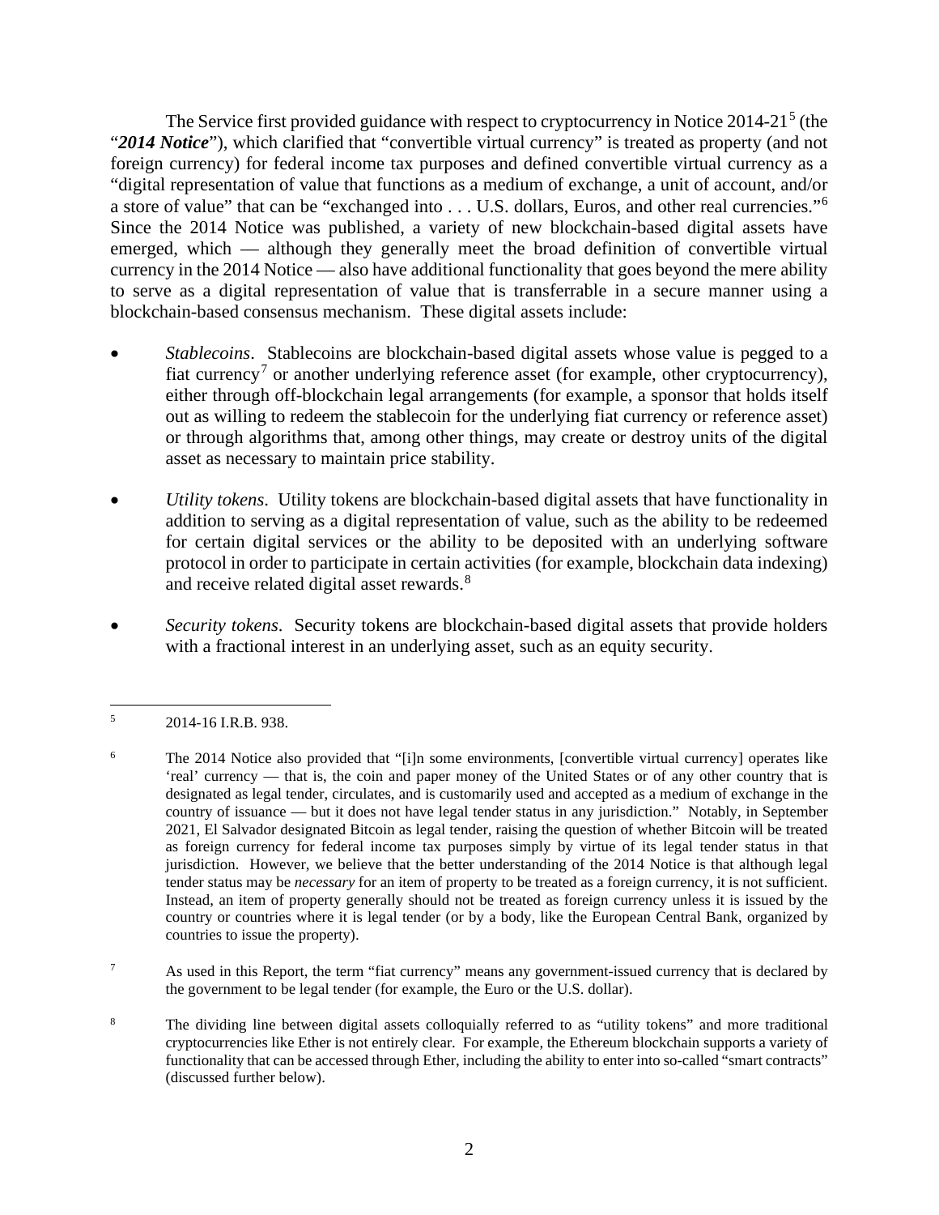The Service first provided guidance with respect to cryptocurrency in Notice 2014-21[5] (the "***2014 Notice***"), which clarified that "convertible virtual currency" is treated as property (and not foreign currency) for federal income tax purposes and defined convertible virtual currency as a "digital representation of value that functions as a medium of exchange, a unit of account, and/or a store of value" that can be "exchanged into . . . U.S. dollars, Euros, and other real currencies."[6] Since the 2014 Notice was published, a variety of new blockchain-based digital assets have emerged, which — although they generally meet the broad definition of convertible virtual currency in the 2014 Notice — also have additional functionality that goes beyond the mere ability to serve as a digital representation of value that is transferrable in a secure manner using a blockchain-based consensus mechanism. These digital assets include:

- *Stablecoins*. Stablecoins are blockchain-based digital assets whose value is pegged to a fiat currency[7] or another underlying reference asset (for example, other cryptocurrency), either through off-blockchain legal arrangements (for example, a sponsor that holds itself out as willing to redeem the stablecoin for the underlying fiat currency or reference asset) or through algorithms that, among other things, may create or destroy units of the digital asset as necessary to maintain price stability.

- *Utility tokens*. Utility tokens are blockchain-based digital assets that have functionality in addition to serving as a digital representation of value, such as the ability to be redeemed for certain digital services or the ability to be deposited with an underlying software protocol in order to participate in certain activities (for example, blockchain data indexing) and receive related digital asset rewards.[8]

- *Security tokens*. Security tokens are blockchain-based digital assets that provide holders with a fractional interest in an underlying asset, such as an equity security.

---

[5] 2014-16 I.R.B. 938.

[6] The 2014 Notice also provided that "[i]n some environments, [convertible virtual currency] operates like 'real' currency — that is, the coin and paper money of the United States or of any other country that is designated as legal tender, circulates, and is customarily used and accepted as a medium of exchange in the country of issuance — but it does not have legal tender status in any jurisdiction." Notably, in September 2021, El Salvador designated Bitcoin as legal tender, raising the question of whether Bitcoin will be treated as foreign currency for federal income tax purposes simply by virtue of its legal tender status in that jurisdiction. However, we believe that the better understanding of the 2014 Notice is that although legal tender status may be *necessary* for an item of property to be treated as a foreign currency, it is not sufficient. Instead, an item of property generally should not be treated as foreign currency unless it is issued by the country or countries where it is legal tender (or by a body, like the European Central Bank, organized by countries to issue the property).

[7] As used in this Report, the term "fiat currency" means any government-issued currency that is declared by the government to be legal tender (for example, the Euro or the U.S. dollar).

[8] The dividing line between digital assets colloquially referred to as "utility tokens" and more traditional cryptocurrencies like Ether is not entirely clear. For example, the Ethereum blockchain supports a variety of functionality that can be accessed through Ether, including the ability to enter into so-called "smart contracts" (discussed further below).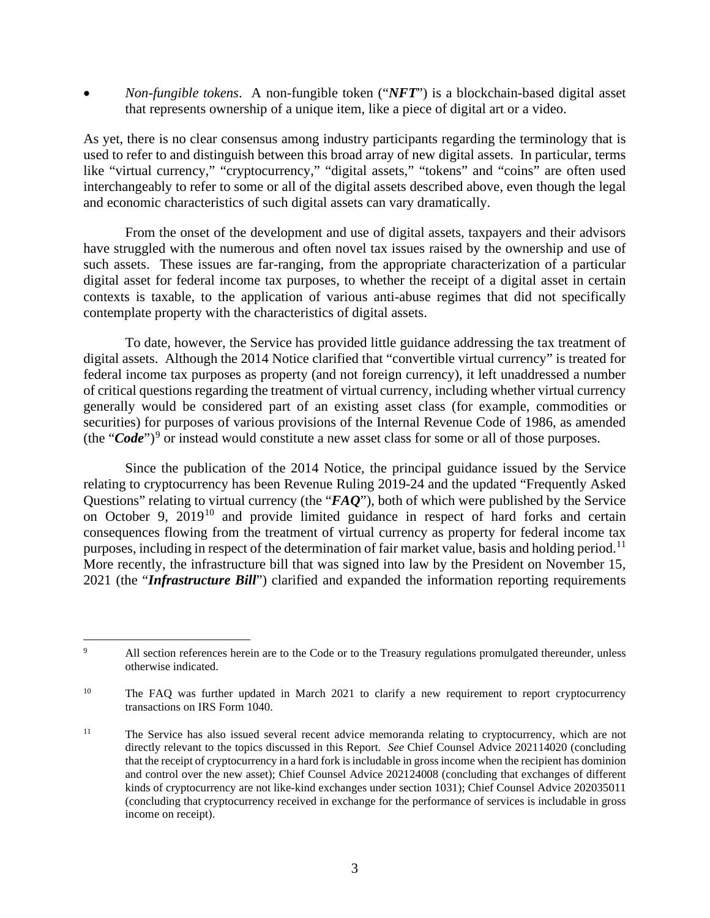- *Non-fungible tokens*. A non-fungible token ("***NFT***") is a blockchain-based digital asset that represents ownership of a unique item, like a piece of digital art or a video.

As yet, there is no clear consensus among industry participants regarding the terminology that is used to refer to and distinguish between this broad array of new digital assets. In particular, terms like "virtual currency," "cryptocurrency," "digital assets," "tokens" and "coins" are often used interchangeably to refer to some or all of the digital assets described above, even though the legal and economic characteristics of such digital assets can vary dramatically.

From the onset of the development and use of digital assets, taxpayers and their advisors have struggled with the numerous and often novel tax issues raised by the ownership and use of such assets. These issues are far-ranging, from the appropriate characterization of a particular digital asset for federal income tax purposes, to whether the receipt of a digital asset in certain contexts is taxable, to the application of various anti-abuse regimes that did not specifically contemplate property with the characteristics of digital assets.

To date, however, the Service has provided little guidance addressing the tax treatment of digital assets. Although the 2014 Notice clarified that "convertible virtual currency" is treated for federal income tax purposes as property (and not foreign currency), it left unaddressed a number of critical questions regarding the treatment of virtual currency, including whether virtual currency generally would be considered part of an existing asset class (for example, commodities or securities) for purposes of various provisions of the Internal Revenue Code of 1986, as amended (the "***Code***")[9] or instead would constitute a new asset class for some or all of those purposes.

Since the publication of the 2014 Notice, the principal guidance issued by the Service relating to cryptocurrency has been Revenue Ruling 2019-24 and the updated "Frequently Asked Questions" relating to virtual currency (the "***FAQ***"), both of which were published by the Service on October 9, 2019[10] and provide limited guidance in respect of hard forks and certain consequences flowing from the treatment of virtual currency as property for federal income tax purposes, including in respect of the determination of fair market value, basis and holding period.[11] More recently, the infrastructure bill that was signed into law by the President on November 15, 2021 (the "***Infrastructure Bill***") clarified and expanded the information reporting requirements

---

[9] All section references herein are to the Code or to the Treasury regulations promulgated thereunder, unless otherwise indicated.

[10] The FAQ was further updated in March 2021 to clarify a new requirement to report cryptocurrency transactions on IRS Form 1040.

[11] The Service has also issued several recent advice memoranda relating to cryptocurrency, which are not directly relevant to the topics discussed in this Report. *See* Chief Counsel Advice 202114020 (concluding that the receipt of cryptocurrency in a hard fork is includable in gross income when the recipient has dominion and control over the new asset); Chief Counsel Advice 202124008 (concluding that exchanges of different kinds of cryptocurrency are not like-kind exchanges under section 1031); Chief Counsel Advice 202035011 (concluding that cryptocurrency received in exchange for the performance of services is includable in gross income on receipt).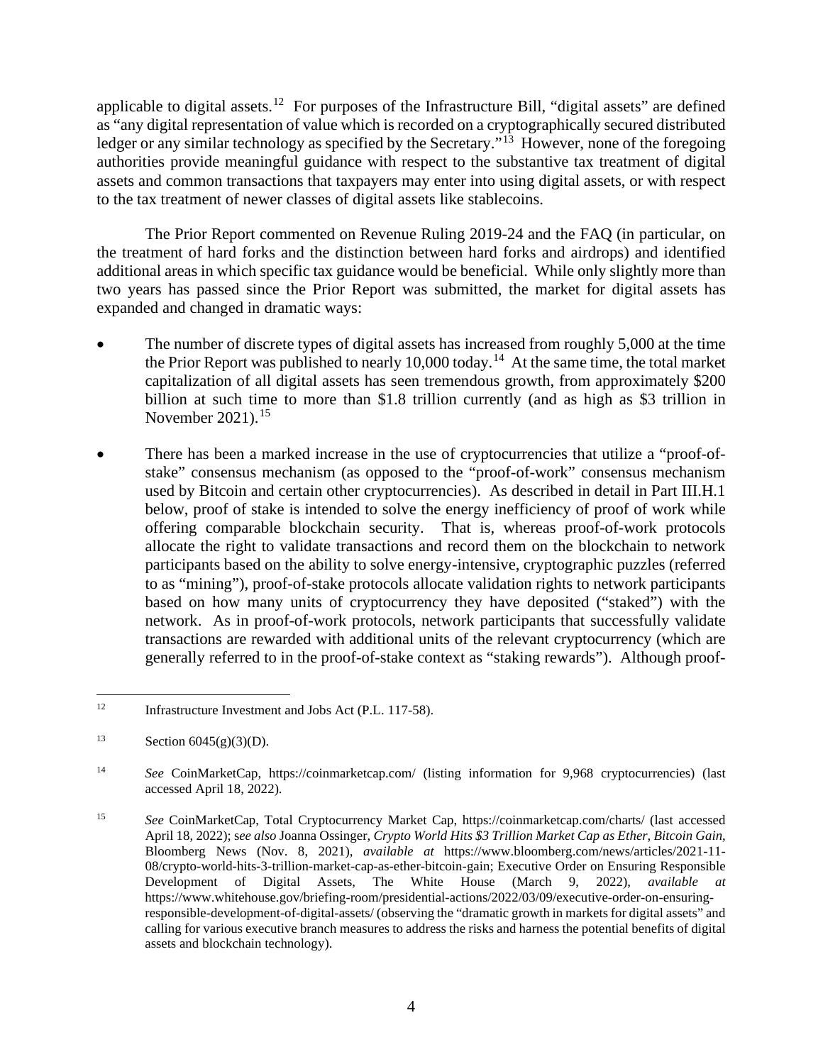applicable to digital assets.[12] For purposes of the Infrastructure Bill, "digital assets" are defined as "any digital representation of value which is recorded on a cryptographically secured distributed ledger or any similar technology as specified by the Secretary."[13] However, none of the foregoing authorities provide meaningful guidance with respect to the substantive tax treatment of digital assets and common transactions that taxpayers may enter into using digital assets, or with respect to the tax treatment of newer classes of digital assets like stablecoins.

The Prior Report commented on Revenue Ruling 2019-24 and the FAQ (in particular, on the treatment of hard forks and the distinction between hard forks and airdrops) and identified additional areas in which specific tax guidance would be beneficial. While only slightly more than two years has passed since the Prior Report was submitted, the market for digital assets has expanded and changed in dramatic ways:

- The number of discrete types of digital assets has increased from roughly 5,000 at the time the Prior Report was published to nearly 10,000 today.[14] At the same time, the total market capitalization of all digital assets has seen tremendous growth, from approximately $200 billion at such time to more than $1.8 trillion currently (and as high as $3 trillion in November 2021).[15]

- There has been a marked increase in the use of cryptocurrencies that utilize a "proof-of-stake" consensus mechanism (as opposed to the "proof-of-work" consensus mechanism used by Bitcoin and certain other cryptocurrencies). As described in detail in Part III.H.1 below, proof of stake is intended to solve the energy inefficiency of proof of work while offering comparable blockchain security. That is, whereas proof-of-work protocols allocate the right to validate transactions and record them on the blockchain to network participants based on the ability to solve energy-intensive, cryptographic puzzles (referred to as "mining"), proof-of-stake protocols allocate validation rights to network participants based on how many units of cryptocurrency they have deposited ("staked") with the network. As in proof-of-work protocols, network participants that successfully validate transactions are rewarded with additional units of the relevant cryptocurrency (which are generally referred to in the proof-of-stake context as "staking rewards"). Although proof-

---

[12] Infrastructure Investment and Jobs Act (P.L. 117-58).

[13] Section 6045(g)(3)(D).

[14] *See* CoinMarketCap, https://coinmarketcap.com/ (listing information for 9,968 cryptocurrencies) (last accessed April 18, 2022).

[15] *See* CoinMarketCap, Total Cryptocurrency Market Cap, https://coinmarketcap.com/charts/ (last accessed April 18, 2022); s*ee also* Joanna Ossinger, *Crypto World Hits $3 Trillion Market Cap as Ether, Bitcoin Gain*, Bloomberg News (Nov. 8, 2021), *available at* https://www.bloomberg.com/news/articles/2021-11-08/crypto-world-hits-3-trillion-market-cap-as-ether-bitcoin-gain; Executive Order on Ensuring Responsible Development of Digital Assets, The White House (March 9, 2022), *available at* https://www.whitehouse.gov/briefing-room/presidential-actions/2022/03/09/executive-order-on-ensuring-responsible-development-of-digital-assets/ (observing the "dramatic growth in markets for digital assets" and calling for various executive branch measures to address the risks and harness the potential benefits of digital assets and blockchain technology).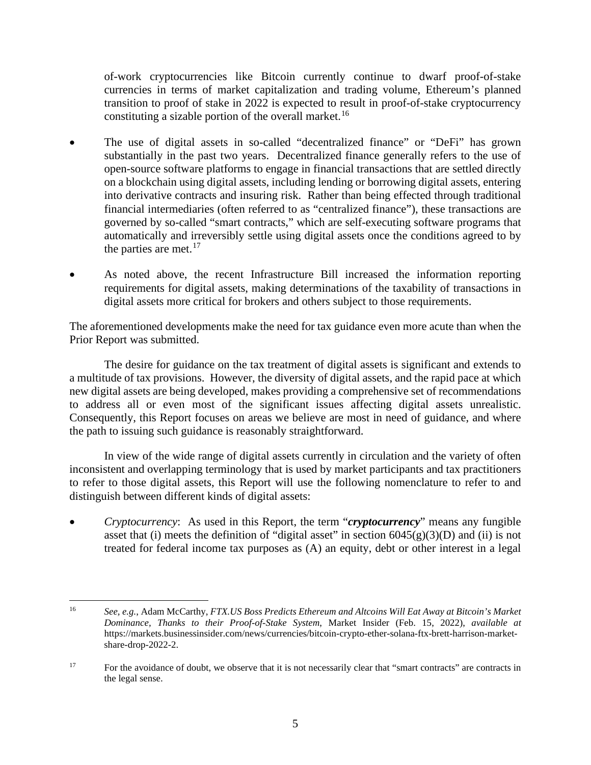of-work cryptocurrencies like Bitcoin currently continue to dwarf proof-of-stake currencies in terms of market capitalization and trading volume, Ethereum's planned transition to proof of stake in 2022 is expected to result in proof-of-stake cryptocurrency constituting a sizable portion of the overall market.[16]

- The use of digital assets in so-called "decentralized finance" or "DeFi" has grown substantially in the past two years. Decentralized finance generally refers to the use of open-source software platforms to engage in financial transactions that are settled directly on a blockchain using digital assets, including lending or borrowing digital assets, entering into derivative contracts and insuring risk. Rather than being effected through traditional financial intermediaries (often referred to as "centralized finance"), these transactions are governed by so-called "smart contracts," which are self-executing software programs that automatically and irreversibly settle using digital assets once the conditions agreed to by the parties are met.[17]

- As noted above, the recent Infrastructure Bill increased the information reporting requirements for digital assets, making determinations of the taxability of transactions in digital assets more critical for brokers and others subject to those requirements.

The aforementioned developments make the need for tax guidance even more acute than when the Prior Report was submitted.

The desire for guidance on the tax treatment of digital assets is significant and extends to a multitude of tax provisions. However, the diversity of digital assets, and the rapid pace at which new digital assets are being developed, makes providing a comprehensive set of recommendations to address all or even most of the significant issues affecting digital assets unrealistic. Consequently, this Report focuses on areas we believe are most in need of guidance, and where the path to issuing such guidance is reasonably straightforward.

In view of the wide range of digital assets currently in circulation and the variety of often inconsistent and overlapping terminology that is used by market participants and tax practitioners to refer to those digital assets, this Report will use the following nomenclature to refer to and distinguish between different kinds of digital assets:

- *Cryptocurrency*: As used in this Report, the term "***cryptocurrency***" means any fungible asset that (i) meets the definition of "digital asset" in section 6045(g)(3)(D) and (ii) is not treated for federal income tax purposes as (A) an equity, debt or other interest in a legal

---

[16] *See, e.g.*, Adam McCarthy, *FTX.US Boss Predicts Ethereum and Altcoins Will Eat Away at Bitcoin's Market Dominance, Thanks to their Proof-of-Stake System*, Market Insider (Feb. 15, 2022), *available at* https://markets.businessinsider.com/news/currencies/bitcoin-crypto-ether-solana-ftx-brett-harrison-market-share-drop-2022-2.

[17] For the avoidance of doubt, we observe that it is not necessarily clear that "smart contracts" are contracts in the legal sense.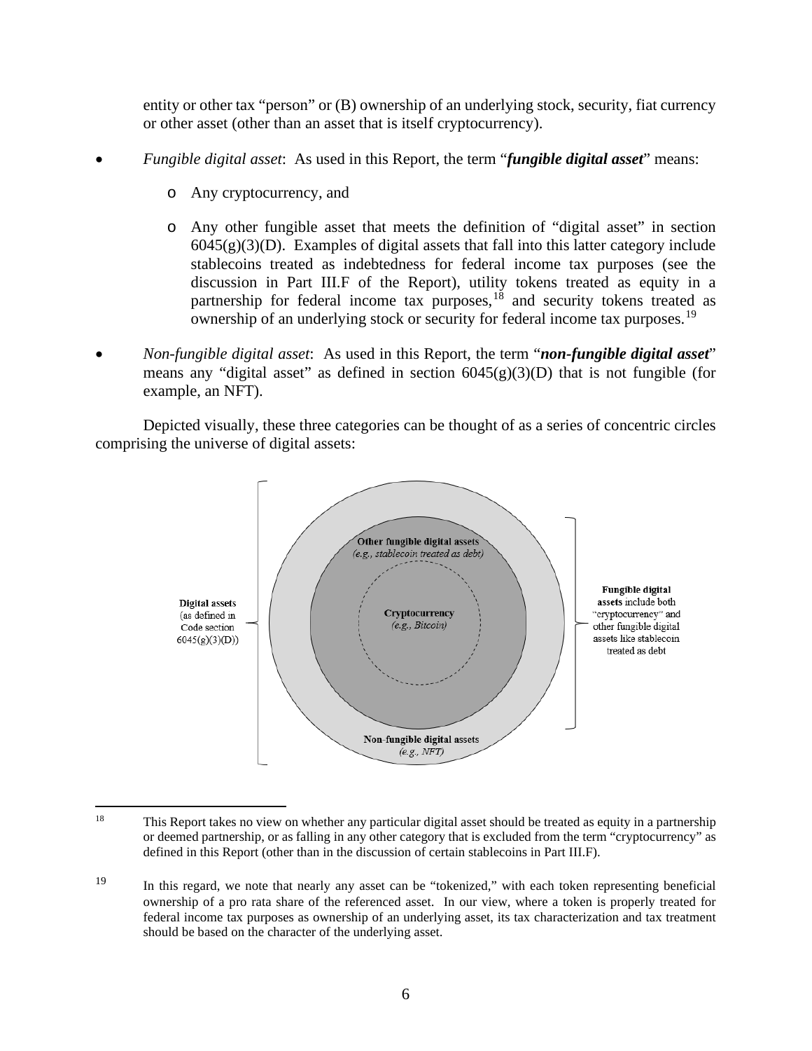entity or other tax "person" or (B) ownership of an underlying stock, security, fiat currency or other asset (other than an asset that is itself cryptocurrency).

- *Fungible digital asset*: As used in this Report, the term "***fungible digital asset***" means:
  - Any cryptocurrency, and
  - Any other fungible asset that meets the definition of "digital asset" in section 6045(g)(3)(D). Examples of digital assets that fall into this latter category include stablecoins treated as indebtedness for federal income tax purposes (see the discussion in Part III.F of the Report), utility tokens treated as equity in a partnership for federal income tax purposes,[18] and security tokens treated as ownership of an underlying stock or security for federal income tax purposes.[19]
- *Non-fungible digital asset*: As used in this Report, the term "***non-fungible digital asset***" means any "digital asset" as defined in section 6045(g)(3)(D) that is not fungible (for example, an NFT).

Depicted visually, these three categories can be thought of as a series of concentric circles comprising the universe of digital assets:

**Digital assets** (as defined in Code section 6045(g)(3)(D))

**Other fungible digital assets** *(e.g., stablecoin treated as debt)*

**Cryptocurrency** *(e.g., Bitcoin)*

**Non-fungible digital assets** *(e.g., NFT)*

**Fungible digital assets** include both "cryptocurrency" and other fungible digital assets like stablecoin treated as debt

---

[18] This Report takes no view on whether any particular digital asset should be treated as equity in a partnership or deemed partnership, or as falling in any other category that is excluded from the term "cryptocurrency" as defined in this Report (other than in the discussion of certain stablecoins in Part III.F).

[19] In this regard, we note that nearly any asset can be "tokenized," with each token representing beneficial ownership of a pro rata share of the referenced asset. In our view, where a token is properly treated for federal income tax purposes as ownership of an underlying asset, its tax characterization and tax treatment should be based on the character of the underlying asset.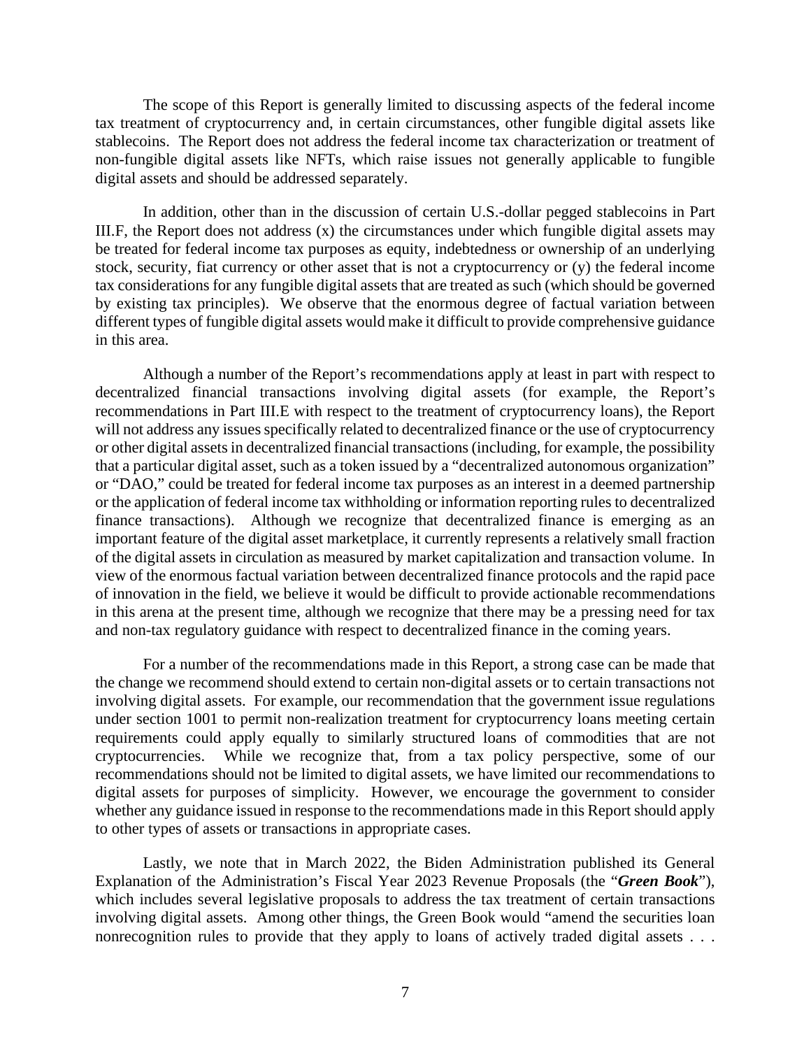The scope of this Report is generally limited to discussing aspects of the federal income tax treatment of cryptocurrency and, in certain circumstances, other fungible digital assets like stablecoins. The Report does not address the federal income tax characterization or treatment of non-fungible digital assets like NFTs, which raise issues not generally applicable to fungible digital assets and should be addressed separately.

In addition, other than in the discussion of certain U.S.-dollar pegged stablecoins in Part III.F, the Report does not address (x) the circumstances under which fungible digital assets may be treated for federal income tax purposes as equity, indebtedness or ownership of an underlying stock, security, fiat currency or other asset that is not a cryptocurrency or (y) the federal income tax considerations for any fungible digital assets that are treated as such (which should be governed by existing tax principles). We observe that the enormous degree of factual variation between different types of fungible digital assets would make it difficult to provide comprehensive guidance in this area.

Although a number of the Report's recommendations apply at least in part with respect to decentralized financial transactions involving digital assets (for example, the Report's recommendations in Part III.E with respect to the treatment of cryptocurrency loans), the Report will not address any issues specifically related to decentralized finance or the use of cryptocurrency or other digital assets in decentralized financial transactions (including, for example, the possibility that a particular digital asset, such as a token issued by a "decentralized autonomous organization" or "DAO," could be treated for federal income tax purposes as an interest in a deemed partnership or the application of federal income tax withholding or information reporting rules to decentralized finance transactions). Although we recognize that decentralized finance is emerging as an important feature of the digital asset marketplace, it currently represents a relatively small fraction of the digital assets in circulation as measured by market capitalization and transaction volume. In view of the enormous factual variation between decentralized finance protocols and the rapid pace of innovation in the field, we believe it would be difficult to provide actionable recommendations in this arena at the present time, although we recognize that there may be a pressing need for tax and non-tax regulatory guidance with respect to decentralized finance in the coming years.

For a number of the recommendations made in this Report, a strong case can be made that the change we recommend should extend to certain non-digital assets or to certain transactions not involving digital assets. For example, our recommendation that the government issue regulations under section 1001 to permit non-realization treatment for cryptocurrency loans meeting certain requirements could apply equally to similarly structured loans of commodities that are not cryptocurrencies. While we recognize that, from a tax policy perspective, some of our recommendations should not be limited to digital assets, we have limited our recommendations to digital assets for purposes of simplicity. However, we encourage the government to consider whether any guidance issued in response to the recommendations made in this Report should apply to other types of assets or transactions in appropriate cases.

Lastly, we note that in March 2022, the Biden Administration published its General Explanation of the Administration's Fiscal Year 2023 Revenue Proposals (the "***Green Book***"), which includes several legislative proposals to address the tax treatment of certain transactions involving digital assets. Among other things, the Green Book would "amend the securities loan nonrecognition rules to provide that they apply to loans of actively traded digital assets . . .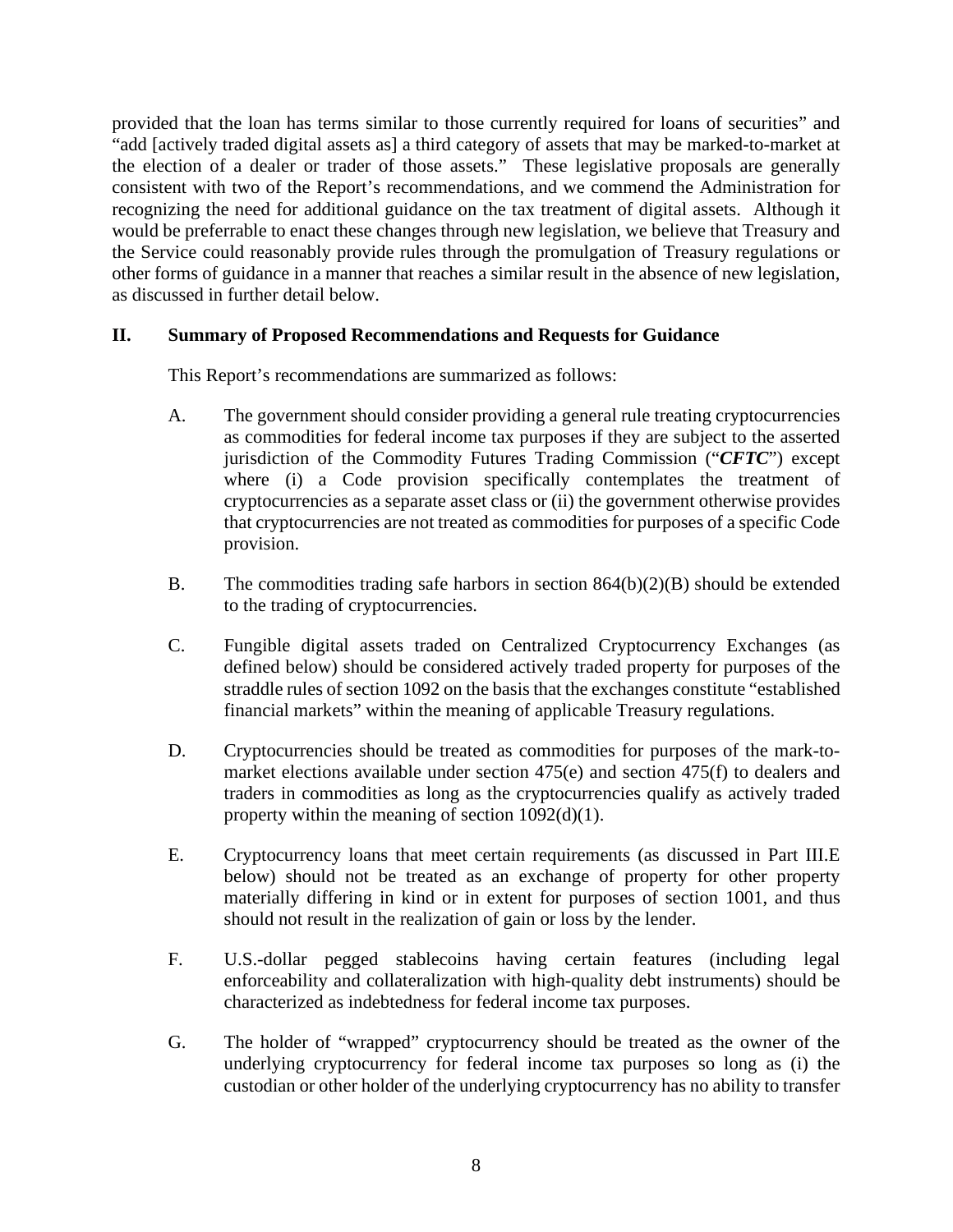provided that the loan has terms similar to those currently required for loans of securities" and "add [actively traded digital assets as] a third category of assets that may be marked-to-market at the election of a dealer or trader of those assets." These legislative proposals are generally consistent with two of the Report's recommendations, and we commend the Administration for recognizing the need for additional guidance on the tax treatment of digital assets. Although it would be preferrable to enact these changes through new legislation, we believe that Treasury and the Service could reasonably provide rules through the promulgation of Treasury regulations or other forms of guidance in a manner that reaches a similar result in the absence of new legislation, as discussed in further detail below.

## II. Summary of Proposed Recommendations and Requests for Guidance

This Report's recommendations are summarized as follows:

A. The government should consider providing a general rule treating cryptocurrencies as commodities for federal income tax purposes if they are subject to the asserted jurisdiction of the Commodity Futures Trading Commission ("***CFTC***") except where (i) a Code provision specifically contemplates the treatment of cryptocurrencies as a separate asset class or (ii) the government otherwise provides that cryptocurrencies are not treated as commodities for purposes of a specific Code provision.

B. The commodities trading safe harbors in section 864(b)(2)(B) should be extended to the trading of cryptocurrencies.

C. Fungible digital assets traded on Centralized Cryptocurrency Exchanges (as defined below) should be considered actively traded property for purposes of the straddle rules of section 1092 on the basis that the exchanges constitute "established financial markets" within the meaning of applicable Treasury regulations.

D. Cryptocurrencies should be treated as commodities for purposes of the mark-to-market elections available under section 475(e) and section 475(f) to dealers and traders in commodities as long as the cryptocurrencies qualify as actively traded property within the meaning of section 1092(d)(1).

E. Cryptocurrency loans that meet certain requirements (as discussed in Part III.E below) should not be treated as an exchange of property for other property materially differing in kind or in extent for purposes of section 1001, and thus should not result in the realization of gain or loss by the lender.

F. U.S.-dollar pegged stablecoins having certain features (including legal enforceability and collateralization with high-quality debt instruments) should be characterized as indebtedness for federal income tax purposes.

G. The holder of "wrapped" cryptocurrency should be treated as the owner of the underlying cryptocurrency for federal income tax purposes so long as (i) the custodian or other holder of the underlying cryptocurrency has no ability to transfer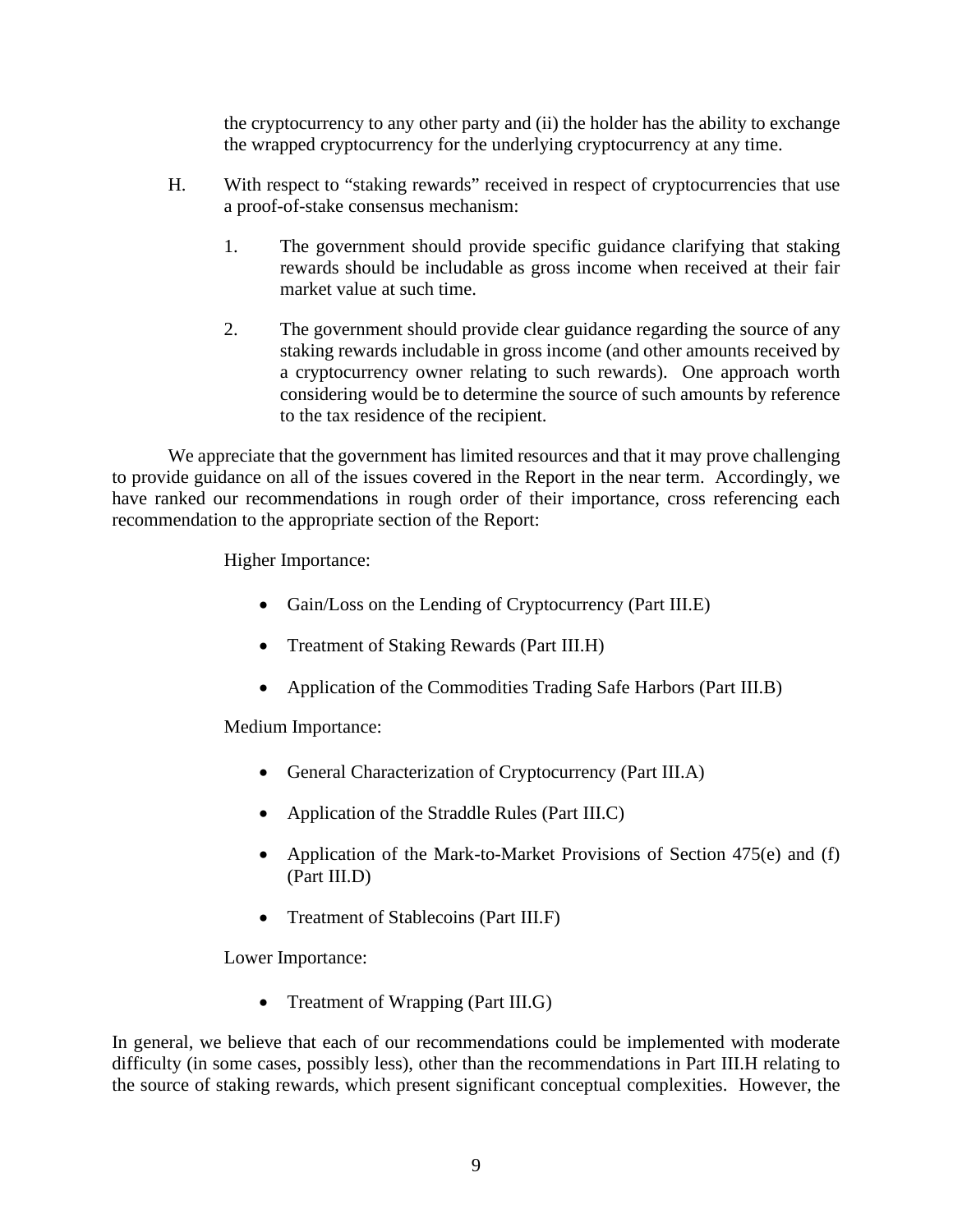the cryptocurrency to any other party and (ii) the holder has the ability to exchange the wrapped cryptocurrency for the underlying cryptocurrency at any time.

H. With respect to "staking rewards" received in respect of cryptocurrencies that use a proof-of-stake consensus mechanism:

1. The government should provide specific guidance clarifying that staking rewards should be includable as gross income when received at their fair market value at such time.

2. The government should provide clear guidance regarding the source of any staking rewards includable in gross income (and other amounts received by a cryptocurrency owner relating to such rewards). One approach worth considering would be to determine the source of such amounts by reference to the tax residence of the recipient.

We appreciate that the government has limited resources and that it may prove challenging to provide guidance on all of the issues covered in the Report in the near term. Accordingly, we have ranked our recommendations in rough order of their importance, cross referencing each recommendation to the appropriate section of the Report:

Higher Importance:

- Gain/Loss on the Lending of Cryptocurrency (Part III.E)
- Treatment of Staking Rewards (Part III.H)
- Application of the Commodities Trading Safe Harbors (Part III.B)

Medium Importance:

- General Characterization of Cryptocurrency (Part III.A)
- Application of the Straddle Rules (Part III.C)
- Application of the Mark-to-Market Provisions of Section 475(e) and (f) (Part III.D)
- Treatment of Stablecoins (Part III.F)

Lower Importance:

- Treatment of Wrapping (Part III.G)

In general, we believe that each of our recommendations could be implemented with moderate difficulty (in some cases, possibly less), other than the recommendations in Part III.H relating to the source of staking rewards, which present significant conceptual complexities. However, the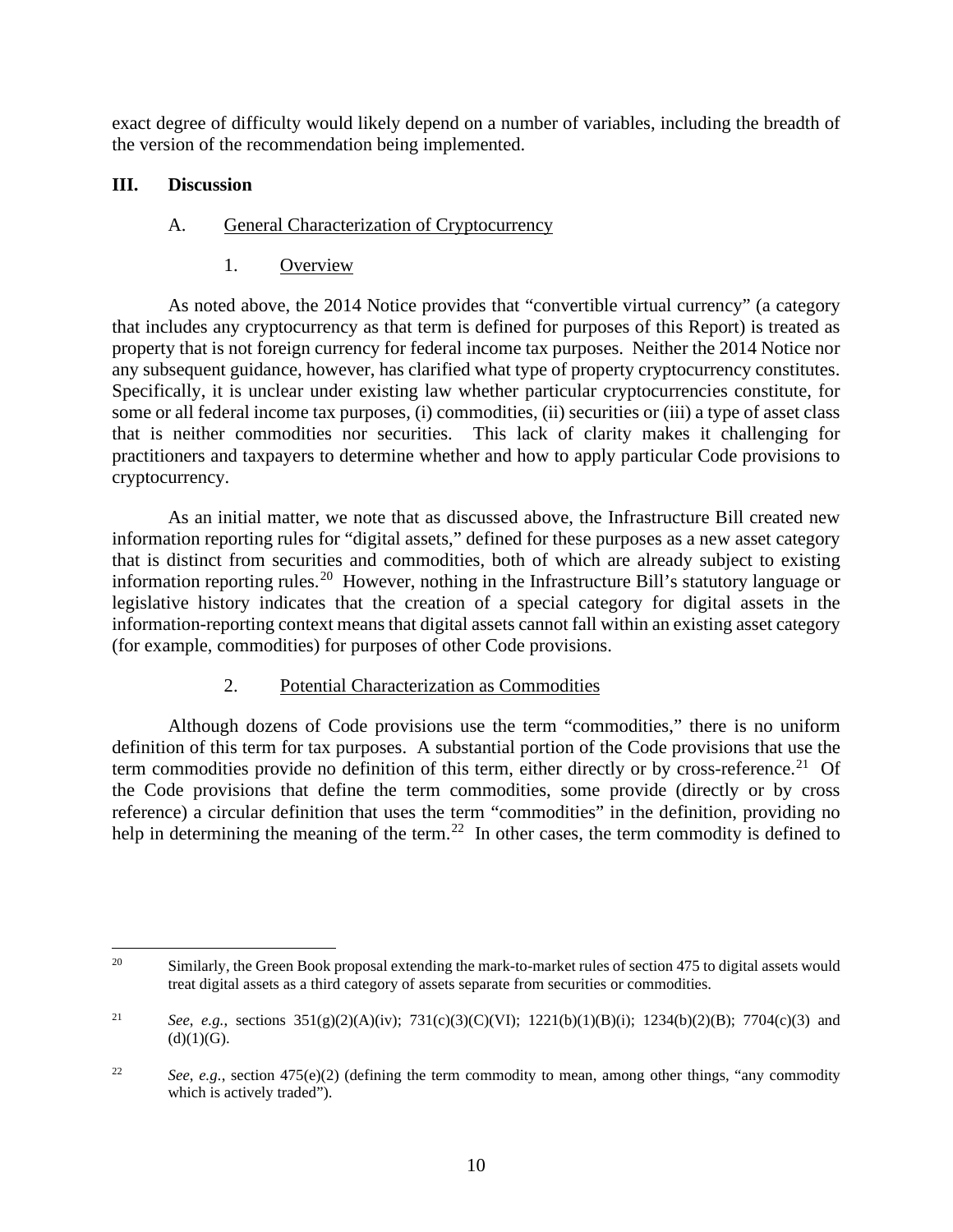exact degree of difficulty would likely depend on a number of variables, including the breadth of the version of the recommendation being implemented.

## III. Discussion

### A. General Characterization of Cryptocurrency

#### 1. Overview

As noted above, the 2014 Notice provides that "convertible virtual currency" (a category that includes any cryptocurrency as that term is defined for purposes of this Report) is treated as property that is not foreign currency for federal income tax purposes. Neither the 2014 Notice nor any subsequent guidance, however, has clarified what type of property cryptocurrency constitutes. Specifically, it is unclear under existing law whether particular cryptocurrencies constitute, for some or all federal income tax purposes, (i) commodities, (ii) securities or (iii) a type of asset class that is neither commodities nor securities. This lack of clarity makes it challenging for practitioners and taxpayers to determine whether and how to apply particular Code provisions to cryptocurrency.

As an initial matter, we note that as discussed above, the Infrastructure Bill created new information reporting rules for "digital assets," defined for these purposes as a new asset category that is distinct from securities and commodities, both of which are already subject to existing information reporting rules.[20] However, nothing in the Infrastructure Bill's statutory language or legislative history indicates that the creation of a special category for digital assets in the information-reporting context means that digital assets cannot fall within an existing asset category (for example, commodities) for purposes of other Code provisions.

#### 2. Potential Characterization as Commodities

Although dozens of Code provisions use the term "commodities," there is no uniform definition of this term for tax purposes. A substantial portion of the Code provisions that use the term commodities provide no definition of this term, either directly or by cross-reference.[21] Of the Code provisions that define the term commodities, some provide (directly or by cross reference) a circular definition that uses the term "commodities" in the definition, providing no help in determining the meaning of the term.[22] In other cases, the term commodity is defined to

---

[20] Similarly, the Green Book proposal extending the mark-to-market rules of section 475 to digital assets would treat digital assets as a third category of assets separate from securities or commodities.

[21] *See, e.g.*, sections 351(g)(2)(A)(iv); 731(c)(3)(C)(VI); 1221(b)(1)(B)(i); 1234(b)(2)(B); 7704(c)(3) and (d)(1)(G).

[22] *See, e.g.*, section 475(e)(2) (defining the term commodity to mean, among other things, "any commodity which is actively traded").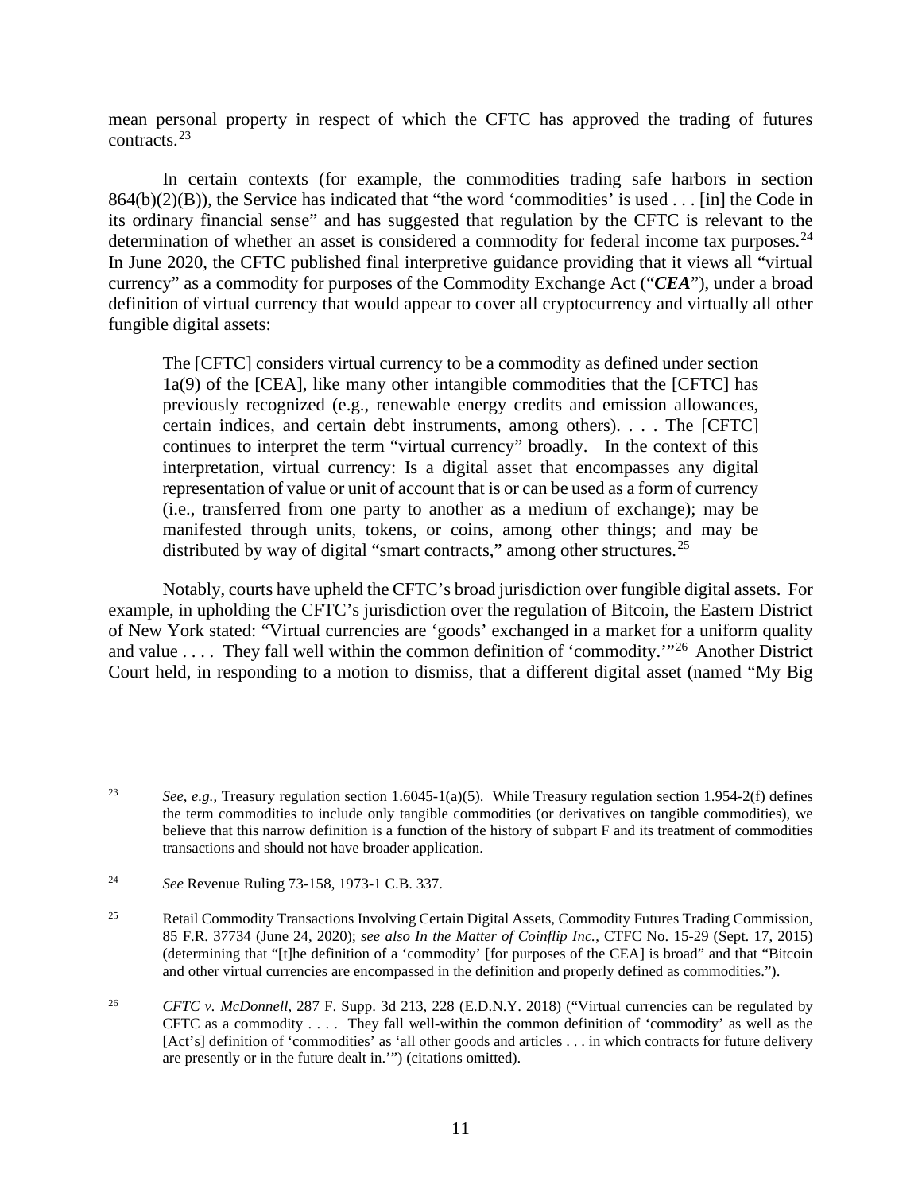mean personal property in respect of which the CFTC has approved the trading of futures contracts.[23]

In certain contexts (for example, the commodities trading safe harbors in section 864(b)(2)(B)), the Service has indicated that "the word 'commodities' is used . . . [in] the Code in its ordinary financial sense" and has suggested that regulation by the CFTC is relevant to the determination of whether an asset is considered a commodity for federal income tax purposes.[24] In June 2020, the CFTC published final interpretive guidance providing that it views all "virtual currency" as a commodity for purposes of the Commodity Exchange Act ("***CEA***"), under a broad definition of virtual currency that would appear to cover all cryptocurrency and virtually all other fungible digital assets:

> The [CFTC] considers virtual currency to be a commodity as defined under section 1a(9) of the [CEA], like many other intangible commodities that the [CFTC] has previously recognized (e.g., renewable energy credits and emission allowances, certain indices, and certain debt instruments, among others). . . . The [CFTC] continues to interpret the term "virtual currency" broadly. In the context of this interpretation, virtual currency: Is a digital asset that encompasses any digital representation of value or unit of account that is or can be used as a form of currency (i.e., transferred from one party to another as a medium of exchange); may be manifested through units, tokens, or coins, among other things; and may be distributed by way of digital "smart contracts," among other structures.[25]

Notably, courts have upheld the CFTC's broad jurisdiction over fungible digital assets. For example, in upholding the CFTC's jurisdiction over the regulation of Bitcoin, the Eastern District of New York stated: "Virtual currencies are 'goods' exchanged in a market for a uniform quality and value . . . . They fall well within the common definition of 'commodity.'"[26] Another District Court held, in responding to a motion to dismiss, that a different digital asset (named "My Big

---

[23] *See, e.g.*, Treasury regulation section 1.6045-1(a)(5). While Treasury regulation section 1.954-2(f) defines the term commodities to include only tangible commodities (or derivatives on tangible commodities), we believe that this narrow definition is a function of the history of subpart F and its treatment of commodities transactions and should not have broader application.

[24] *See* Revenue Ruling 73-158, 1973-1 C.B. 337.

[25] Retail Commodity Transactions Involving Certain Digital Assets, Commodity Futures Trading Commission, 85 F.R. 37734 (June 24, 2020); *see also In the Matter of Coinflip Inc.*, CTFC No. 15-29 (Sept. 17, 2015) (determining that "[t]he definition of a 'commodity' [for purposes of the CEA] is broad" and that "Bitcoin and other virtual currencies are encompassed in the definition and properly defined as commodities.").

[26] *CFTC v. McDonnell*, 287 F. Supp. 3d 213, 228 (E.D.N.Y. 2018) ("Virtual currencies can be regulated by CFTC as a commodity . . . . They fall well-within the common definition of 'commodity' as well as the [Act's] definition of 'commodities' as 'all other goods and articles . . . in which contracts for future delivery are presently or in the future dealt in.'") (citations omitted).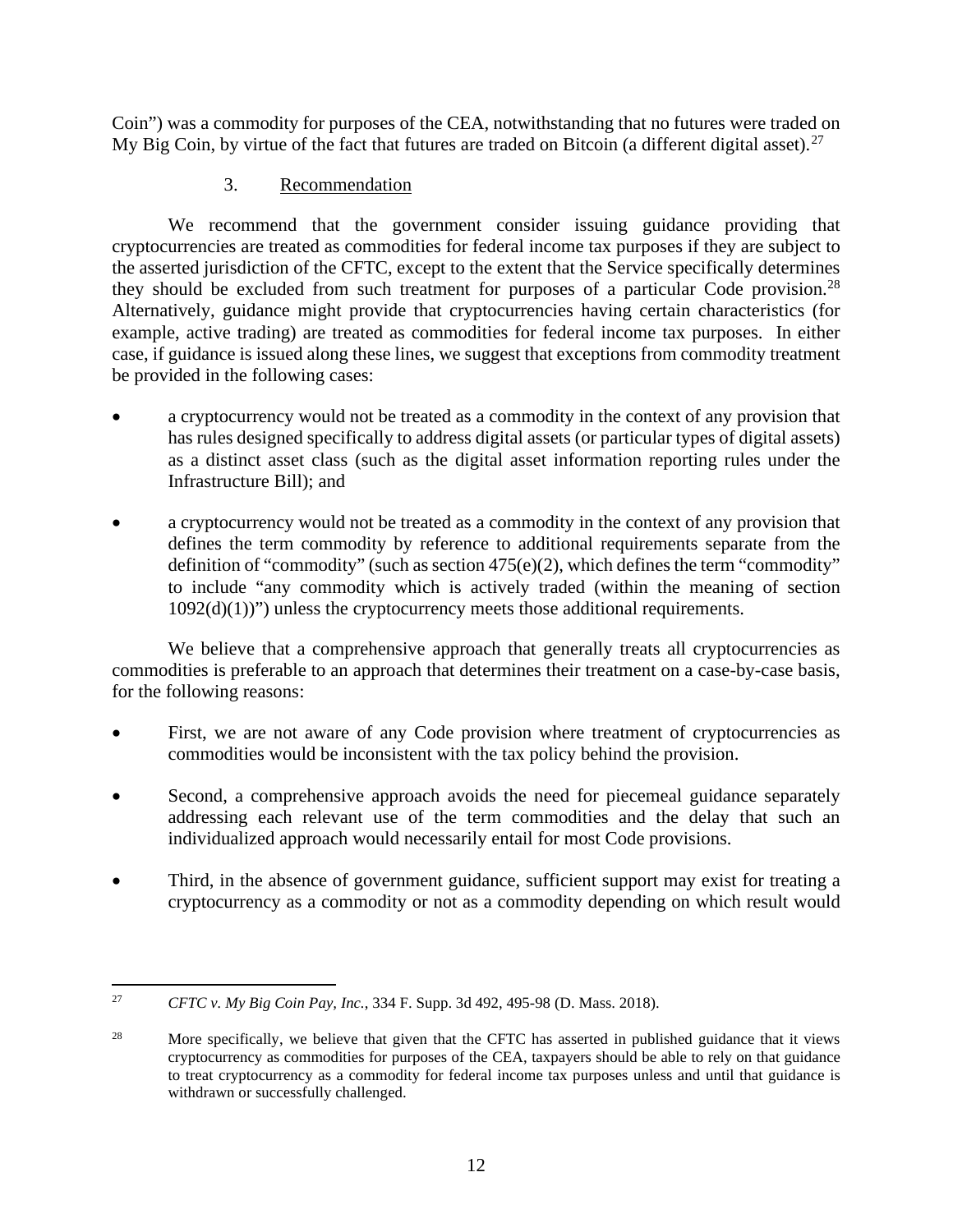Coin") was a commodity for purposes of the CEA, notwithstanding that no futures were traded on My Big Coin, by virtue of the fact that futures are traded on Bitcoin (a different digital asset).[27]

3. Recommendation

We recommend that the government consider issuing guidance providing that cryptocurrencies are treated as commodities for federal income tax purposes if they are subject to the asserted jurisdiction of the CFTC, except to the extent that the Service specifically determines they should be excluded from such treatment for purposes of a particular Code provision.[28] Alternatively, guidance might provide that cryptocurrencies having certain characteristics (for example, active trading) are treated as commodities for federal income tax purposes. In either case, if guidance is issued along these lines, we suggest that exceptions from commodity treatment be provided in the following cases:

- a cryptocurrency would not be treated as a commodity in the context of any provision that has rules designed specifically to address digital assets (or particular types of digital assets) as a distinct asset class (such as the digital asset information reporting rules under the Infrastructure Bill); and
- a cryptocurrency would not be treated as a commodity in the context of any provision that defines the term commodity by reference to additional requirements separate from the definition of "commodity" (such as section 475(e)(2), which defines the term "commodity" to include "any commodity which is actively traded (within the meaning of section 1092(d)(1))") unless the cryptocurrency meets those additional requirements.

We believe that a comprehensive approach that generally treats all cryptocurrencies as commodities is preferable to an approach that determines their treatment on a case-by-case basis, for the following reasons:

- First, we are not aware of any Code provision where treatment of cryptocurrencies as commodities would be inconsistent with the tax policy behind the provision.
- Second, a comprehensive approach avoids the need for piecemeal guidance separately addressing each relevant use of the term commodities and the delay that such an individualized approach would necessarily entail for most Code provisions.
- Third, in the absence of government guidance, sufficient support may exist for treating a cryptocurrency as a commodity or not as a commodity depending on which result would

---

[27] *CFTC v. My Big Coin Pay, Inc.*, 334 F. Supp. 3d 492, 495-98 (D. Mass. 2018).

[28] More specifically, we believe that given that the CFTC has asserted in published guidance that it views cryptocurrency as commodities for purposes of the CEA, taxpayers should be able to rely on that guidance to treat cryptocurrency as a commodity for federal income tax purposes unless and until that guidance is withdrawn or successfully challenged.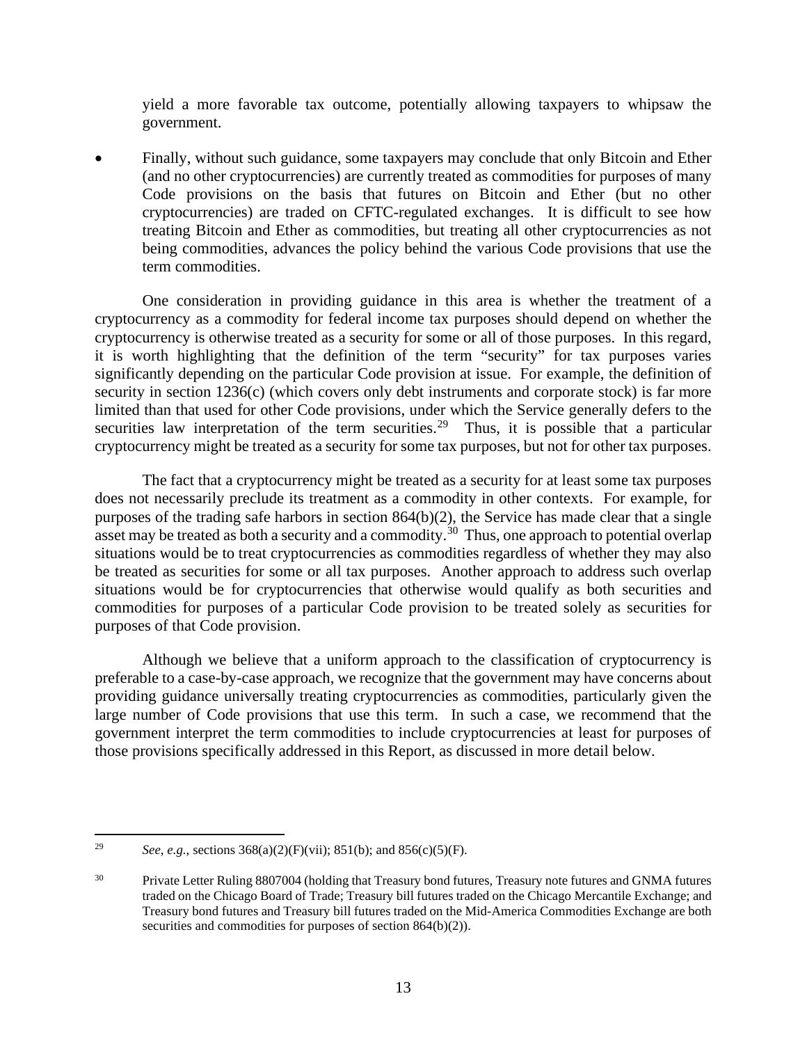yield a more favorable tax outcome, potentially allowing taxpayers to whipsaw the government.

- Finally, without such guidance, some taxpayers may conclude that only Bitcoin and Ether (and no other cryptocurrencies) are currently treated as commodities for purposes of many Code provisions on the basis that futures on Bitcoin and Ether (but no other cryptocurrencies) are traded on CFTC-regulated exchanges. It is difficult to see how treating Bitcoin and Ether as commodities, but treating all other cryptocurrencies as not being commodities, advances the policy behind the various Code provisions that use the term commodities.

One consideration in providing guidance in this area is whether the treatment of a cryptocurrency as a commodity for federal income tax purposes should depend on whether the cryptocurrency is otherwise treated as a security for some or all of those purposes. In this regard, it is worth highlighting that the definition of the term "security" for tax purposes varies significantly depending on the particular Code provision at issue. For example, the definition of security in section 1236(c) (which covers only debt instruments and corporate stock) is far more limited than that used for other Code provisions, under which the Service generally defers to the securities law interpretation of the term securities.[29] Thus, it is possible that a particular cryptocurrency might be treated as a security for some tax purposes, but not for other tax purposes.

The fact that a cryptocurrency might be treated as a security for at least some tax purposes does not necessarily preclude its treatment as a commodity in other contexts. For example, for purposes of the trading safe harbors in section 864(b)(2), the Service has made clear that a single asset may be treated as both a security and a commodity.[30] Thus, one approach to potential overlap situations would be to treat cryptocurrencies as commodities regardless of whether they may also be treated as securities for some or all tax purposes. Another approach to address such overlap situations would be for cryptocurrencies that otherwise would qualify as both securities and commodities for purposes of a particular Code provision to be treated solely as securities for purposes of that Code provision.

Although we believe that a uniform approach to the classification of cryptocurrency is preferable to a case-by-case approach, we recognize that the government may have concerns about providing guidance universally treating cryptocurrencies as commodities, particularly given the large number of Code provisions that use this term. In such a case, we recommend that the government interpret the term commodities to include cryptocurrencies at least for purposes of those provisions specifically addressed in this Report, as discussed in more detail below.

---

[29] *See*, *e.g.*, sections 368(a)(2)(F)(vii); 851(b); and 856(c)(5)(F).

[30] Private Letter Ruling 8807004 (holding that Treasury bond futures, Treasury note futures and GNMA futures traded on the Chicago Board of Trade; Treasury bill futures traded on the Chicago Mercantile Exchange; and Treasury bond futures and Treasury bill futures traded on the Mid-America Commodities Exchange are both securities and commodities for purposes of section 864(b)(2)).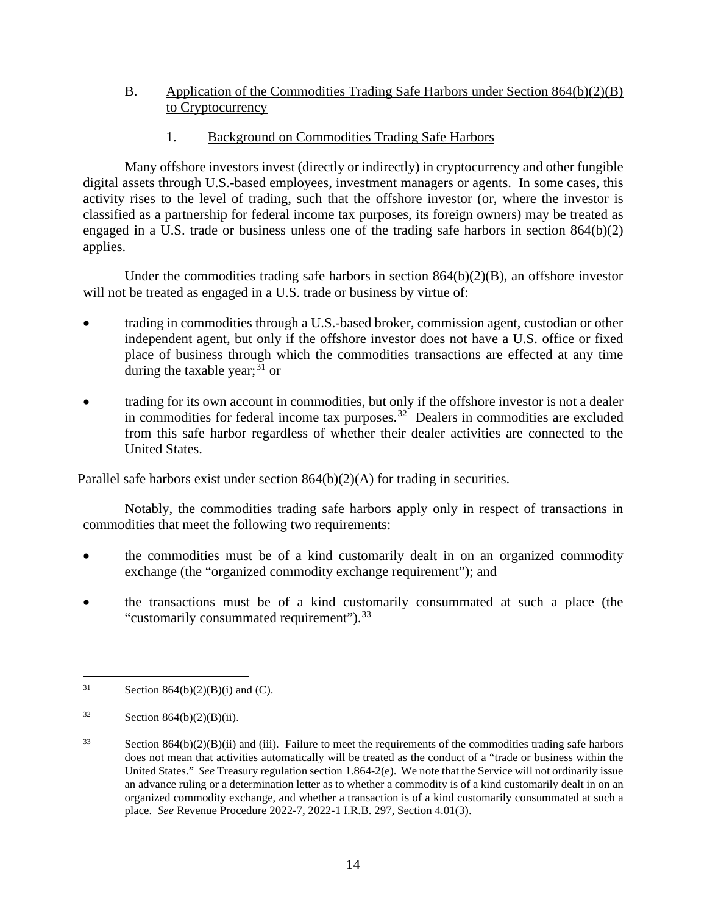B. Application of the Commodities Trading Safe Harbors under Section 864(b)(2)(B) to Cryptocurrency

1. Background on Commodities Trading Safe Harbors

Many offshore investors invest (directly or indirectly) in cryptocurrency and other fungible digital assets through U.S.-based employees, investment managers or agents. In some cases, this activity rises to the level of trading, such that the offshore investor (or, where the investor is classified as a partnership for federal income tax purposes, its foreign owners) may be treated as engaged in a U.S. trade or business unless one of the trading safe harbors in section 864(b)(2) applies.

Under the commodities trading safe harbors in section 864(b)(2)(B), an offshore investor will not be treated as engaged in a U.S. trade or business by virtue of:

- trading in commodities through a U.S.-based broker, commission agent, custodian or other independent agent, but only if the offshore investor does not have a U.S. office or fixed place of business through which the commodities transactions are effected at any time during the taxable year;[31] or
- trading for its own account in commodities, but only if the offshore investor is not a dealer in commodities for federal income tax purposes.[32] Dealers in commodities are excluded from this safe harbor regardless of whether their dealer activities are connected to the United States.

Parallel safe harbors exist under section 864(b)(2)(A) for trading in securities.

Notably, the commodities trading safe harbors apply only in respect of transactions in commodities that meet the following two requirements:

- the commodities must be of a kind customarily dealt in on an organized commodity exchange (the "organized commodity exchange requirement"); and
- the transactions must be of a kind customarily consummated at such a place (the "customarily consummated requirement").[33]

---

[31] Section 864(b)(2)(B)(i) and (C).

[32] Section 864(b)(2)(B)(ii).

[33] Section 864(b)(2)(B)(ii) and (iii). Failure to meet the requirements of the commodities trading safe harbors does not mean that activities automatically will be treated as the conduct of a "trade or business within the United States." *See* Treasury regulation section 1.864-2(e). We note that the Service will not ordinarily issue an advance ruling or a determination letter as to whether a commodity is of a kind customarily dealt in on an organized commodity exchange, and whether a transaction is of a kind customarily consummated at such a place. *See* Revenue Procedure 2022-7, 2022-1 I.R.B. 297, Section 4.01(3).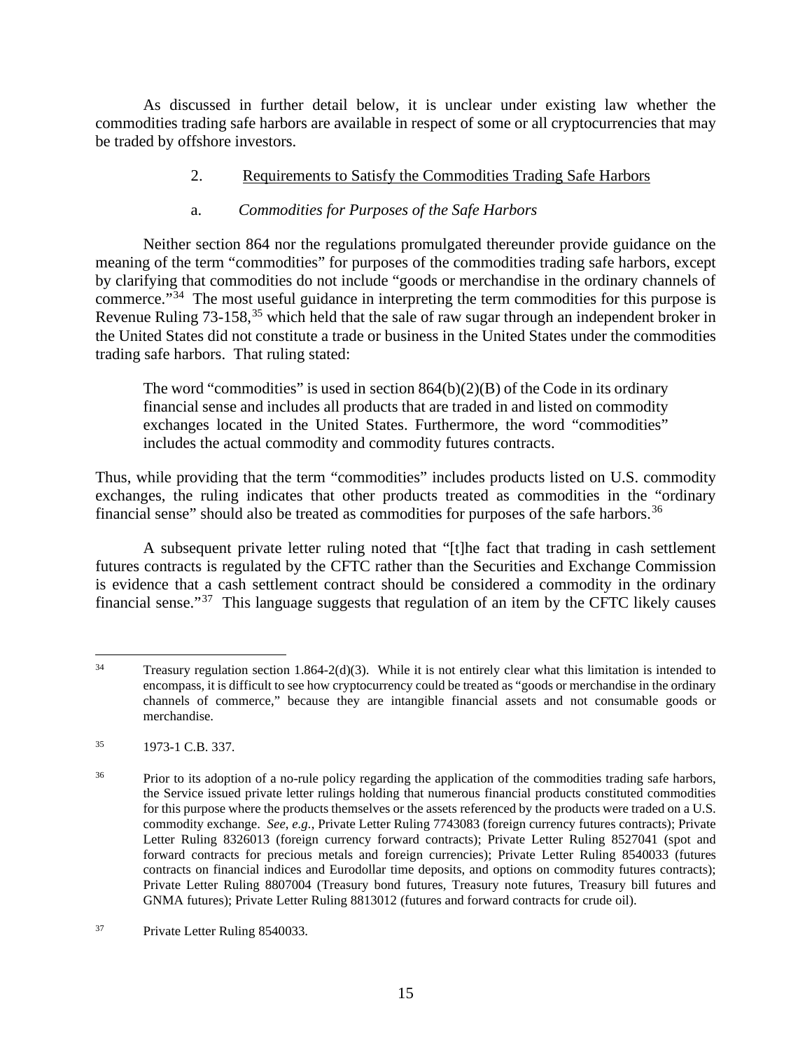As discussed in further detail below, it is unclear under existing law whether the commodities trading safe harbors are available in respect of some or all cryptocurrencies that may be traded by offshore investors.

### 2. Requirements to Satisfy the Commodities Trading Safe Harbors

#### a. *Commodities for Purposes of the Safe Harbors*

Neither section 864 nor the regulations promulgated thereunder provide guidance on the meaning of the term "commodities" for purposes of the commodities trading safe harbors, except by clarifying that commodities do not include "goods or merchandise in the ordinary channels of commerce."[34] The most useful guidance in interpreting the term commodities for this purpose is Revenue Ruling 73-158,[35] which held that the sale of raw sugar through an independent broker in the United States did not constitute a trade or business in the United States under the commodities trading safe harbors. That ruling stated:

> The word "commodities" is used in section 864(b)(2)(B) of the Code in its ordinary financial sense and includes all products that are traded in and listed on commodity exchanges located in the United States. Furthermore, the word "commodities" includes the actual commodity and commodity futures contracts.

Thus, while providing that the term "commodities" includes products listed on U.S. commodity exchanges, the ruling indicates that other products treated as commodities in the "ordinary financial sense" should also be treated as commodities for purposes of the safe harbors.[36]

A subsequent private letter ruling noted that "[t]he fact that trading in cash settlement futures contracts is regulated by the CFTC rather than the Securities and Exchange Commission is evidence that a cash settlement contract should be considered a commodity in the ordinary financial sense."[37] This language suggests that regulation of an item by the CFTC likely causes

---

[34] Treasury regulation section 1.864-2(d)(3). While it is not entirely clear what this limitation is intended to encompass, it is difficult to see how cryptocurrency could be treated as "goods or merchandise in the ordinary channels of commerce," because they are intangible financial assets and not consumable goods or merchandise.

[35] 1973-1 C.B. 337.

[36] Prior to its adoption of a no-rule policy regarding the application of the commodities trading safe harbors, the Service issued private letter rulings holding that numerous financial products constituted commodities for this purpose where the products themselves or the assets referenced by the products were traded on a U.S. commodity exchange. *See*, *e.g.*, Private Letter Ruling 7743083 (foreign currency futures contracts); Private Letter Ruling 8326013 (foreign currency forward contracts); Private Letter Ruling 8527041 (spot and forward contracts for precious metals and foreign currencies); Private Letter Ruling 8540033 (futures contracts on financial indices and Eurodollar time deposits, and options on commodity futures contracts); Private Letter Ruling 8807004 (Treasury bond futures, Treasury note futures, Treasury bill futures and GNMA futures); Private Letter Ruling 8813012 (futures and forward contracts for crude oil).

[37] Private Letter Ruling 8540033.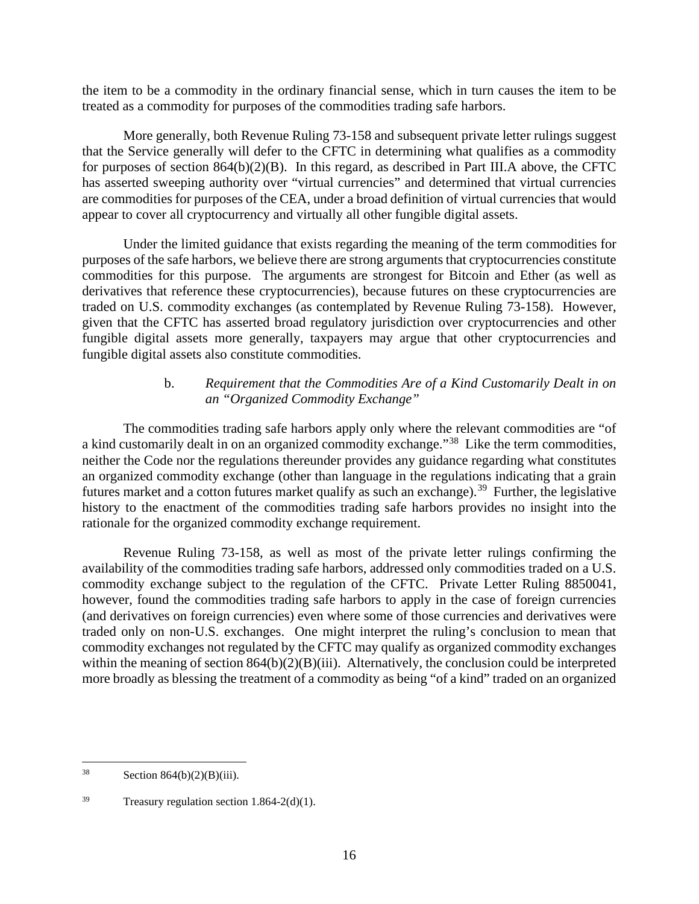the item to be a commodity in the ordinary financial sense, which in turn causes the item to be treated as a commodity for purposes of the commodities trading safe harbors.

More generally, both Revenue Ruling 73-158 and subsequent private letter rulings suggest that the Service generally will defer to the CFTC in determining what qualifies as a commodity for purposes of section 864(b)(2)(B). In this regard, as described in Part III.A above, the CFTC has asserted sweeping authority over "virtual currencies" and determined that virtual currencies are commodities for purposes of the CEA, under a broad definition of virtual currencies that would appear to cover all cryptocurrency and virtually all other fungible digital assets.

Under the limited guidance that exists regarding the meaning of the term commodities for purposes of the safe harbors, we believe there are strong arguments that cryptocurrencies constitute commodities for this purpose. The arguments are strongest for Bitcoin and Ether (as well as derivatives that reference these cryptocurrencies), because futures on these cryptocurrencies are traded on U.S. commodity exchanges (as contemplated by Revenue Ruling 73-158). However, given that the CFTC has asserted broad regulatory jurisdiction over cryptocurrencies and other fungible digital assets more generally, taxpayers may argue that other cryptocurrencies and fungible digital assets also constitute commodities.

b. *Requirement that the Commodities Are of a Kind Customarily Dealt in on an "Organized Commodity Exchange"*

The commodities trading safe harbors apply only where the relevant commodities are "of a kind customarily dealt in on an organized commodity exchange."[38] Like the term commodities, neither the Code nor the regulations thereunder provides any guidance regarding what constitutes an organized commodity exchange (other than language in the regulations indicating that a grain futures market and a cotton futures market qualify as such an exchange).[39] Further, the legislative history to the enactment of the commodities trading safe harbors provides no insight into the rationale for the organized commodity exchange requirement.

Revenue Ruling 73-158, as well as most of the private letter rulings confirming the availability of the commodities trading safe harbors, addressed only commodities traded on a U.S. commodity exchange subject to the regulation of the CFTC. Private Letter Ruling 8850041, however, found the commodities trading safe harbors to apply in the case of foreign currencies (and derivatives on foreign currencies) even where some of those currencies and derivatives were traded only on non-U.S. exchanges. One might interpret the ruling's conclusion to mean that commodity exchanges not regulated by the CFTC may qualify as organized commodity exchanges within the meaning of section 864(b)(2)(B)(iii). Alternatively, the conclusion could be interpreted more broadly as blessing the treatment of a commodity as being "of a kind" traded on an organized

---

[38] Section 864(b)(2)(B)(iii).

[39] Treasury regulation section 1.864-2(d)(1).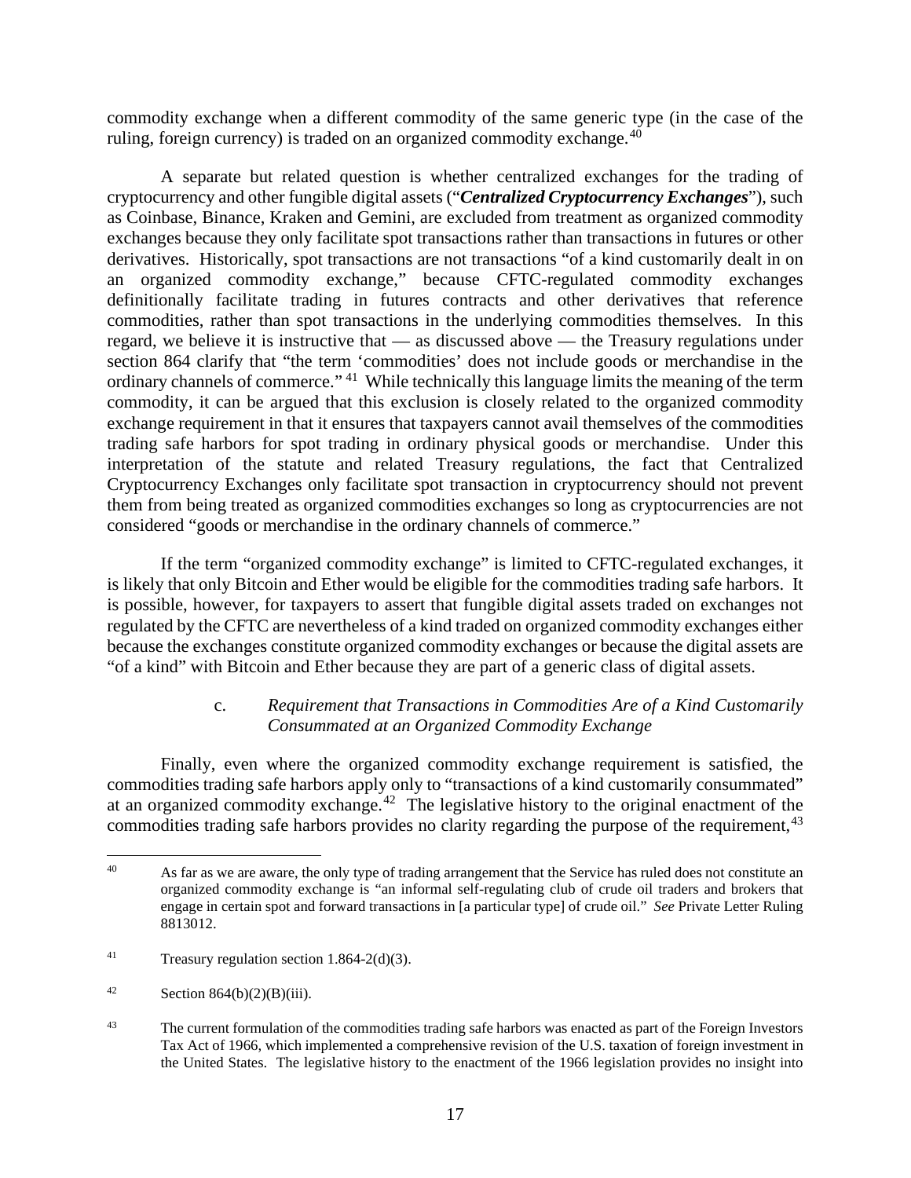commodity exchange when a different commodity of the same generic type (in the case of the ruling, foreign currency) is traded on an organized commodity exchange.[40]

A separate but related question is whether centralized exchanges for the trading of cryptocurrency and other fungible digital assets ("***Centralized Cryptocurrency Exchanges***"), such as Coinbase, Binance, Kraken and Gemini, are excluded from treatment as organized commodity exchanges because they only facilitate spot transactions rather than transactions in futures or other derivatives. Historically, spot transactions are not transactions "of a kind customarily dealt in on an organized commodity exchange," because CFTC-regulated commodity exchanges definitionally facilitate trading in futures contracts and other derivatives that reference commodities, rather than spot transactions in the underlying commodities themselves. In this regard, we believe it is instructive that — as discussed above — the Treasury regulations under section 864 clarify that "the term 'commodities' does not include goods or merchandise in the ordinary channels of commerce."[41] While technically this language limits the meaning of the term commodity, it can be argued that this exclusion is closely related to the organized commodity exchange requirement in that it ensures that taxpayers cannot avail themselves of the commodities trading safe harbors for spot trading in ordinary physical goods or merchandise. Under this interpretation of the statute and related Treasury regulations, the fact that Centralized Cryptocurrency Exchanges only facilitate spot transaction in cryptocurrency should not prevent them from being treated as organized commodities exchanges so long as cryptocurrencies are not considered "goods or merchandise in the ordinary channels of commerce."

If the term "organized commodity exchange" is limited to CFTC-regulated exchanges, it is likely that only Bitcoin and Ether would be eligible for the commodities trading safe harbors. It is possible, however, for taxpayers to assert that fungible digital assets traded on exchanges not regulated by the CFTC are nevertheless of a kind traded on organized commodity exchanges either because the exchanges constitute organized commodity exchanges or because the digital assets are "of a kind" with Bitcoin and Ether because they are part of a generic class of digital assets.

c. *Requirement that Transactions in Commodities Are of a Kind Customarily Consummated at an Organized Commodity Exchange*

Finally, even where the organized commodity exchange requirement is satisfied, the commodities trading safe harbors apply only to "transactions of a kind customarily consummated" at an organized commodity exchange.[42] The legislative history to the original enactment of the commodities trading safe harbors provides no clarity regarding the purpose of the requirement,[43]

---

[40] As far as we are aware, the only type of trading arrangement that the Service has ruled does not constitute an organized commodity exchange is "an informal self-regulating club of crude oil traders and brokers that engage in certain spot and forward transactions in [a particular type] of crude oil." *See* Private Letter Ruling 8813012.

[41] Treasury regulation section 1.864-2(d)(3).

[42] Section 864(b)(2)(B)(iii).

[43] The current formulation of the commodities trading safe harbors was enacted as part of the Foreign Investors Tax Act of 1966, which implemented a comprehensive revision of the U.S. taxation of foreign investment in the United States. The legislative history to the enactment of the 1966 legislation provides no insight into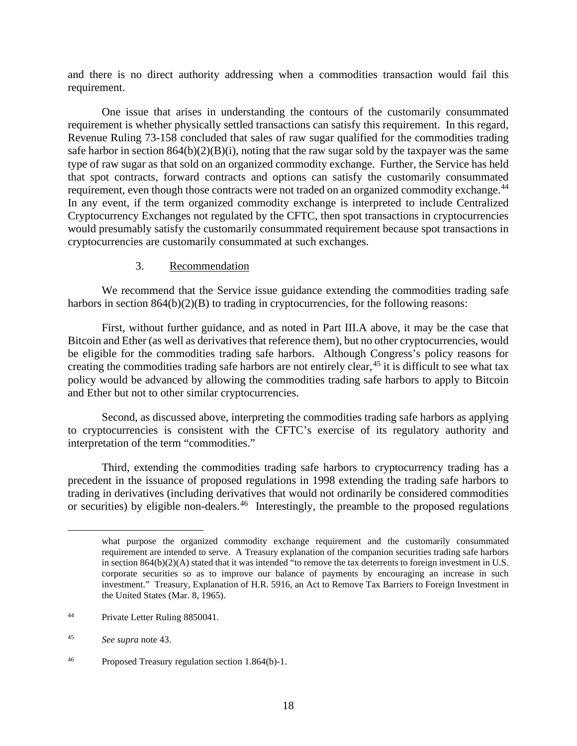and there is no direct authority addressing when a commodities transaction would fail this requirement.

One issue that arises in understanding the contours of the customarily consummated requirement is whether physically settled transactions can satisfy this requirement. In this regard, Revenue Ruling 73-158 concluded that sales of raw sugar qualified for the commodities trading safe harbor in section 864(b)(2)(B)(i), noting that the raw sugar sold by the taxpayer was the same type of raw sugar as that sold on an organized commodity exchange. Further, the Service has held that spot contracts, forward contracts and options can satisfy the customarily consummated requirement, even though those contracts were not traded on an organized commodity exchange.[44] In any event, if the term organized commodity exchange is interpreted to include Centralized Cryptocurrency Exchanges not regulated by the CFTC, then spot transactions in cryptocurrencies would presumably satisfy the customarily consummated requirement because spot transactions in cryptocurrencies are customarily consummated at such exchanges.

3. Recommendation

We recommend that the Service issue guidance extending the commodities trading safe harbors in section 864(b)(2)(B) to trading in cryptocurrencies, for the following reasons:

First, without further guidance, and as noted in Part III.A above, it may be the case that Bitcoin and Ether (as well as derivatives that reference them), but no other cryptocurrencies, would be eligible for the commodities trading safe harbors. Although Congress's policy reasons for creating the commodities trading safe harbors are not entirely clear,[45] it is difficult to see what tax policy would be advanced by allowing the commodities trading safe harbors to apply to Bitcoin and Ether but not to other similar cryptocurrencies.

Second, as discussed above, interpreting the commodities trading safe harbors as applying to cryptocurrencies is consistent with the CFTC's exercise of its regulatory authority and interpretation of the term "commodities."

Third, extending the commodities trading safe harbors to cryptocurrency trading has a precedent in the issuance of proposed regulations in 1998 extending the trading safe harbors to trading in derivatives (including derivatives that would not ordinarily be considered commodities or securities) by eligible non-dealers.[46] Interestingly, the preamble to the proposed regulations

---

what purpose the organized commodity exchange requirement and the customarily consummated requirement are intended to serve. A Treasury explanation of the companion securities trading safe harbors in section 864(b)(2)(A) stated that it was intended "to remove the tax deterrents to foreign investment in U.S. corporate securities so as to improve our balance of payments by encouraging an increase in such investment." Treasury, Explanation of H.R. 5916, an Act to Remove Tax Barriers to Foreign Investment in the United States (Mar. 8, 1965).

[44] Private Letter Ruling 8850041.

[45] *See supra* note 43.

[46] Proposed Treasury regulation section 1.864(b)-1.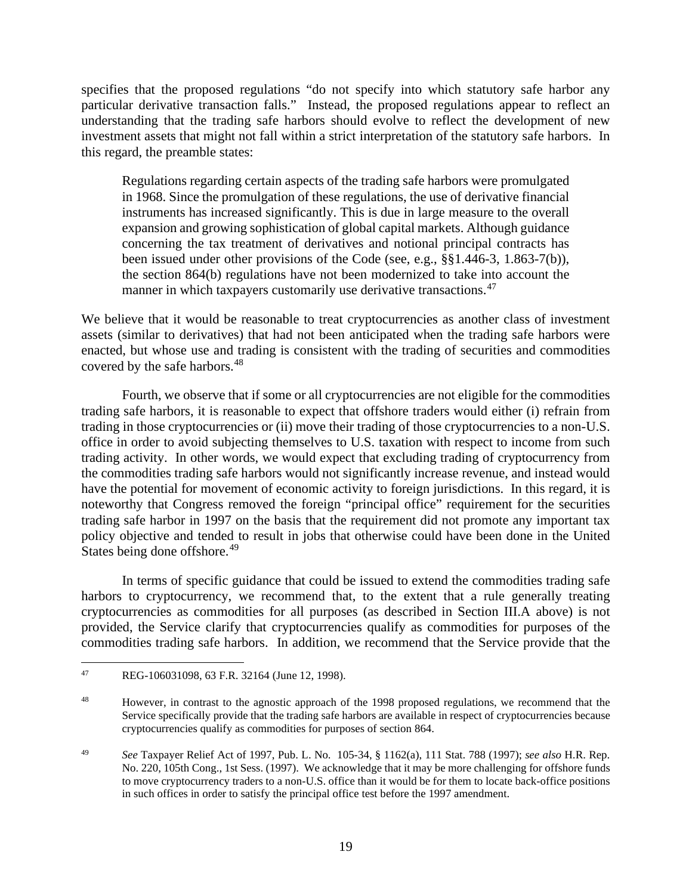specifies that the proposed regulations "do not specify into which statutory safe harbor any particular derivative transaction falls." Instead, the proposed regulations appear to reflect an understanding that the trading safe harbors should evolve to reflect the development of new investment assets that might not fall within a strict interpretation of the statutory safe harbors. In this regard, the preamble states:

> Regulations regarding certain aspects of the trading safe harbors were promulgated in 1968. Since the promulgation of these regulations, the use of derivative financial instruments has increased significantly. This is due in large measure to the overall expansion and growing sophistication of global capital markets. Although guidance concerning the tax treatment of derivatives and notional principal contracts has been issued under other provisions of the Code (see, e.g., §§1.446-3, 1.863-7(b)), the section 864(b) regulations have not been modernized to take into account the manner in which taxpayers customarily use derivative transactions.[47]

We believe that it would be reasonable to treat cryptocurrencies as another class of investment assets (similar to derivatives) that had not been anticipated when the trading safe harbors were enacted, but whose use and trading is consistent with the trading of securities and commodities covered by the safe harbors.[48]

Fourth, we observe that if some or all cryptocurrencies are not eligible for the commodities trading safe harbors, it is reasonable to expect that offshore traders would either (i) refrain from trading in those cryptocurrencies or (ii) move their trading of those cryptocurrencies to a non-U.S. office in order to avoid subjecting themselves to U.S. taxation with respect to income from such trading activity. In other words, we would expect that excluding trading of cryptocurrency from the commodities trading safe harbors would not significantly increase revenue, and instead would have the potential for movement of economic activity to foreign jurisdictions. In this regard, it is noteworthy that Congress removed the foreign "principal office" requirement for the securities trading safe harbor in 1997 on the basis that the requirement did not promote any important tax policy objective and tended to result in jobs that otherwise could have been done in the United States being done offshore.[49]

In terms of specific guidance that could be issued to extend the commodities trading safe harbors to cryptocurrency, we recommend that, to the extent that a rule generally treating cryptocurrencies as commodities for all purposes (as described in Section III.A above) is not provided, the Service clarify that cryptocurrencies qualify as commodities for purposes of the commodities trading safe harbors. In addition, we recommend that the Service provide that the

---

[47] REG-106031098, 63 F.R. 32164 (June 12, 1998).

[48] However, in contrast to the agnostic approach of the 1998 proposed regulations, we recommend that the Service specifically provide that the trading safe harbors are available in respect of cryptocurrencies because cryptocurrencies qualify as commodities for purposes of section 864.

[49] *See* Taxpayer Relief Act of 1997, Pub. L. No. 105-34, § 1162(a), 111 Stat. 788 (1997); *see also* H.R. Rep. No. 220, 105th Cong., 1st Sess. (1997). We acknowledge that it may be more challenging for offshore funds to move cryptocurrency traders to a non-U.S. office than it would be for them to locate back-office positions in such offices in order to satisfy the principal office test before the 1997 amendment.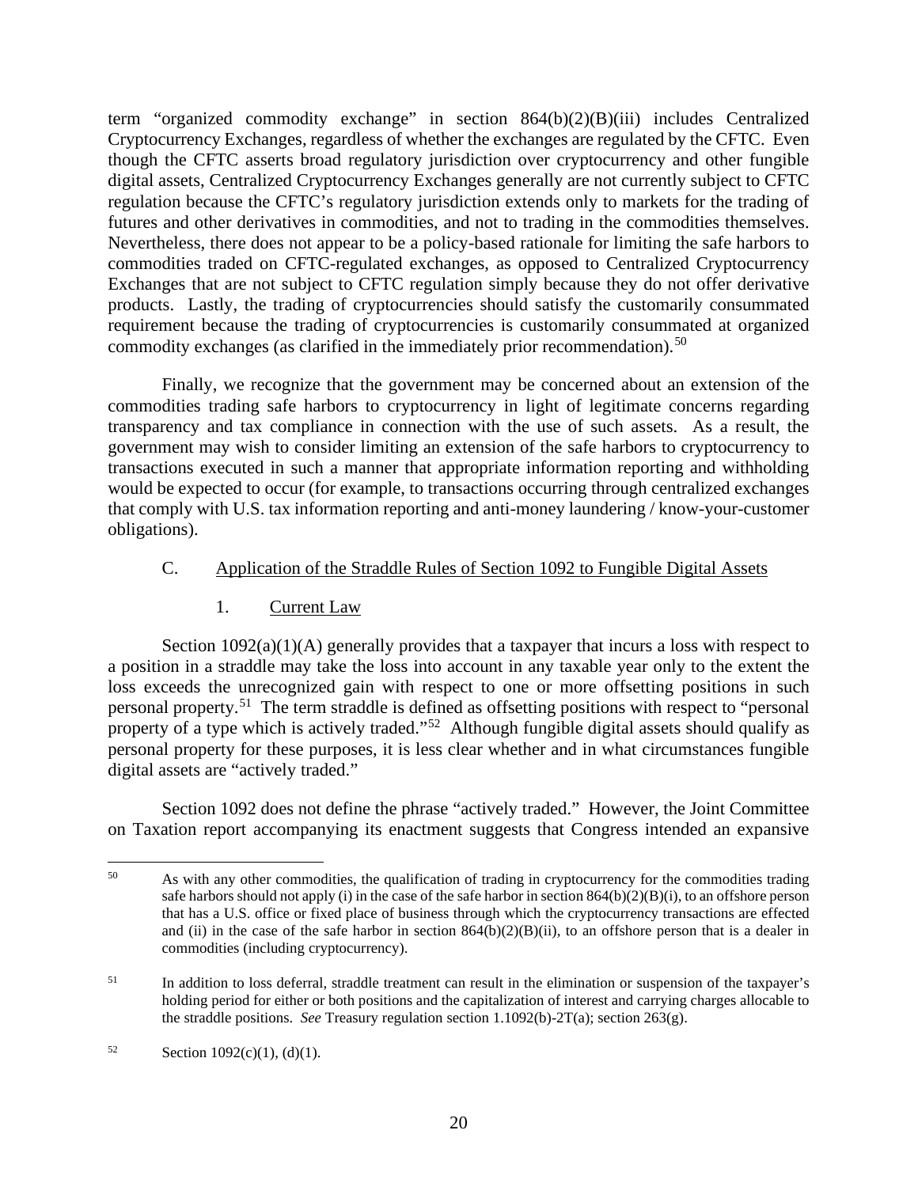term "organized commodity exchange" in section 864(b)(2)(B)(iii) includes Centralized Cryptocurrency Exchanges, regardless of whether the exchanges are regulated by the CFTC. Even though the CFTC asserts broad regulatory jurisdiction over cryptocurrency and other fungible digital assets, Centralized Cryptocurrency Exchanges generally are not currently subject to CFTC regulation because the CFTC's regulatory jurisdiction extends only to markets for the trading of futures and other derivatives in commodities, and not to trading in the commodities themselves. Nevertheless, there does not appear to be a policy-based rationale for limiting the safe harbors to commodities traded on CFTC-regulated exchanges, as opposed to Centralized Cryptocurrency Exchanges that are not subject to CFTC regulation simply because they do not offer derivative products. Lastly, the trading of cryptocurrencies should satisfy the customarily consummated requirement because the trading of cryptocurrencies is customarily consummated at organized commodity exchanges (as clarified in the immediately prior recommendation).[50]

Finally, we recognize that the government may be concerned about an extension of the commodities trading safe harbors to cryptocurrency in light of legitimate concerns regarding transparency and tax compliance in connection with the use of such assets. As a result, the government may wish to consider limiting an extension of the safe harbors to cryptocurrency to transactions executed in such a manner that appropriate information reporting and withholding would be expected to occur (for example, to transactions occurring through centralized exchanges that comply with U.S. tax information reporting and anti-money laundering / know-your-customer obligations).

### C. Application of the Straddle Rules of Section 1092 to Fungible Digital Assets

#### 1. Current Law

Section 1092(a)(1)(A) generally provides that a taxpayer that incurs a loss with respect to a position in a straddle may take the loss into account in any taxable year only to the extent the loss exceeds the unrecognized gain with respect to one or more offsetting positions in such personal property.[51] The term straddle is defined as offsetting positions with respect to "personal property of a type which is actively traded."[52] Although fungible digital assets should qualify as personal property for these purposes, it is less clear whether and in what circumstances fungible digital assets are "actively traded."

Section 1092 does not define the phrase "actively traded." However, the Joint Committee on Taxation report accompanying its enactment suggests that Congress intended an expansive

---

[50] As with any other commodities, the qualification of trading in cryptocurrency for the commodities trading safe harbors should not apply (i) in the case of the safe harbor in section 864(b)(2)(B)(i), to an offshore person that has a U.S. office or fixed place of business through which the cryptocurrency transactions are effected and (ii) in the case of the safe harbor in section 864(b)(2)(B)(ii), to an offshore person that is a dealer in commodities (including cryptocurrency).

[51] In addition to loss deferral, straddle treatment can result in the elimination or suspension of the taxpayer's holding period for either or both positions and the capitalization of interest and carrying charges allocable to the straddle positions. *See* Treasury regulation section 1.1092(b)-2T(a); section 263(g).

[52] Section 1092(c)(1), (d)(1).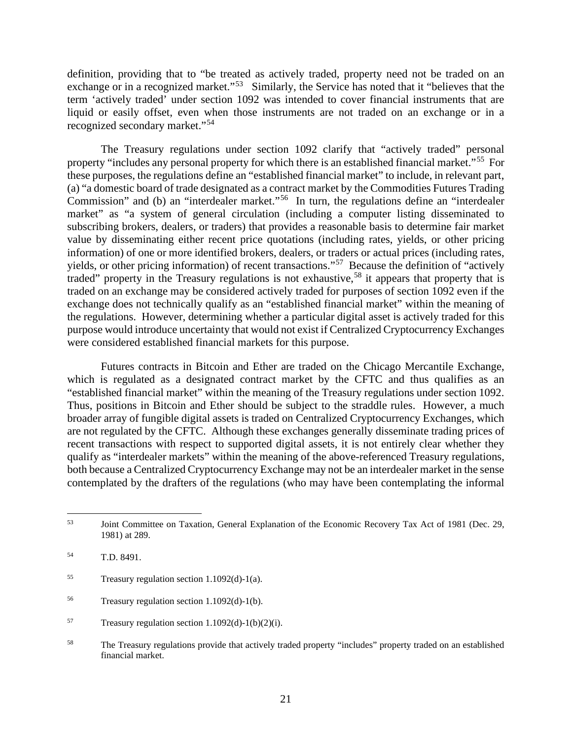definition, providing that to "be treated as actively traded, property need not be traded on an exchange or in a recognized market."[53] Similarly, the Service has noted that it "believes that the term 'actively traded' under section 1092 was intended to cover financial instruments that are liquid or easily offset, even when those instruments are not traded on an exchange or in a recognized secondary market."[54]

The Treasury regulations under section 1092 clarify that "actively traded" personal property "includes any personal property for which there is an established financial market."[55] For these purposes, the regulations define an "established financial market" to include, in relevant part, (a) "a domestic board of trade designated as a contract market by the Commodities Futures Trading Commission" and (b) an "interdealer market."[56] In turn, the regulations define an "interdealer market" as "a system of general circulation (including a computer listing disseminated to subscribing brokers, dealers, or traders) that provides a reasonable basis to determine fair market value by disseminating either recent price quotations (including rates, yields, or other pricing information) of one or more identified brokers, dealers, or traders or actual prices (including rates, yields, or other pricing information) of recent transactions."[57] Because the definition of "actively traded" property in the Treasury regulations is not exhaustive,[58] it appears that property that is traded on an exchange may be considered actively traded for purposes of section 1092 even if the exchange does not technically qualify as an "established financial market" within the meaning of the regulations. However, determining whether a particular digital asset is actively traded for this purpose would introduce uncertainty that would not exist if Centralized Cryptocurrency Exchanges were considered established financial markets for this purpose.

Futures contracts in Bitcoin and Ether are traded on the Chicago Mercantile Exchange, which is regulated as a designated contract market by the CFTC and thus qualifies as an "established financial market" within the meaning of the Treasury regulations under section 1092. Thus, positions in Bitcoin and Ether should be subject to the straddle rules. However, a much broader array of fungible digital assets is traded on Centralized Cryptocurrency Exchanges, which are not regulated by the CFTC. Although these exchanges generally disseminate trading prices of recent transactions with respect to supported digital assets, it is not entirely clear whether they qualify as "interdealer markets" within the meaning of the above-referenced Treasury regulations, both because a Centralized Cryptocurrency Exchange may not be an interdealer market in the sense contemplated by the drafters of the regulations (who may have been contemplating the informal

---

[53] Joint Committee on Taxation, General Explanation of the Economic Recovery Tax Act of 1981 (Dec. 29, 1981) at 289.

[54] T.D. 8491.

[55] Treasury regulation section 1.1092(d)-1(a).

[56] Treasury regulation section 1.1092(d)-1(b).

[57] Treasury regulation section 1.1092(d)-1(b)(2)(i).

[58] The Treasury regulations provide that actively traded property "includes" property traded on an established financial market.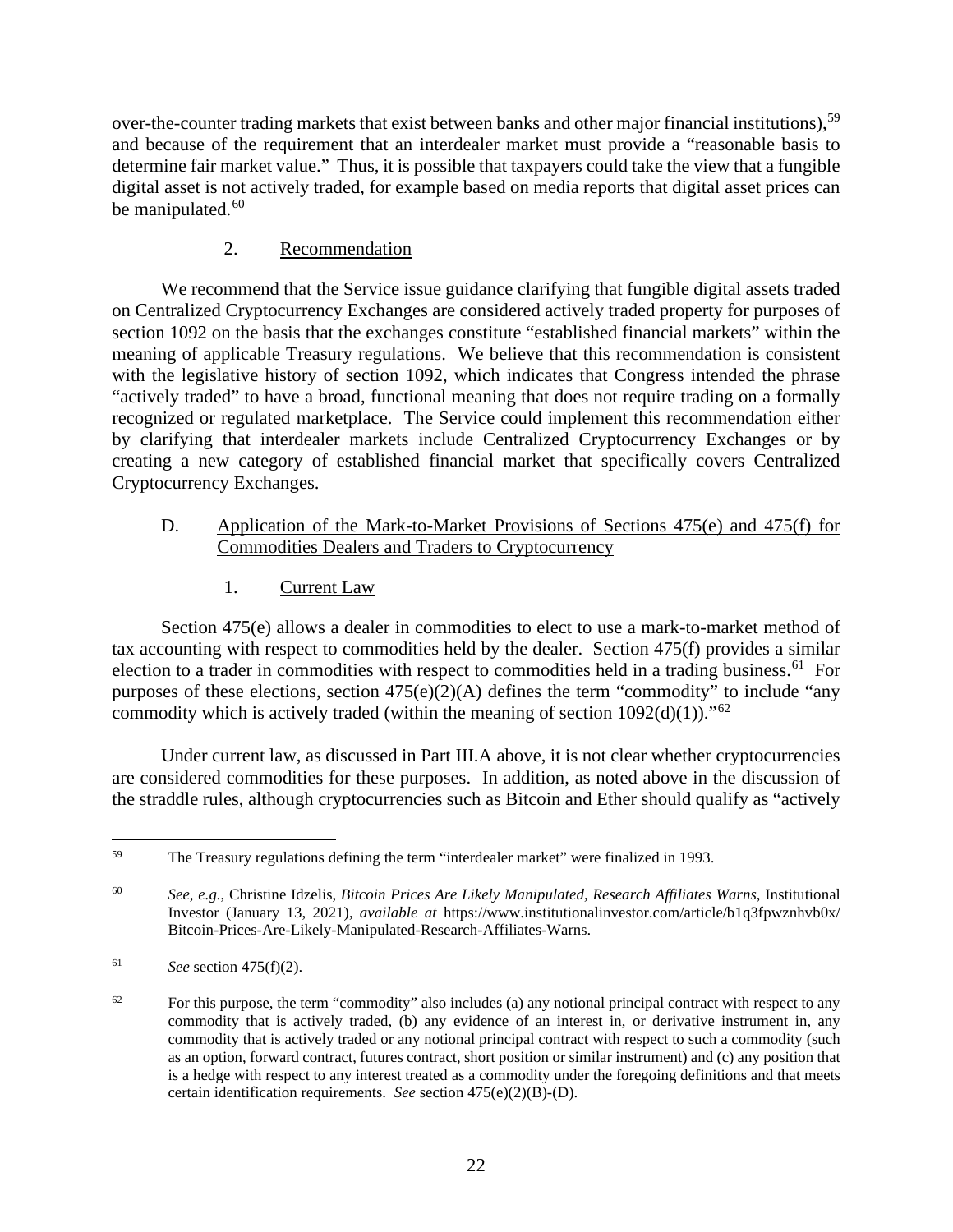over-the-counter trading markets that exist between banks and other major financial institutions),[59] and because of the requirement that an interdealer market must provide a "reasonable basis to determine fair market value." Thus, it is possible that taxpayers could take the view that a fungible digital asset is not actively traded, for example based on media reports that digital asset prices can be manipulated.[60]

### 2. Recommendation

We recommend that the Service issue guidance clarifying that fungible digital assets traded on Centralized Cryptocurrency Exchanges are considered actively traded property for purposes of section 1092 on the basis that the exchanges constitute "established financial markets" within the meaning of applicable Treasury regulations. We believe that this recommendation is consistent with the legislative history of section 1092, which indicates that Congress intended the phrase "actively traded" to have a broad, functional meaning that does not require trading on a formally recognized or regulated marketplace. The Service could implement this recommendation either by clarifying that interdealer markets include Centralized Cryptocurrency Exchanges or by creating a new category of established financial market that specifically covers Centralized Cryptocurrency Exchanges.

## D. Application of the Mark-to-Market Provisions of Sections 475(e) and 475(f) for Commodities Dealers and Traders to Cryptocurrency

### 1. Current Law

Section 475(e) allows a dealer in commodities to elect to use a mark-to-market method of tax accounting with respect to commodities held by the dealer. Section 475(f) provides a similar election to a trader in commodities with respect to commodities held in a trading business.[61] For purposes of these elections, section 475(e)(2)(A) defines the term "commodity" to include "any commodity which is actively traded (within the meaning of section 1092(d)(1))."[62]

Under current law, as discussed in Part III.A above, it is not clear whether cryptocurrencies are considered commodities for these purposes. In addition, as noted above in the discussion of the straddle rules, although cryptocurrencies such as Bitcoin and Ether should qualify as "actively

---

[59] The Treasury regulations defining the term "interdealer market" were finalized in 1993.

[60] *See, e.g.*, Christine Idzelis, *Bitcoin Prices Are Likely Manipulated, Research Affiliates Warns*, Institutional Investor (January 13, 2021), *available at* https://www.institutionalinvestor.com/article/b1q3fpwznhvb0x/Bitcoin-Prices-Are-Likely-Manipulated-Research-Affiliates-Warns.

[61] *See* section 475(f)(2).

[62] For this purpose, the term "commodity" also includes (a) any notional principal contract with respect to any commodity that is actively traded, (b) any evidence of an interest in, or derivative instrument in, any commodity that is actively traded or any notional principal contract with respect to such a commodity (such as an option, forward contract, futures contract, short position or similar instrument) and (c) any position that is a hedge with respect to any interest treated as a commodity under the foregoing definitions and that meets certain identification requirements. *See* section 475(e)(2)(B)-(D).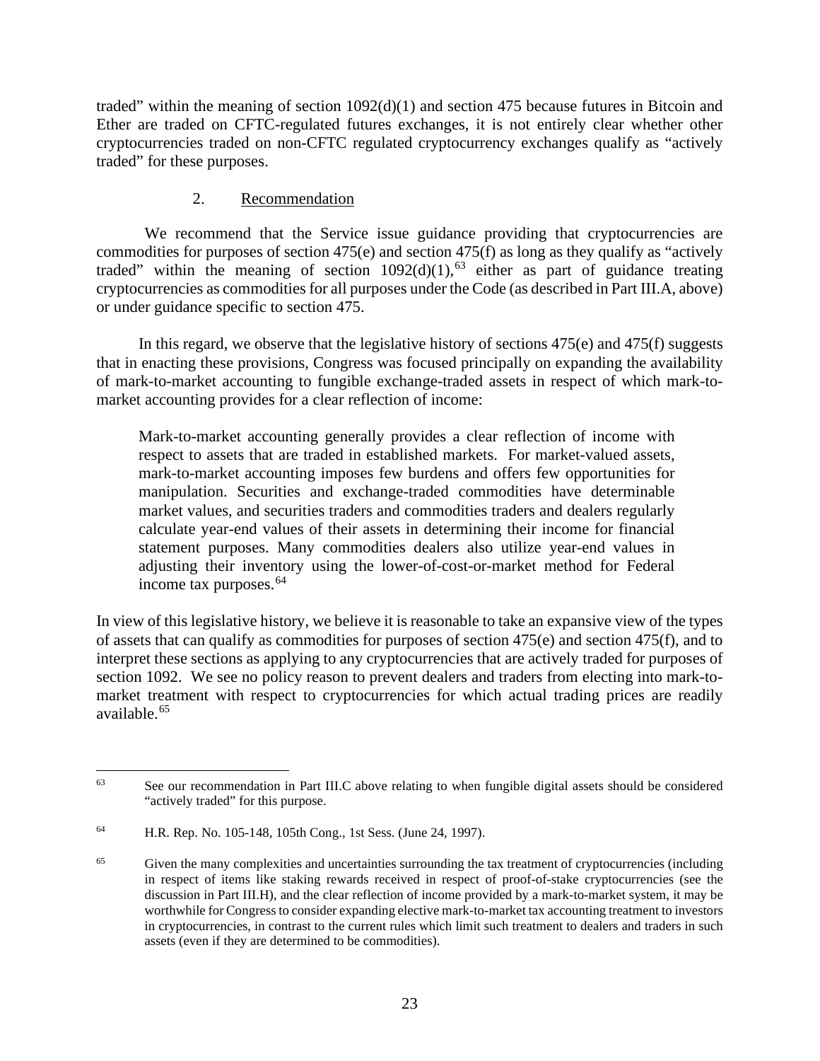traded" within the meaning of section 1092(d)(1) and section 475 because futures in Bitcoin and Ether are traded on CFTC-regulated futures exchanges, it is not entirely clear whether other cryptocurrencies traded on non-CFTC regulated cryptocurrency exchanges qualify as "actively traded" for these purposes.

2. Recommendation

We recommend that the Service issue guidance providing that cryptocurrencies are commodities for purposes of section 475(e) and section 475(f) as long as they qualify as "actively traded" within the meaning of section 1092(d)(1),[63] either as part of guidance treating cryptocurrencies as commodities for all purposes under the Code (as described in Part III.A, above) or under guidance specific to section 475.

In this regard, we observe that the legislative history of sections 475(e) and 475(f) suggests that in enacting these provisions, Congress was focused principally on expanding the availability of mark-to-market accounting to fungible exchange-traded assets in respect of which mark-to-market accounting provides for a clear reflection of income:

> Mark-to-market accounting generally provides a clear reflection of income with respect to assets that are traded in established markets. For market-valued assets, mark-to-market accounting imposes few burdens and offers few opportunities for manipulation. Securities and exchange-traded commodities have determinable market values, and securities traders and commodities traders and dealers regularly calculate year-end values of their assets in determining their income for financial statement purposes. Many commodities dealers also utilize year-end values in adjusting their inventory using the lower-of-cost-or-market method for Federal income tax purposes.[64]

In view of this legislative history, we believe it is reasonable to take an expansive view of the types of assets that can qualify as commodities for purposes of section 475(e) and section 475(f), and to interpret these sections as applying to any cryptocurrencies that are actively traded for purposes of section 1092. We see no policy reason to prevent dealers and traders from electing into mark-to-market treatment with respect to cryptocurrencies for which actual trading prices are readily available.[65]

---

[63] See our recommendation in Part III.C above relating to when fungible digital assets should be considered "actively traded" for this purpose.

[64] H.R. Rep. No. 105-148, 105th Cong., 1st Sess. (June 24, 1997).

[65] Given the many complexities and uncertainties surrounding the tax treatment of cryptocurrencies (including in respect of items like staking rewards received in respect of proof-of-stake cryptocurrencies (see the discussion in Part III.H), and the clear reflection of income provided by a mark-to-market system, it may be worthwhile for Congress to consider expanding elective mark-to-market tax accounting treatment to investors in cryptocurrencies, in contrast to the current rules which limit such treatment to dealers and traders in such assets (even if they are determined to be commodities).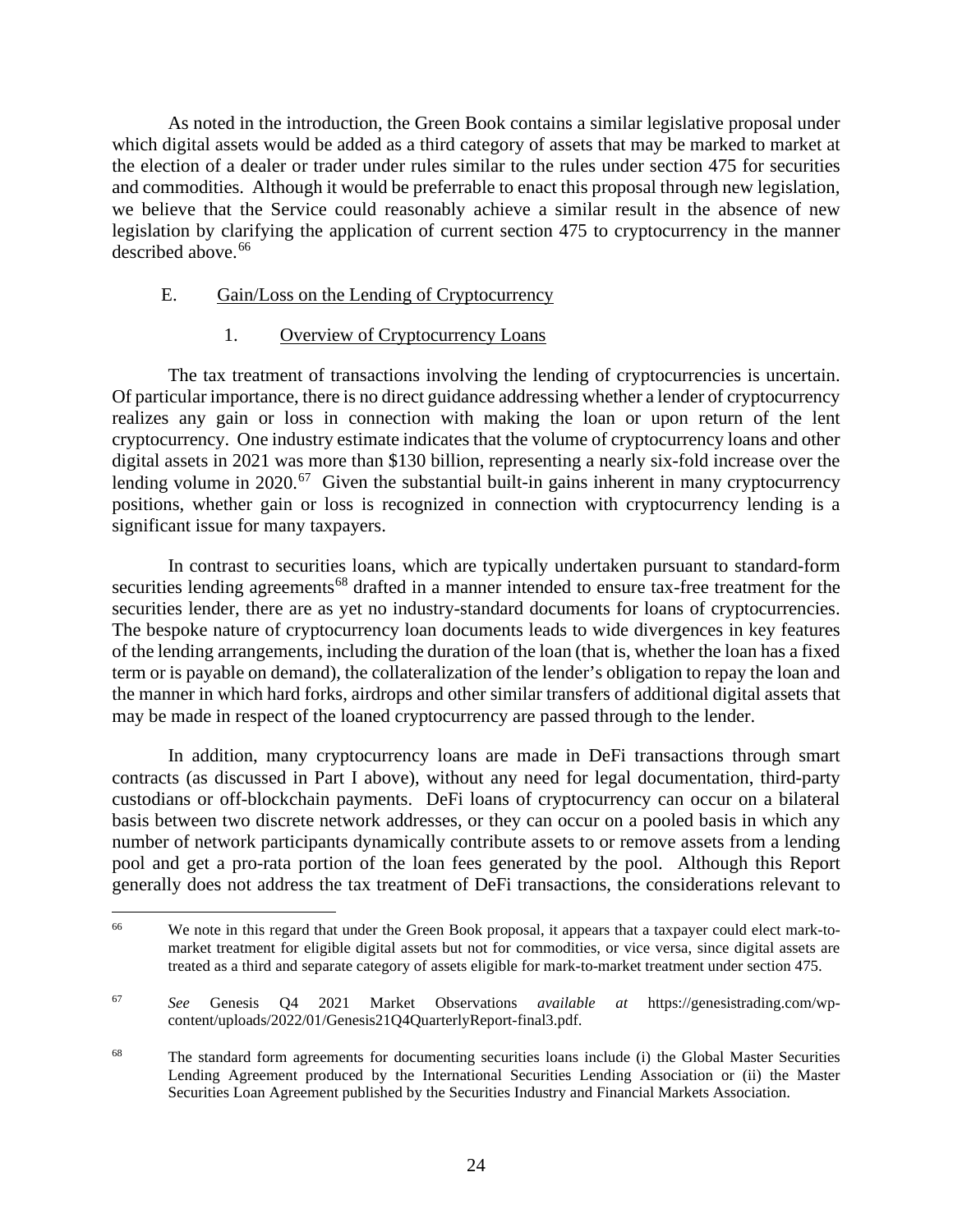As noted in the introduction, the Green Book contains a similar legislative proposal under which digital assets would be added as a third category of assets that may be marked to market at the election of a dealer or trader under rules similar to the rules under section 475 for securities and commodities. Although it would be preferrable to enact this proposal through new legislation, we believe that the Service could reasonably achieve a similar result in the absence of new legislation by clarifying the application of current section 475 to cryptocurrency in the manner described above.[66]

## E. Gain/Loss on the Lending of Cryptocurrency

### 1. Overview of Cryptocurrency Loans

The tax treatment of transactions involving the lending of cryptocurrencies is uncertain. Of particular importance, there is no direct guidance addressing whether a lender of cryptocurrency realizes any gain or loss in connection with making the loan or upon return of the lent cryptocurrency. One industry estimate indicates that the volume of cryptocurrency loans and other digital assets in 2021 was more than $130 billion, representing a nearly six-fold increase over the lending volume in 2020.[67] Given the substantial built-in gains inherent in many cryptocurrency positions, whether gain or loss is recognized in connection with cryptocurrency lending is a significant issue for many taxpayers.

In contrast to securities loans, which are typically undertaken pursuant to standard-form securities lending agreements[68] drafted in a manner intended to ensure tax-free treatment for the securities lender, there are as yet no industry-standard documents for loans of cryptocurrencies. The bespoke nature of cryptocurrency loan documents leads to wide divergences in key features of the lending arrangements, including the duration of the loan (that is, whether the loan has a fixed term or is payable on demand), the collateralization of the lender's obligation to repay the loan and the manner in which hard forks, airdrops and other similar transfers of additional digital assets that may be made in respect of the loaned cryptocurrency are passed through to the lender.

In addition, many cryptocurrency loans are made in DeFi transactions through smart contracts (as discussed in Part I above), without any need for legal documentation, third-party custodians or off-blockchain payments. DeFi loans of cryptocurrency can occur on a bilateral basis between two discrete network addresses, or they can occur on a pooled basis in which any number of network participants dynamically contribute assets to or remove assets from a lending pool and get a pro-rata portion of the loan fees generated by the pool. Although this Report generally does not address the tax treatment of DeFi transactions, the considerations relevant to

---

[66] We note in this regard that under the Green Book proposal, it appears that a taxpayer could elect mark-to-market treatment for eligible digital assets but not for commodities, or vice versa, since digital assets are treated as a third and separate category of assets eligible for mark-to-market treatment under section 475.

[67] *See* Genesis Q4 2021 Market Observations *available at* https://genesistrading.com/wp-content/uploads/2022/01/Genesis21Q4QuarterlyReport-final3.pdf.

[68] The standard form agreements for documenting securities loans include (i) the Global Master Securities Lending Agreement produced by the International Securities Lending Association or (ii) the Master Securities Loan Agreement published by the Securities Industry and Financial Markets Association.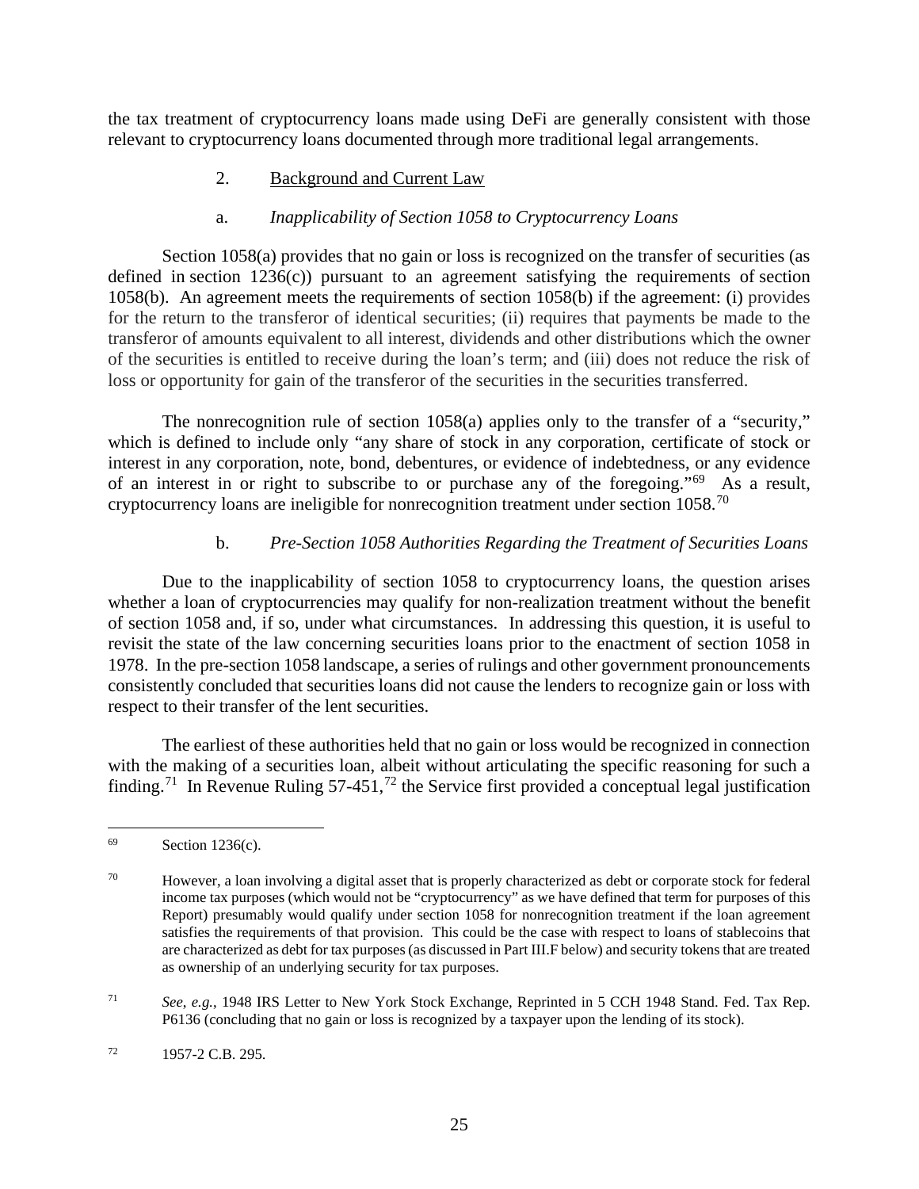the tax treatment of cryptocurrency loans made using DeFi are generally consistent with those relevant to cryptocurrency loans documented through more traditional legal arrangements.

### 2. Background and Current Law

#### a. *Inapplicability of Section 1058 to Cryptocurrency Loans*

Section 1058(a) provides that no gain or loss is recognized on the transfer of securities (as defined in section 1236(c)) pursuant to an agreement satisfying the requirements of section 1058(b). An agreement meets the requirements of section 1058(b) if the agreement: (i) provides for the return to the transferor of identical securities; (ii) requires that payments be made to the transferor of amounts equivalent to all interest, dividends and other distributions which the owner of the securities is entitled to receive during the loan's term; and (iii) does not reduce the risk of loss or opportunity for gain of the transferor of the securities in the securities transferred.

The nonrecognition rule of section 1058(a) applies only to the transfer of a "security," which is defined to include only "any share of stock in any corporation, certificate of stock or interest in any corporation, note, bond, debentures, or evidence of indebtedness, or any evidence of an interest in or right to subscribe to or purchase any of the foregoing."[69] As a result, cryptocurrency loans are ineligible for nonrecognition treatment under section 1058.[70]

#### b. *Pre-Section 1058 Authorities Regarding the Treatment of Securities Loans*

Due to the inapplicability of section 1058 to cryptocurrency loans, the question arises whether a loan of cryptocurrencies may qualify for non-realization treatment without the benefit of section 1058 and, if so, under what circumstances. In addressing this question, it is useful to revisit the state of the law concerning securities loans prior to the enactment of section 1058 in 1978. In the pre-section 1058 landscape, a series of rulings and other government pronouncements consistently concluded that securities loans did not cause the lenders to recognize gain or loss with respect to their transfer of the lent securities.

The earliest of these authorities held that no gain or loss would be recognized in connection with the making of a securities loan, albeit without articulating the specific reasoning for such a finding.[71] In Revenue Ruling 57-451,[72] the Service first provided a conceptual legal justification

---

[69] Section 1236(c).

[70] However, a loan involving a digital asset that is properly characterized as debt or corporate stock for federal income tax purposes (which would not be "cryptocurrency" as we have defined that term for purposes of this Report) presumably would qualify under section 1058 for nonrecognition treatment if the loan agreement satisfies the requirements of that provision. This could be the case with respect to loans of stablecoins that are characterized as debt for tax purposes (as discussed in Part III.F below) and security tokens that are treated as ownership of an underlying security for tax purposes.

[71] *See*, *e.g.*, 1948 IRS Letter to New York Stock Exchange, Reprinted in 5 CCH 1948 Stand. Fed. Tax Rep. P6136 (concluding that no gain or loss is recognized by a taxpayer upon the lending of its stock).

[72] 1957-2 C.B. 295.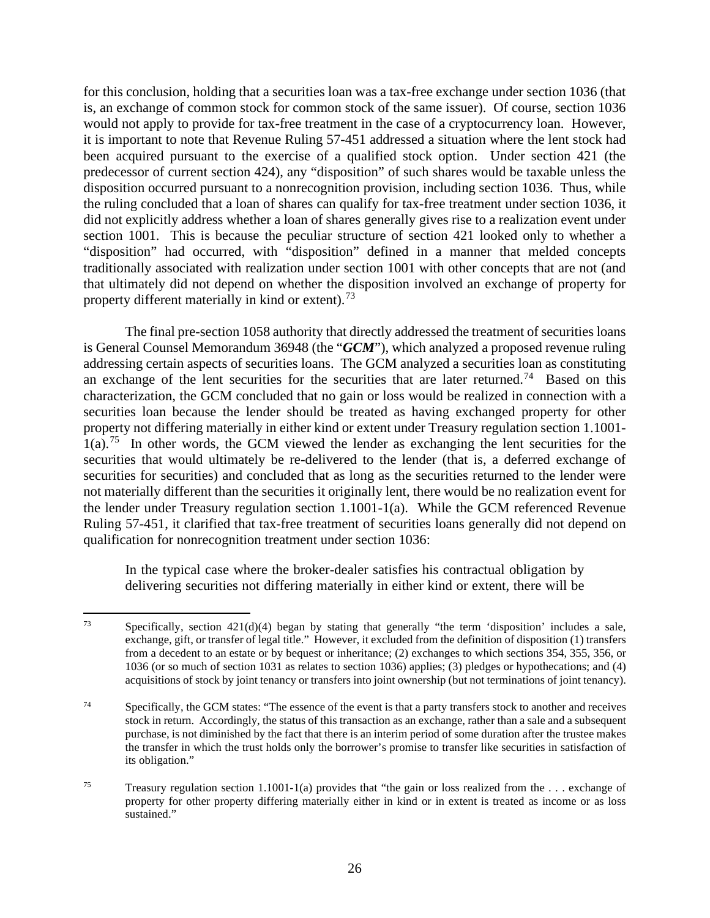for this conclusion, holding that a securities loan was a tax-free exchange under section 1036 (that is, an exchange of common stock for common stock of the same issuer). Of course, section 1036 would not apply to provide for tax-free treatment in the case of a cryptocurrency loan. However, it is important to note that Revenue Ruling 57-451 addressed a situation where the lent stock had been acquired pursuant to the exercise of a qualified stock option. Under section 421 (the predecessor of current section 424), any "disposition" of such shares would be taxable unless the disposition occurred pursuant to a nonrecognition provision, including section 1036. Thus, while the ruling concluded that a loan of shares can qualify for tax-free treatment under section 1036, it did not explicitly address whether a loan of shares generally gives rise to a realization event under section 1001. This is because the peculiar structure of section 421 looked only to whether a "disposition" had occurred, with "disposition" defined in a manner that melded concepts traditionally associated with realization under section 1001 with other concepts that are not (and that ultimately did not depend on whether the disposition involved an exchange of property for property different materially in kind or extent).[73]

The final pre-section 1058 authority that directly addressed the treatment of securities loans is General Counsel Memorandum 36948 (the "***GCM***"), which analyzed a proposed revenue ruling addressing certain aspects of securities loans. The GCM analyzed a securities loan as constituting an exchange of the lent securities for the securities that are later returned.[74] Based on this characterization, the GCM concluded that no gain or loss would be realized in connection with a securities loan because the lender should be treated as having exchanged property for other property not differing materially in either kind or extent under Treasury regulation section 1.1001-1(a).[75] In other words, the GCM viewed the lender as exchanging the lent securities for the securities that would ultimately be re-delivered to the lender (that is, a deferred exchange of securities for securities) and concluded that as long as the securities returned to the lender were not materially different than the securities it originally lent, there would be no realization event for the lender under Treasury regulation section 1.1001-1(a). While the GCM referenced Revenue Ruling 57-451, it clarified that tax-free treatment of securities loans generally did not depend on qualification for nonrecognition treatment under section 1036:

> In the typical case where the broker-dealer satisfies his contractual obligation by delivering securities not differing materially in either kind or extent, there will be

---

[73] Specifically, section 421(d)(4) began by stating that generally "the term 'disposition' includes a sale, exchange, gift, or transfer of legal title." However, it excluded from the definition of disposition (1) transfers from a decedent to an estate or by bequest or inheritance; (2) exchanges to which sections 354, 355, 356, or 1036 (or so much of section 1031 as relates to section 1036) applies; (3) pledges or hypothecations; and (4) acquisitions of stock by joint tenancy or transfers into joint ownership (but not terminations of joint tenancy).

[74] Specifically, the GCM states: "The essence of the event is that a party transfers stock to another and receives stock in return. Accordingly, the status of this transaction as an exchange, rather than a sale and a subsequent purchase, is not diminished by the fact that there is an interim period of some duration after the trustee makes the transfer in which the trust holds only the borrower's promise to transfer like securities in satisfaction of its obligation."

[75] Treasury regulation section 1.1001-1(a) provides that "the gain or loss realized from the . . . exchange of property for other property differing materially either in kind or in extent is treated as income or as loss sustained."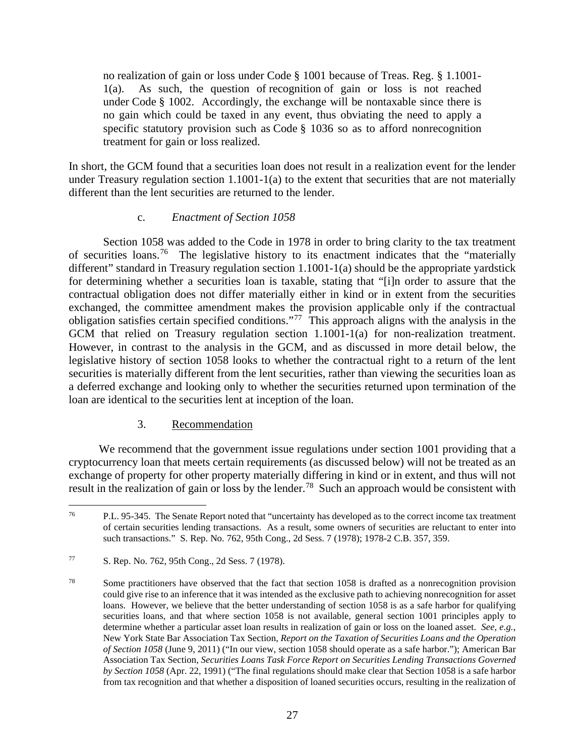> no realization of gain or loss under Code § 1001 because of Treas. Reg. § 1.1001-1(a). As such, the question of recognition of gain or loss is not reached under Code § 1002. Accordingly, the exchange will be nontaxable since there is no gain which could be taxed in any event, thus obviating the need to apply a specific statutory provision such as Code § 1036 so as to afford nonrecognition treatment for gain or loss realized.

In short, the GCM found that a securities loan does not result in a realization event for the lender under Treasury regulation section 1.1001-1(a) to the extent that securities that are not materially different than the lent securities are returned to the lender.

c. *Enactment of Section 1058*

Section 1058 was added to the Code in 1978 in order to bring clarity to the tax treatment of securities loans.[76] The legislative history to its enactment indicates that the "materially different" standard in Treasury regulation section 1.1001-1(a) should be the appropriate yardstick for determining whether a securities loan is taxable, stating that "[i]n order to assure that the contractual obligation does not differ materially either in kind or in extent from the securities exchanged, the committee amendment makes the provision applicable only if the contractual obligation satisfies certain specified conditions."[77] This approach aligns with the analysis in the GCM that relied on Treasury regulation section 1.1001-1(a) for non-realization treatment. However, in contrast to the analysis in the GCM, and as discussed in more detail below, the legislative history of section 1058 looks to whether the contractual right to a return of the lent securities is materially different from the lent securities, rather than viewing the securities loan as a deferred exchange and looking only to whether the securities returned upon termination of the loan are identical to the securities lent at inception of the loan.

3. Recommendation

We recommend that the government issue regulations under section 1001 providing that a cryptocurrency loan that meets certain requirements (as discussed below) will not be treated as an exchange of property for other property materially differing in kind or in extent, and thus will not result in the realization of gain or loss by the lender.[78] Such an approach would be consistent with

---

[76] P.L. 95-345. The Senate Report noted that "uncertainty has developed as to the correct income tax treatment of certain securities lending transactions. As a result, some owners of securities are reluctant to enter into such transactions." S. Rep. No. 762, 95th Cong., 2d Sess. 7 (1978); 1978-2 C.B. 357, 359.

[77] S. Rep. No. 762, 95th Cong., 2d Sess. 7 (1978).

[78] Some practitioners have observed that the fact that section 1058 is drafted as a nonrecognition provision could give rise to an inference that it was intended as the exclusive path to achieving nonrecognition for asset loans. However, we believe that the better understanding of section 1058 is as a safe harbor for qualifying securities loans, and that where section 1058 is not available, general section 1001 principles apply to determine whether a particular asset loan results in realization of gain or loss on the loaned asset. *See, e.g.*, New York State Bar Association Tax Section, *Report on the Taxation of Securities Loans and the Operation of Section 1058* (June 9, 2011) ("In our view, section 1058 should operate as a safe harbor."); American Bar Association Tax Section, *Securities Loans Task Force Report on Securities Lending Transactions Governed by Section 1058* (Apr. 22, 1991) ("The final regulations should make clear that Section 1058 is a safe harbor from tax recognition and that whether a disposition of loaned securities occurs, resulting in the realization of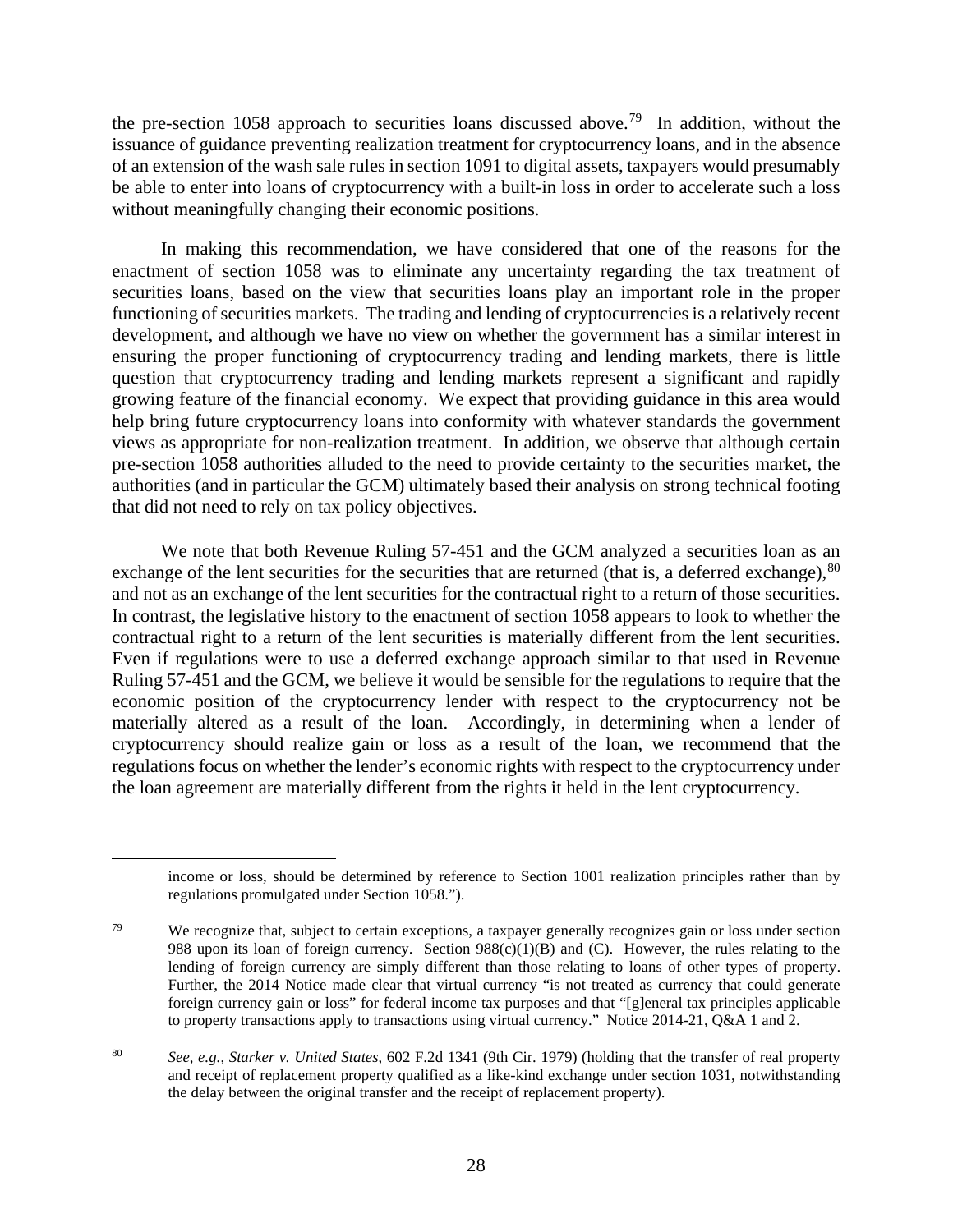the pre-section 1058 approach to securities loans discussed above.[79] In addition, without the issuance of guidance preventing realization treatment for cryptocurrency loans, and in the absence of an extension of the wash sale rules in section 1091 to digital assets, taxpayers would presumably be able to enter into loans of cryptocurrency with a built-in loss in order to accelerate such a loss without meaningfully changing their economic positions.

In making this recommendation, we have considered that one of the reasons for the enactment of section 1058 was to eliminate any uncertainty regarding the tax treatment of securities loans, based on the view that securities loans play an important role in the proper functioning of securities markets. The trading and lending of cryptocurrencies is a relatively recent development, and although we have no view on whether the government has a similar interest in ensuring the proper functioning of cryptocurrency trading and lending markets, there is little question that cryptocurrency trading and lending markets represent a significant and rapidly growing feature of the financial economy. We expect that providing guidance in this area would help bring future cryptocurrency loans into conformity with whatever standards the government views as appropriate for non-realization treatment. In addition, we observe that although certain pre-section 1058 authorities alluded to the need to provide certainty to the securities market, the authorities (and in particular the GCM) ultimately based their analysis on strong technical footing that did not need to rely on tax policy objectives.

We note that both Revenue Ruling 57-451 and the GCM analyzed a securities loan as an exchange of the lent securities for the securities that are returned (that is, a deferred exchange),[80] and not as an exchange of the lent securities for the contractual right to a return of those securities. In contrast, the legislative history to the enactment of section 1058 appears to look to whether the contractual right to a return of the lent securities is materially different from the lent securities. Even if regulations were to use a deferred exchange approach similar to that used in Revenue Ruling 57-451 and the GCM, we believe it would be sensible for the regulations to require that the economic position of the cryptocurrency lender with respect to the cryptocurrency not be materially altered as a result of the loan. Accordingly, in determining when a lender of cryptocurrency should realize gain or loss as a result of the loan, we recommend that the regulations focus on whether the lender's economic rights with respect to the cryptocurrency under the loan agreement are materially different from the rights it held in the lent cryptocurrency.

---

income or loss, should be determined by reference to Section 1001 realization principles rather than by regulations promulgated under Section 1058.").

[79] We recognize that, subject to certain exceptions, a taxpayer generally recognizes gain or loss under section 988 upon its loan of foreign currency. Section 988(c)(1)(B) and (C). However, the rules relating to the lending of foreign currency are simply different than those relating to loans of other types of property. Further, the 2014 Notice made clear that virtual currency "is not treated as currency that could generate foreign currency gain or loss" for federal income tax purposes and that "[g]eneral tax principles applicable to property transactions apply to transactions using virtual currency." Notice 2014-21, Q&A 1 and 2.

[80] *See, e.g.*, *Starker v. United States*, 602 F.2d 1341 (9th Cir. 1979) (holding that the transfer of real property and receipt of replacement property qualified as a like-kind exchange under section 1031, notwithstanding the delay between the original transfer and the receipt of replacement property).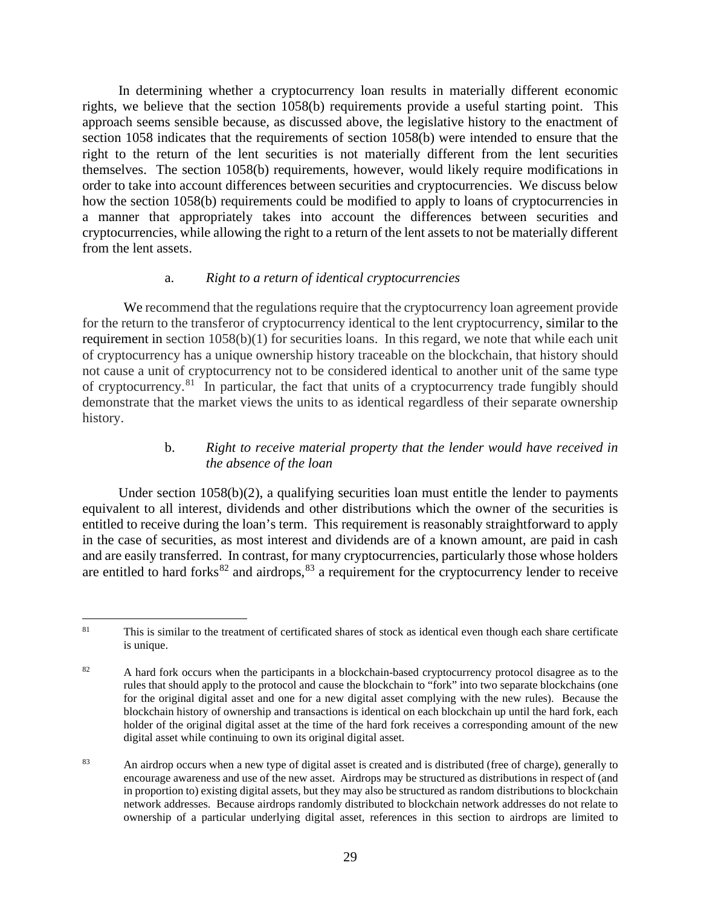In determining whether a cryptocurrency loan results in materially different economic rights, we believe that the section 1058(b) requirements provide a useful starting point. This approach seems sensible because, as discussed above, the legislative history to the enactment of section 1058 indicates that the requirements of section 1058(b) were intended to ensure that the right to the return of the lent securities is not materially different from the lent securities themselves. The section 1058(b) requirements, however, would likely require modifications in order to take into account differences between securities and cryptocurrencies. We discuss below how the section 1058(b) requirements could be modified to apply to loans of cryptocurrencies in a manner that appropriately takes into account the differences between securities and cryptocurrencies, while allowing the right to a return of the lent assets to not be materially different from the lent assets.

a. *Right to a return of identical cryptocurrencies*

We recommend that the regulations require that the cryptocurrency loan agreement provide for the return to the transferor of cryptocurrency identical to the lent cryptocurrency, similar to the requirement in section 1058(b)(1) for securities loans. In this regard, we note that while each unit of cryptocurrency has a unique ownership history traceable on the blockchain, that history should not cause a unit of cryptocurrency not to be considered identical to another unit of the same type of cryptocurrency.[81] In particular, the fact that units of a cryptocurrency trade fungibly should demonstrate that the market views the units to as identical regardless of their separate ownership history.

b. *Right to receive material property that the lender would have received in the absence of the loan*

Under section 1058(b)(2), a qualifying securities loan must entitle the lender to payments equivalent to all interest, dividends and other distributions which the owner of the securities is entitled to receive during the loan's term. This requirement is reasonably straightforward to apply in the case of securities, as most interest and dividends are of a known amount, are paid in cash and are easily transferred. In contrast, for many cryptocurrencies, particularly those whose holders are entitled to hard forks[82] and airdrops,[83] a requirement for the cryptocurrency lender to receive

---

[81] This is similar to the treatment of certificated shares of stock as identical even though each share certificate is unique.

[82] A hard fork occurs when the participants in a blockchain-based cryptocurrency protocol disagree as to the rules that should apply to the protocol and cause the blockchain to "fork" into two separate blockchains (one for the original digital asset and one for a new digital asset complying with the new rules). Because the blockchain history of ownership and transactions is identical on each blockchain up until the hard fork, each holder of the original digital asset at the time of the hard fork receives a corresponding amount of the new digital asset while continuing to own its original digital asset.

[83] An airdrop occurs when a new type of digital asset is created and is distributed (free of charge), generally to encourage awareness and use of the new asset. Airdrops may be structured as distributions in respect of (and in proportion to) existing digital assets, but they may also be structured as random distributions to blockchain network addresses. Because airdrops randomly distributed to blockchain network addresses do not relate to ownership of a particular underlying digital asset, references in this section to airdrops are limited to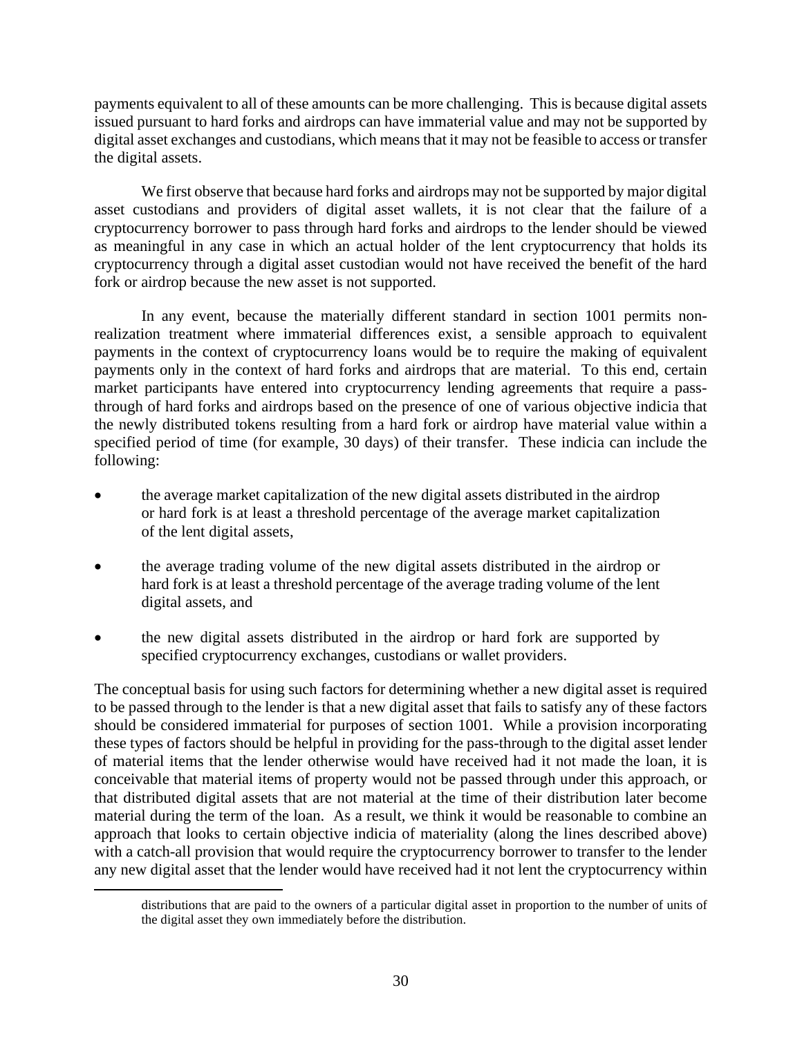payments equivalent to all of these amounts can be more challenging. This is because digital assets issued pursuant to hard forks and airdrops can have immaterial value and may not be supported by digital asset exchanges and custodians, which means that it may not be feasible to access or transfer the digital assets.

We first observe that because hard forks and airdrops may not be supported by major digital asset custodians and providers of digital asset wallets, it is not clear that the failure of a cryptocurrency borrower to pass through hard forks and airdrops to the lender should be viewed as meaningful in any case in which an actual holder of the lent cryptocurrency that holds its cryptocurrency through a digital asset custodian would not have received the benefit of the hard fork or airdrop because the new asset is not supported.

In any event, because the materially different standard in section 1001 permits non-realization treatment where immaterial differences exist, a sensible approach to equivalent payments in the context of cryptocurrency loans would be to require the making of equivalent payments only in the context of hard forks and airdrops that are material. To this end, certain market participants have entered into cryptocurrency lending agreements that require a pass-through of hard forks and airdrops based on the presence of one of various objective indicia that the newly distributed tokens resulting from a hard fork or airdrop have material value within a specified period of time (for example, 30 days) of their transfer. These indicia can include the following:

- the average market capitalization of the new digital assets distributed in the airdrop or hard fork is at least a threshold percentage of the average market capitalization of the lent digital assets,
- the average trading volume of the new digital assets distributed in the airdrop or hard fork is at least a threshold percentage of the average trading volume of the lent digital assets, and
- the new digital assets distributed in the airdrop or hard fork are supported by specified cryptocurrency exchanges, custodians or wallet providers.

The conceptual basis for using such factors for determining whether a new digital asset is required to be passed through to the lender is that a new digital asset that fails to satisfy any of these factors should be considered immaterial for purposes of section 1001. While a provision incorporating these types of factors should be helpful in providing for the pass-through to the digital asset lender of material items that the lender otherwise would have received had it not made the loan, it is conceivable that material items of property would not be passed through under this approach, or that distributed digital assets that are not material at the time of their distribution later become material during the term of the loan. As a result, we think it would be reasonable to combine an approach that looks to certain objective indicia of materiality (along the lines described above) with a catch-all provision that would require the cryptocurrency borrower to transfer to the lender any new digital asset that the lender would have received had it not lent the cryptocurrency within

distributions that are paid to the owners of a particular digital asset in proportion to the number of units of the digital asset they own immediately before the distribution.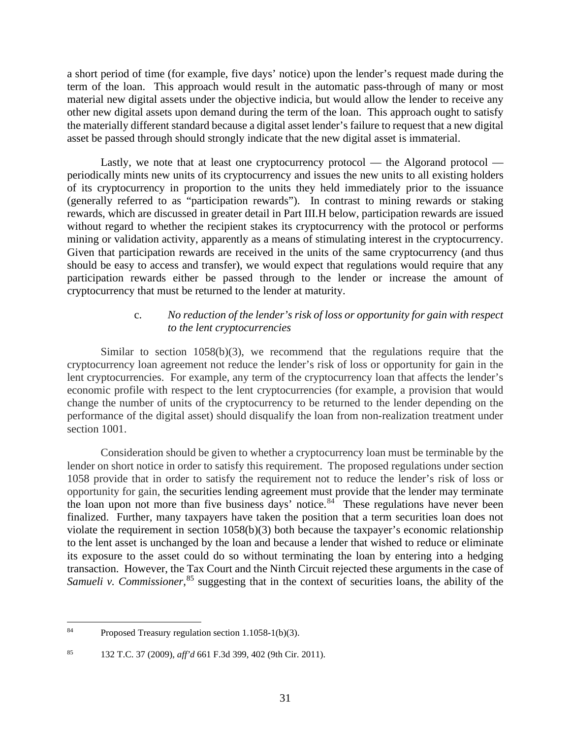a short period of time (for example, five days' notice) upon the lender's request made during the term of the loan. This approach would result in the automatic pass-through of many or most material new digital assets under the objective indicia, but would allow the lender to receive any other new digital assets upon demand during the term of the loan. This approach ought to satisfy the materially different standard because a digital asset lender's failure to request that a new digital asset be passed through should strongly indicate that the new digital asset is immaterial.

Lastly, we note that at least one cryptocurrency protocol — the Algorand protocol — periodically mints new units of its cryptocurrency and issues the new units to all existing holders of its cryptocurrency in proportion to the units they held immediately prior to the issuance (generally referred to as "participation rewards"). In contrast to mining rewards or staking rewards, which are discussed in greater detail in Part III.H below, participation rewards are issued without regard to whether the recipient stakes its cryptocurrency with the protocol or performs mining or validation activity, apparently as a means of stimulating interest in the cryptocurrency. Given that participation rewards are received in the units of the same cryptocurrency (and thus should be easy to access and transfer), we would expect that regulations would require that any participation rewards either be passed through to the lender or increase the amount of cryptocurrency that must be returned to the lender at maturity.

c. *No reduction of the lender's risk of loss or opportunity for gain with respect to the lent cryptocurrencies*

Similar to section 1058(b)(3), we recommend that the regulations require that the cryptocurrency loan agreement not reduce the lender's risk of loss or opportunity for gain in the lent cryptocurrencies. For example, any term of the cryptocurrency loan that affects the lender's economic profile with respect to the lent cryptocurrencies (for example, a provision that would change the number of units of the cryptocurrency to be returned to the lender depending on the performance of the digital asset) should disqualify the loan from non-realization treatment under section 1001.

Consideration should be given to whether a cryptocurrency loan must be terminable by the lender on short notice in order to satisfy this requirement. The proposed regulations under section 1058 provide that in order to satisfy the requirement not to reduce the lender's risk of loss or opportunity for gain, the securities lending agreement must provide that the lender may terminate the loan upon not more than five business days' notice.[84] These regulations have never been finalized. Further, many taxpayers have taken the position that a term securities loan does not violate the requirement in section 1058(b)(3) both because the taxpayer's economic relationship to the lent asset is unchanged by the loan and because a lender that wished to reduce or eliminate its exposure to the asset could do so without terminating the loan by entering into a hedging transaction. However, the Tax Court and the Ninth Circuit rejected these arguments in the case of *Samueli v. Commissioner*,[85] suggesting that in the context of securities loans, the ability of the

---

[84] Proposed Treasury regulation section 1.1058-1(b)(3).

[85] 132 T.C. 37 (2009), *aff'd* 661 F.3d 399, 402 (9th Cir. 2011).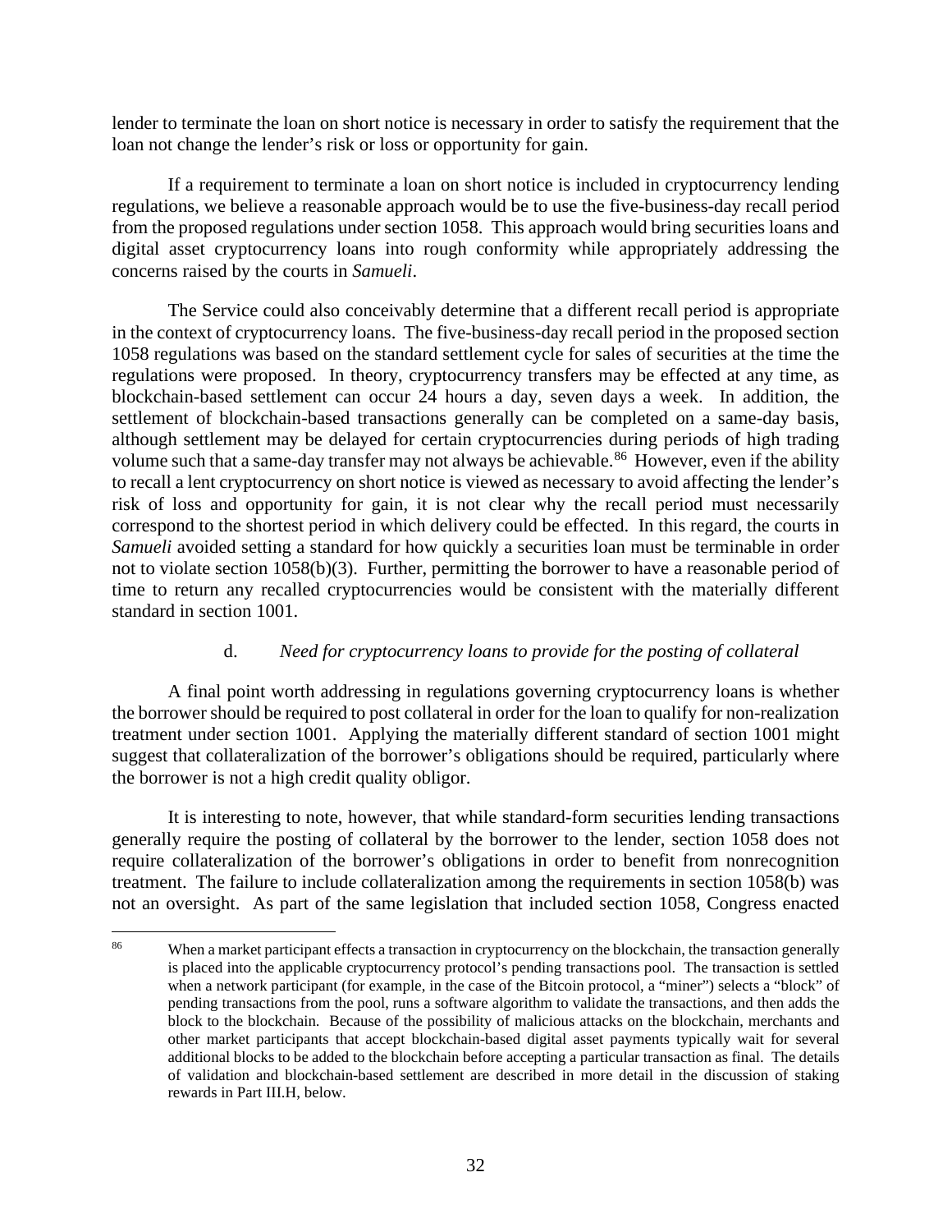lender to terminate the loan on short notice is necessary in order to satisfy the requirement that the loan not change the lender's risk or loss or opportunity for gain.

If a requirement to terminate a loan on short notice is included in cryptocurrency lending regulations, we believe a reasonable approach would be to use the five-business-day recall period from the proposed regulations under section 1058. This approach would bring securities loans and digital asset cryptocurrency loans into rough conformity while appropriately addressing the concerns raised by the courts in *Samueli*.

The Service could also conceivably determine that a different recall period is appropriate in the context of cryptocurrency loans. The five-business-day recall period in the proposed section 1058 regulations was based on the standard settlement cycle for sales of securities at the time the regulations were proposed. In theory, cryptocurrency transfers may be effected at any time, as blockchain-based settlement can occur 24 hours a day, seven days a week. In addition, the settlement of blockchain-based transactions generally can be completed on a same-day basis, although settlement may be delayed for certain cryptocurrencies during periods of high trading volume such that a same-day transfer may not always be achievable.[86] However, even if the ability to recall a lent cryptocurrency on short notice is viewed as necessary to avoid affecting the lender's risk of loss and opportunity for gain, it is not clear why the recall period must necessarily correspond to the shortest period in which delivery could be effected. In this regard, the courts in *Samueli* avoided setting a standard for how quickly a securities loan must be terminable in order not to violate section 1058(b)(3). Further, permitting the borrower to have a reasonable period of time to return any recalled cryptocurrencies would be consistent with the materially different standard in section 1001.

#### d. *Need for cryptocurrency loans to provide for the posting of collateral*

A final point worth addressing in regulations governing cryptocurrency loans is whether the borrower should be required to post collateral in order for the loan to qualify for non-realization treatment under section 1001. Applying the materially different standard of section 1001 might suggest that collateralization of the borrower's obligations should be required, particularly where the borrower is not a high credit quality obligor.

It is interesting to note, however, that while standard-form securities lending transactions generally require the posting of collateral by the borrower to the lender, section 1058 does not require collateralization of the borrower's obligations in order to benefit from nonrecognition treatment. The failure to include collateralization among the requirements in section 1058(b) was not an oversight. As part of the same legislation that included section 1058, Congress enacted

---

[86] When a market participant effects a transaction in cryptocurrency on the blockchain, the transaction generally is placed into the applicable cryptocurrency protocol's pending transactions pool. The transaction is settled when a network participant (for example, in the case of the Bitcoin protocol, a "miner") selects a "block" of pending transactions from the pool, runs a software algorithm to validate the transactions, and then adds the block to the blockchain. Because of the possibility of malicious attacks on the blockchain, merchants and other market participants that accept blockchain-based digital asset payments typically wait for several additional blocks to be added to the blockchain before accepting a particular transaction as final. The details of validation and blockchain-based settlement are described in more detail in the discussion of staking rewards in Part III.H, below.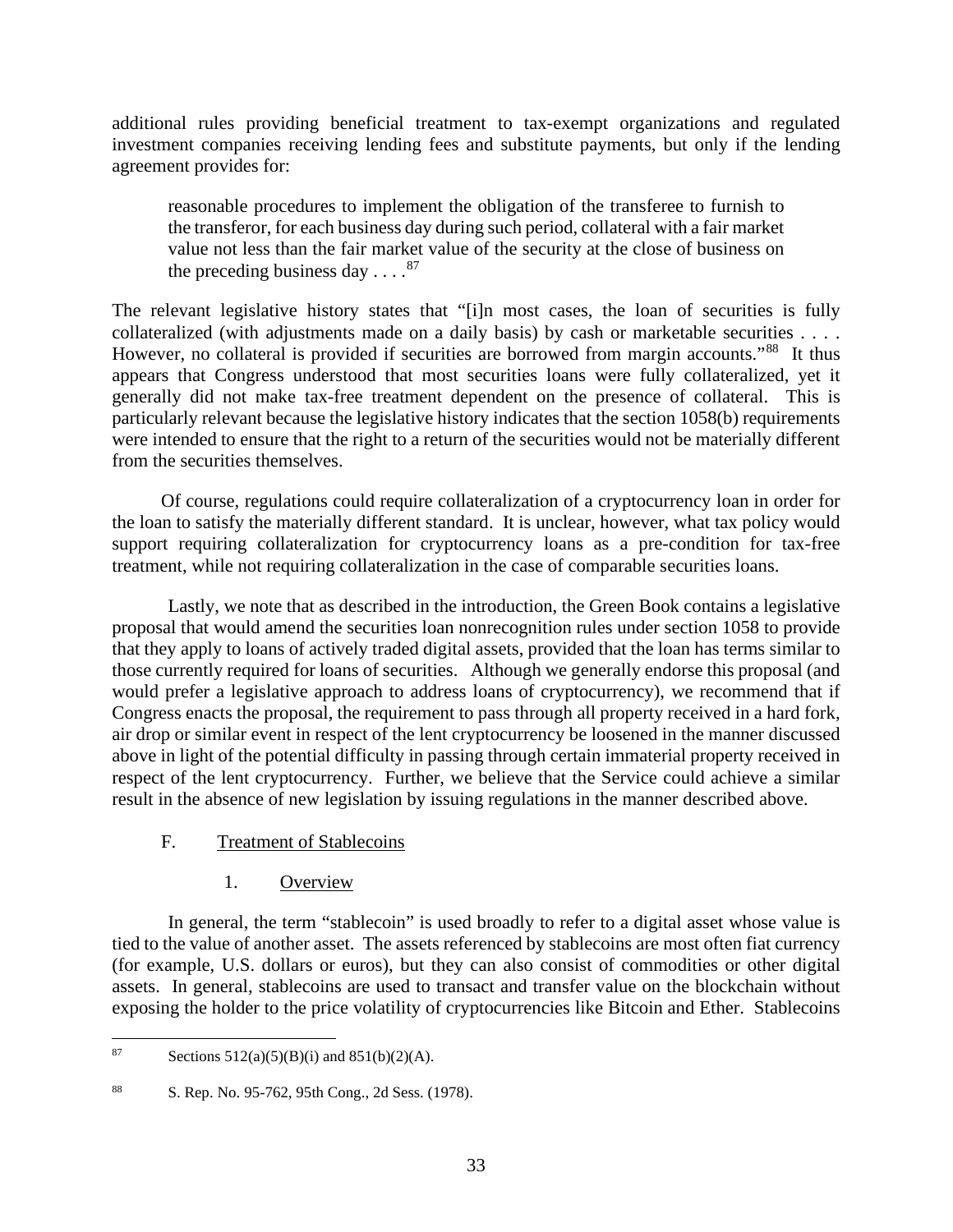additional rules providing beneficial treatment to tax-exempt organizations and regulated investment companies receiving lending fees and substitute payments, but only if the lending agreement provides for:

> reasonable procedures to implement the obligation of the transferee to furnish to the transferor, for each business day during such period, collateral with a fair market value not less than the fair market value of the security at the close of business on the preceding business day . . . .[87]

The relevant legislative history states that "[i]n most cases, the loan of securities is fully collateralized (with adjustments made on a daily basis) by cash or marketable securities . . . . However, no collateral is provided if securities are borrowed from margin accounts."[88] It thus appears that Congress understood that most securities loans were fully collateralized, yet it generally did not make tax-free treatment dependent on the presence of collateral. This is particularly relevant because the legislative history indicates that the section 1058(b) requirements were intended to ensure that the right to a return of the securities would not be materially different from the securities themselves.

Of course, regulations could require collateralization of a cryptocurrency loan in order for the loan to satisfy the materially different standard. It is unclear, however, what tax policy would support requiring collateralization for cryptocurrency loans as a pre-condition for tax-free treatment, while not requiring collateralization in the case of comparable securities loans.

Lastly, we note that as described in the introduction, the Green Book contains a legislative proposal that would amend the securities loan nonrecognition rules under section 1058 to provide that they apply to loans of actively traded digital assets, provided that the loan has terms similar to those currently required for loans of securities. Although we generally endorse this proposal (and would prefer a legislative approach to address loans of cryptocurrency), we recommend that if Congress enacts the proposal, the requirement to pass through all property received in a hard fork, air drop or similar event in respect of the lent cryptocurrency be loosened in the manner discussed above in light of the potential difficulty in passing through certain immaterial property received in respect of the lent cryptocurrency. Further, we believe that the Service could achieve a similar result in the absence of new legislation by issuing regulations in the manner described above.

## F. Treatment of Stablecoins

### 1. Overview

In general, the term "stablecoin" is used broadly to refer to a digital asset whose value is tied to the value of another asset. The assets referenced by stablecoins are most often fiat currency (for example, U.S. dollars or euros), but they can also consist of commodities or other digital assets. In general, stablecoins are used to transact and transfer value on the blockchain without exposing the holder to the price volatility of cryptocurrencies like Bitcoin and Ether. Stablecoins

---

[87] Sections 512(a)(5)(B)(i) and 851(b)(2)(A).

[88] S. Rep. No. 95-762, 95th Cong., 2d Sess. (1978).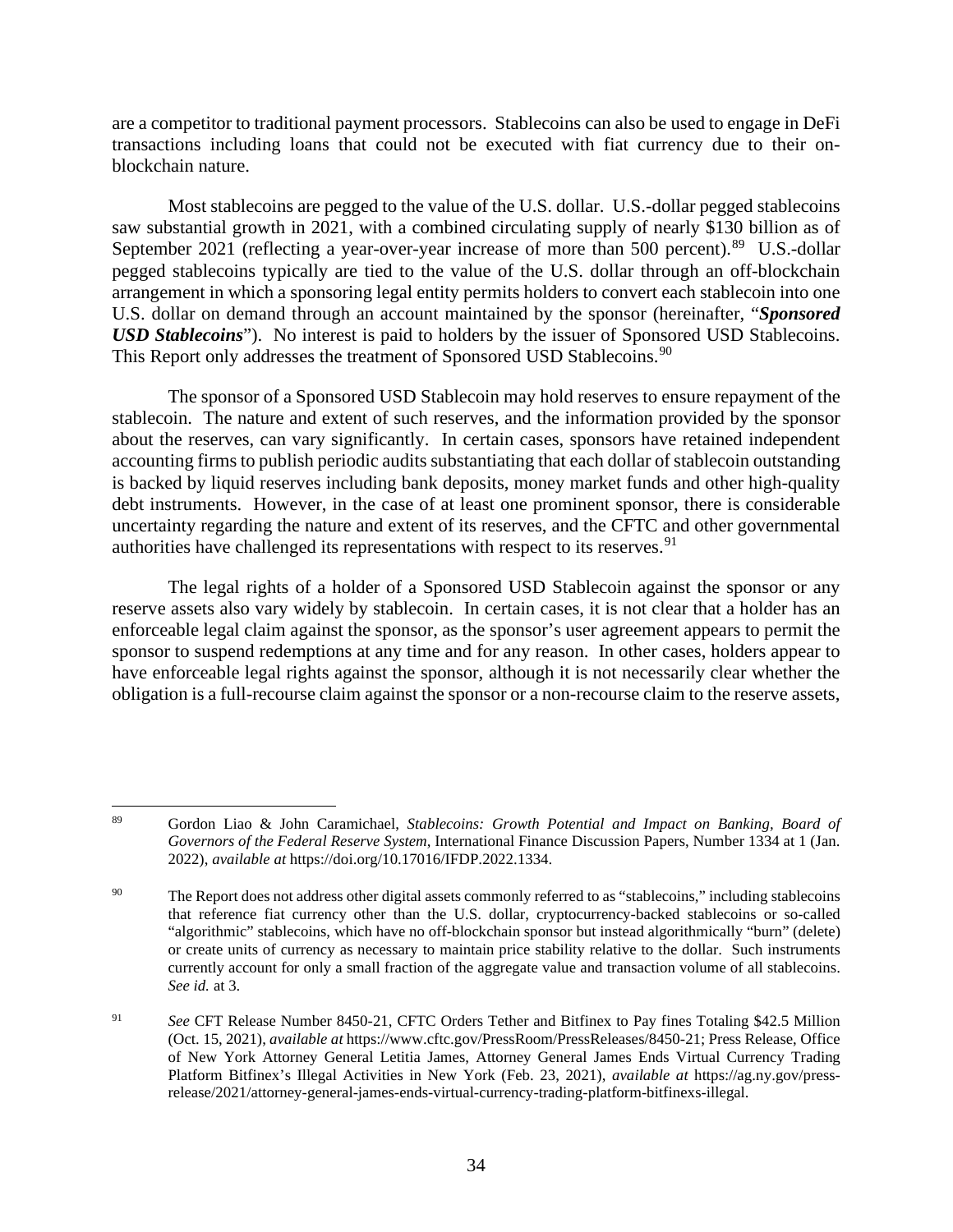are a competitor to traditional payment processors. Stablecoins can also be used to engage in DeFi transactions including loans that could not be executed with fiat currency due to their on-blockchain nature.

Most stablecoins are pegged to the value of the U.S. dollar. U.S.-dollar pegged stablecoins saw substantial growth in 2021, with a combined circulating supply of nearly $130 billion as of September 2021 (reflecting a year-over-year increase of more than 500 percent).[89] U.S.-dollar pegged stablecoins typically are tied to the value of the U.S. dollar through an off-blockchain arrangement in which a sponsoring legal entity permits holders to convert each stablecoin into one U.S. dollar on demand through an account maintained by the sponsor (hereinafter, "***Sponsored USD Stablecoins***"). No interest is paid to holders by the issuer of Sponsored USD Stablecoins. This Report only addresses the treatment of Sponsored USD Stablecoins.[90]

The sponsor of a Sponsored USD Stablecoin may hold reserves to ensure repayment of the stablecoin. The nature and extent of such reserves, and the information provided by the sponsor about the reserves, can vary significantly. In certain cases, sponsors have retained independent accounting firms to publish periodic audits substantiating that each dollar of stablecoin outstanding is backed by liquid reserves including bank deposits, money market funds and other high-quality debt instruments. However, in the case of at least one prominent sponsor, there is considerable uncertainty regarding the nature and extent of its reserves, and the CFTC and other governmental authorities have challenged its representations with respect to its reserves.[91]

The legal rights of a holder of a Sponsored USD Stablecoin against the sponsor or any reserve assets also vary widely by stablecoin. In certain cases, it is not clear that a holder has an enforceable legal claim against the sponsor, as the sponsor's user agreement appears to permit the sponsor to suspend redemptions at any time and for any reason. In other cases, holders appear to have enforceable legal rights against the sponsor, although it is not necessarily clear whether the obligation is a full-recourse claim against the sponsor or a non-recourse claim to the reserve assets,

---

[89] Gordon Liao & John Caramichael, *Stablecoins: Growth Potential and Impact on Banking, Board of Governors of the Federal Reserve System*, International Finance Discussion Papers, Number 1334 at 1 (Jan. 2022), *available at* https://doi.org/10.17016/IFDP.2022.1334.

[90] The Report does not address other digital assets commonly referred to as "stablecoins," including stablecoins that reference fiat currency other than the U.S. dollar, cryptocurrency-backed stablecoins or so-called "algorithmic" stablecoins, which have no off-blockchain sponsor but instead algorithmically "burn" (delete) or create units of currency as necessary to maintain price stability relative to the dollar. Such instruments currently account for only a small fraction of the aggregate value and transaction volume of all stablecoins. *See id.* at 3.

[91] *See* CFT Release Number 8450-21, CFTC Orders Tether and Bitfinex to Pay fines Totaling $42.5 Million (Oct. 15, 2021), *available at* https://www.cftc.gov/PressRoom/PressReleases/8450-21; Press Release, Office of New York Attorney General Letitia James, Attorney General James Ends Virtual Currency Trading Platform Bitfinex's Illegal Activities in New York (Feb. 23, 2021), *available at* https://ag.ny.gov/press-release/2021/attorney-general-james-ends-virtual-currency-trading-platform-bitfinexs-illegal.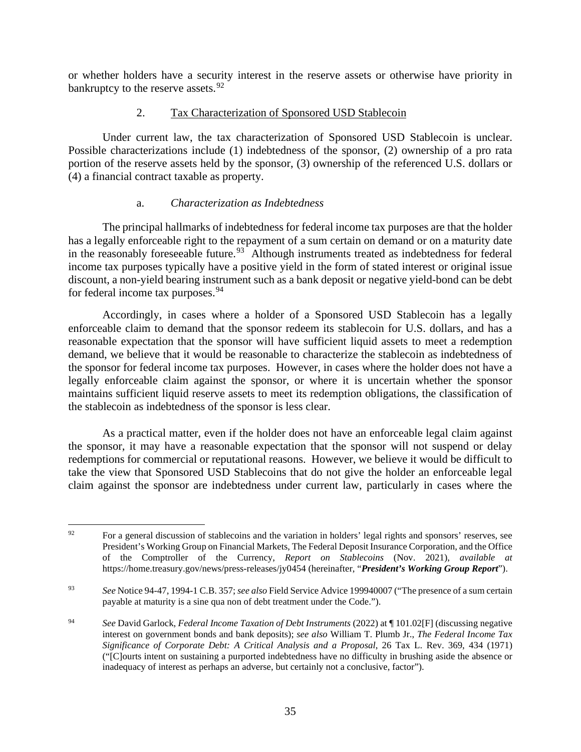or whether holders have a security interest in the reserve assets or otherwise have priority in bankruptcy to the reserve assets.[92]

### 2. Tax Characterization of Sponsored USD Stablecoin

Under current law, the tax characterization of Sponsored USD Stablecoin is unclear. Possible characterizations include (1) indebtedness of the sponsor, (2) ownership of a pro rata portion of the reserve assets held by the sponsor, (3) ownership of the referenced U.S. dollars or (4) a financial contract taxable as property.

#### a. *Characterization as Indebtedness*

The principal hallmarks of indebtedness for federal income tax purposes are that the holder has a legally enforceable right to the repayment of a sum certain on demand or on a maturity date in the reasonably foreseeable future.[93] Although instruments treated as indebtedness for federal income tax purposes typically have a positive yield in the form of stated interest or original issue discount, a non-yield bearing instrument such as a bank deposit or negative yield-bond can be debt for federal income tax purposes.[94]

Accordingly, in cases where a holder of a Sponsored USD Stablecoin has a legally enforceable claim to demand that the sponsor redeem its stablecoin for U.S. dollars, and has a reasonable expectation that the sponsor will have sufficient liquid assets to meet a redemption demand, we believe that it would be reasonable to characterize the stablecoin as indebtedness of the sponsor for federal income tax purposes. However, in cases where the holder does not have a legally enforceable claim against the sponsor, or where it is uncertain whether the sponsor maintains sufficient liquid reserve assets to meet its redemption obligations, the classification of the stablecoin as indebtedness of the sponsor is less clear.

As a practical matter, even if the holder does not have an enforceable legal claim against the sponsor, it may have a reasonable expectation that the sponsor will not suspend or delay redemptions for commercial or reputational reasons. However, we believe it would be difficult to take the view that Sponsored USD Stablecoins that do not give the holder an enforceable legal claim against the sponsor are indebtedness under current law, particularly in cases where the

---

[92] For a general discussion of stablecoins and the variation in holders' legal rights and sponsors' reserves, see President's Working Group on Financial Markets, The Federal Deposit Insurance Corporation, and the Office of the Comptroller of the Currency, *Report on Stablecoins* (Nov. 2021), *available at* https://home.treasury.gov/news/press-releases/jy0454 (hereinafter, "***President's Working Group Report***").

[93] *See* Notice 94-47, 1994-1 C.B. 357; *see also* Field Service Advice 199940007 ("The presence of a sum certain payable at maturity is a sine qua non of debt treatment under the Code.").

[94] *See* David Garlock, *Federal Income Taxation of Debt Instruments* (2022) at ¶ 101.02[F] (discussing negative interest on government bonds and bank deposits); *see also* William T. Plumb Jr., *The Federal Income Tax Significance of Corporate Debt: A Critical Analysis and a Proposal*, 26 Tax L. Rev. 369, 434 (1971) ("[C]ourts intent on sustaining a purported indebtedness have no difficulty in brushing aside the absence or inadequacy of interest as perhaps an adverse, but certainly not a conclusive, factor").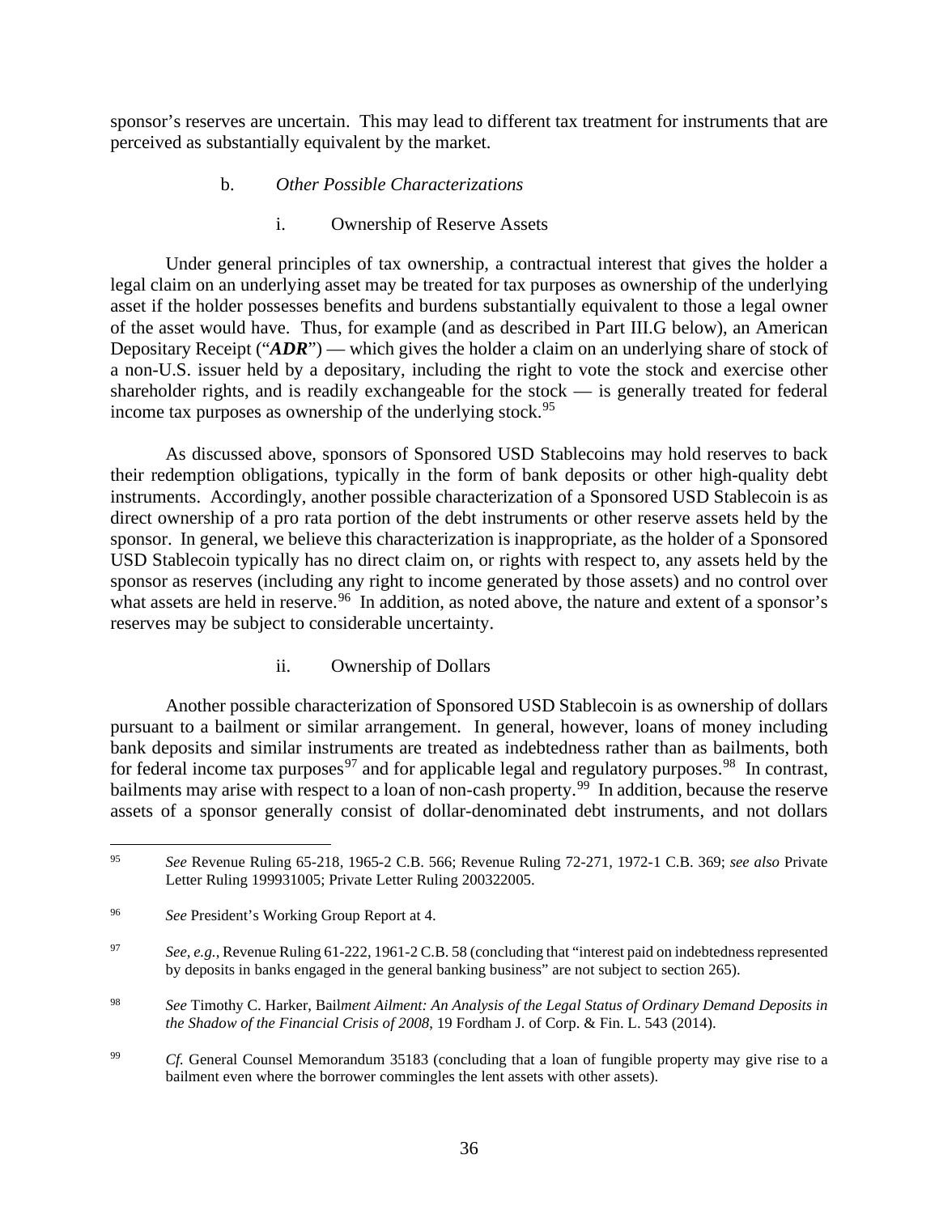sponsor's reserves are uncertain. This may lead to different tax treatment for instruments that are perceived as substantially equivalent by the market.

b. *Other Possible Characterizations*

i. Ownership of Reserve Assets

Under general principles of tax ownership, a contractual interest that gives the holder a legal claim on an underlying asset may be treated for tax purposes as ownership of the underlying asset if the holder possesses benefits and burdens substantially equivalent to those a legal owner of the asset would have. Thus, for example (and as described in Part III.G below), an American Depositary Receipt ("***ADR***") — which gives the holder a claim on an underlying share of stock of a non-U.S. issuer held by a depositary, including the right to vote the stock and exercise other shareholder rights, and is readily exchangeable for the stock — is generally treated for federal income tax purposes as ownership of the underlying stock.[95]

As discussed above, sponsors of Sponsored USD Stablecoins may hold reserves to back their redemption obligations, typically in the form of bank deposits or other high-quality debt instruments. Accordingly, another possible characterization of a Sponsored USD Stablecoin is as direct ownership of a pro rata portion of the debt instruments or other reserve assets held by the sponsor. In general, we believe this characterization is inappropriate, as the holder of a Sponsored USD Stablecoin typically has no direct claim on, or rights with respect to, any assets held by the sponsor as reserves (including any right to income generated by those assets) and no control over what assets are held in reserve.[96] In addition, as noted above, the nature and extent of a sponsor's reserves may be subject to considerable uncertainty.

ii. Ownership of Dollars

Another possible characterization of Sponsored USD Stablecoin is as ownership of dollars pursuant to a bailment or similar arrangement. In general, however, loans of money including bank deposits and similar instruments are treated as indebtedness rather than as bailments, both for federal income tax purposes[97] and for applicable legal and regulatory purposes.[98] In contrast, bailments may arise with respect to a loan of non-cash property.[99] In addition, because the reserve assets of a sponsor generally consist of dollar-denominated debt instruments, and not dollars

---

[95] *See* Revenue Ruling 65-218, 1965-2 C.B. 566; Revenue Ruling 72-271, 1972-1 C.B. 369; *see also* Private Letter Ruling 199931005; Private Letter Ruling 200322005.

[96] *See* President's Working Group Report at 4.

[97] *See, e.g.*, Revenue Ruling 61-222, 1961-2 C.B. 58 (concluding that "interest paid on indebtedness represented by deposits in banks engaged in the general banking business" are not subject to section 265).

[98] *See* Timothy C. Harker, Bai*lment Ailment: An Analysis of the Legal Status of Ordinary Demand Deposits in the Shadow of the Financial Crisis of 2008*, 19 Fordham J. of Corp. & Fin. L. 543 (2014).

[99] *Cf.* General Counsel Memorandum 35183 (concluding that a loan of fungible property may give rise to a bailment even where the borrower commingles the lent assets with other assets).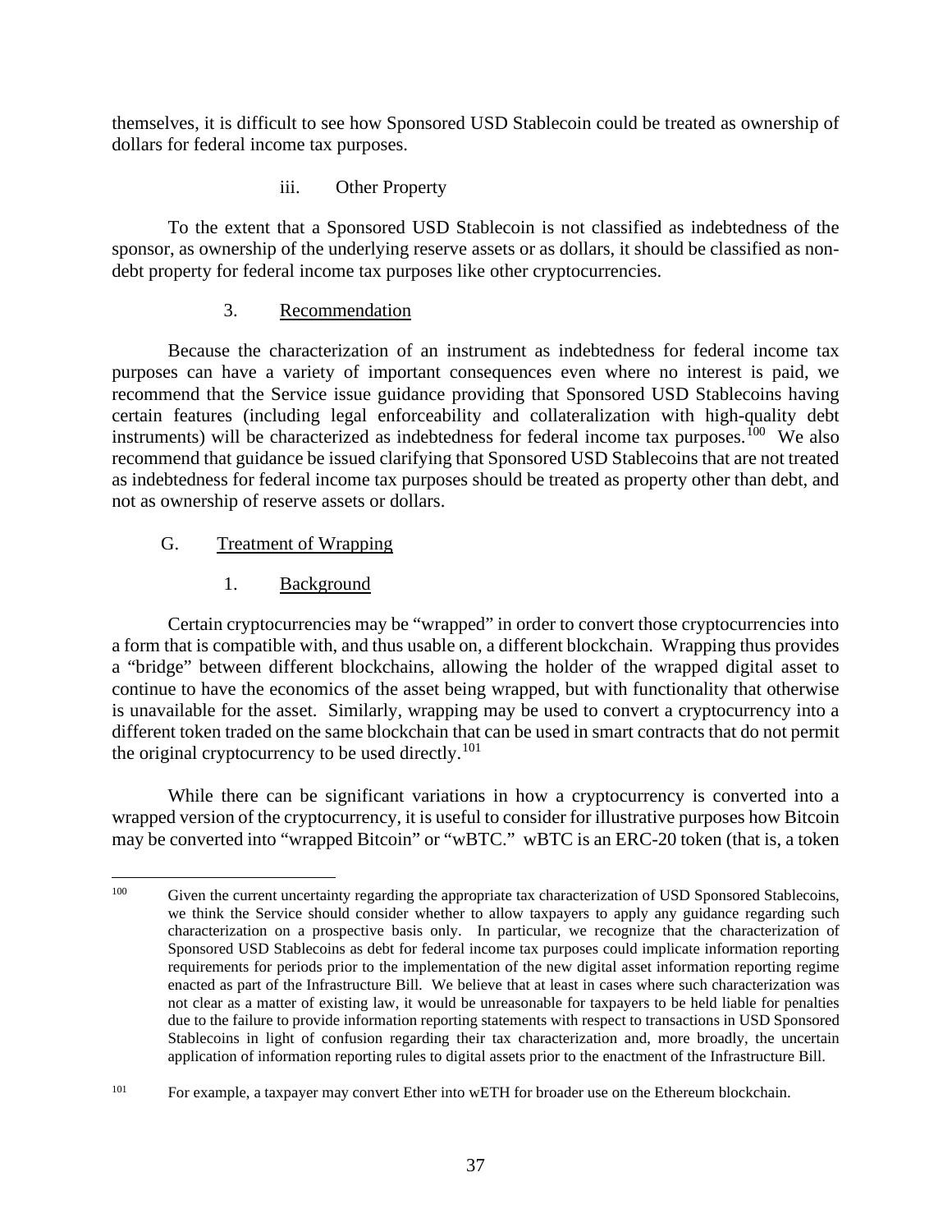themselves, it is difficult to see how Sponsored USD Stablecoin could be treated as ownership of dollars for federal income tax purposes.

#### iii. Other Property

To the extent that a Sponsored USD Stablecoin is not classified as indebtedness of the sponsor, as ownership of the underlying reserve assets or as dollars, it should be classified as non-debt property for federal income tax purposes like other cryptocurrencies.

### 3. Recommendation

Because the characterization of an instrument as indebtedness for federal income tax purposes can have a variety of important consequences even where no interest is paid, we recommend that the Service issue guidance providing that Sponsored USD Stablecoins having certain features (including legal enforceability and collateralization with high-quality debt instruments) will be characterized as indebtedness for federal income tax purposes.[100] We also recommend that guidance be issued clarifying that Sponsored USD Stablecoins that are not treated as indebtedness for federal income tax purposes should be treated as property other than debt, and not as ownership of reserve assets or dollars.

## G. Treatment of Wrapping

### 1. Background

Certain cryptocurrencies may be "wrapped" in order to convert those cryptocurrencies into a form that is compatible with, and thus usable on, a different blockchain. Wrapping thus provides a "bridge" between different blockchains, allowing the holder of the wrapped digital asset to continue to have the economics of the asset being wrapped, but with functionality that otherwise is unavailable for the asset. Similarly, wrapping may be used to convert a cryptocurrency into a different token traded on the same blockchain that can be used in smart contracts that do not permit the original cryptocurrency to be used directly.[101]

While there can be significant variations in how a cryptocurrency is converted into a wrapped version of the cryptocurrency, it is useful to consider for illustrative purposes how Bitcoin may be converted into "wrapped Bitcoin" or "wBTC." wBTC is an ERC-20 token (that is, a token

---

[100] Given the current uncertainty regarding the appropriate tax characterization of USD Sponsored Stablecoins, we think the Service should consider whether to allow taxpayers to apply any guidance regarding such characterization on a prospective basis only. In particular, we recognize that the characterization of Sponsored USD Stablecoins as debt for federal income tax purposes could implicate information reporting requirements for periods prior to the implementation of the new digital asset information reporting regime enacted as part of the Infrastructure Bill. We believe that at least in cases where such characterization was not clear as a matter of existing law, it would be unreasonable for taxpayers to be held liable for penalties due to the failure to provide information reporting statements with respect to transactions in USD Sponsored Stablecoins in light of confusion regarding their tax characterization and, more broadly, the uncertain application of information reporting rules to digital assets prior to the enactment of the Infrastructure Bill.

[101] For example, a taxpayer may convert Ether into wETH for broader use on the Ethereum blockchain.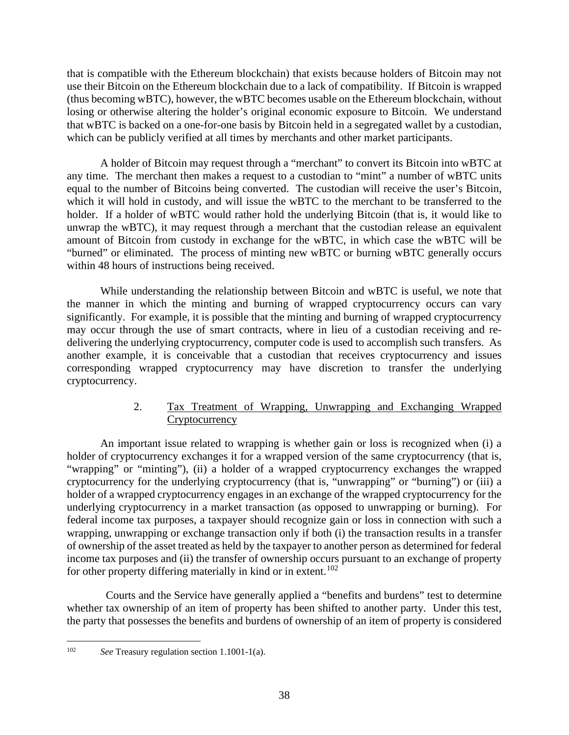that is compatible with the Ethereum blockchain) that exists because holders of Bitcoin may not use their Bitcoin on the Ethereum blockchain due to a lack of compatibility. If Bitcoin is wrapped (thus becoming wBTC), however, the wBTC becomes usable on the Ethereum blockchain, without losing or otherwise altering the holder's original economic exposure to Bitcoin. We understand that wBTC is backed on a one-for-one basis by Bitcoin held in a segregated wallet by a custodian, which can be publicly verified at all times by merchants and other market participants.

A holder of Bitcoin may request through a "merchant" to convert its Bitcoin into wBTC at any time. The merchant then makes a request to a custodian to "mint" a number of wBTC units equal to the number of Bitcoins being converted. The custodian will receive the user's Bitcoin, which it will hold in custody, and will issue the wBTC to the merchant to be transferred to the holder. If a holder of wBTC would rather hold the underlying Bitcoin (that is, it would like to unwrap the wBTC), it may request through a merchant that the custodian release an equivalent amount of Bitcoin from custody in exchange for the wBTC, in which case the wBTC will be "burned" or eliminated. The process of minting new wBTC or burning wBTC generally occurs within 48 hours of instructions being received.

While understanding the relationship between Bitcoin and wBTC is useful, we note that the manner in which the minting and burning of wrapped cryptocurrency occurs can vary significantly. For example, it is possible that the minting and burning of wrapped cryptocurrency may occur through the use of smart contracts, where in lieu of a custodian receiving and re-delivering the underlying cryptocurrency, computer code is used to accomplish such transfers. As another example, it is conceivable that a custodian that receives cryptocurrency and issues corresponding wrapped cryptocurrency may have discretion to transfer the underlying cryptocurrency.

### 2. Tax Treatment of Wrapping, Unwrapping and Exchanging Wrapped Cryptocurrency

An important issue related to wrapping is whether gain or loss is recognized when (i) a holder of cryptocurrency exchanges it for a wrapped version of the same cryptocurrency (that is, "wrapping" or "minting"), (ii) a holder of a wrapped cryptocurrency exchanges the wrapped cryptocurrency for the underlying cryptocurrency (that is, "unwrapping" or "burning") or (iii) a holder of a wrapped cryptocurrency engages in an exchange of the wrapped cryptocurrency for the underlying cryptocurrency in a market transaction (as opposed to unwrapping or burning). For federal income tax purposes, a taxpayer should recognize gain or loss in connection with such a wrapping, unwrapping or exchange transaction only if both (i) the transaction results in a transfer of ownership of the asset treated as held by the taxpayer to another person as determined for federal income tax purposes and (ii) the transfer of ownership occurs pursuant to an exchange of property for other property differing materially in kind or in extent.[102]

Courts and the Service have generally applied a "benefits and burdens" test to determine whether tax ownership of an item of property has been shifted to another party. Under this test, the party that possesses the benefits and burdens of ownership of an item of property is considered

---

[102] *See* Treasury regulation section 1.1001-1(a).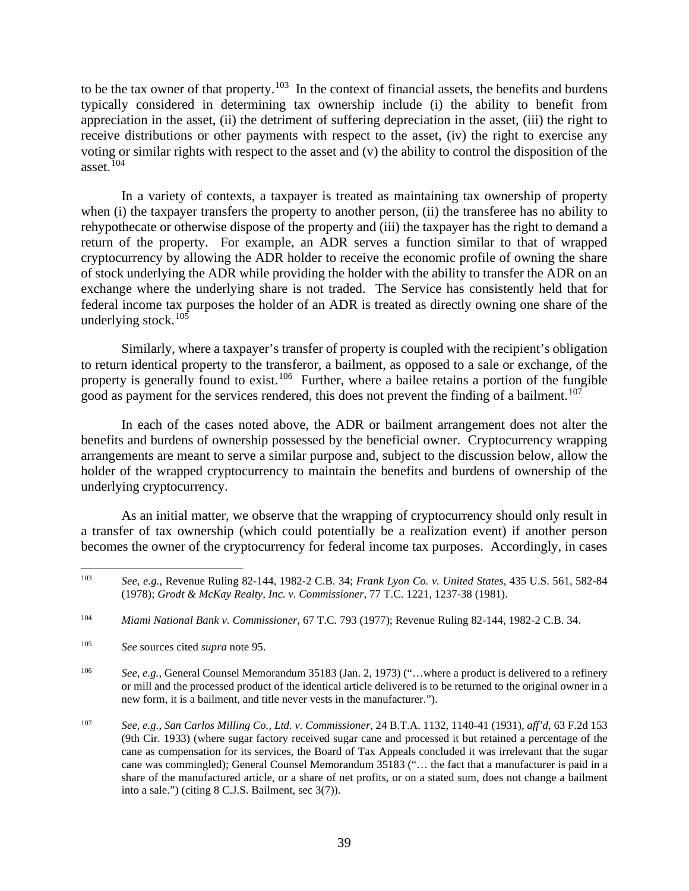to be the tax owner of that property.[103] In the context of financial assets, the benefits and burdens typically considered in determining tax ownership include (i) the ability to benefit from appreciation in the asset, (ii) the detriment of suffering depreciation in the asset, (iii) the right to receive distributions or other payments with respect to the asset, (iv) the right to exercise any voting or similar rights with respect to the asset and (v) the ability to control the disposition of the asset.[104]

In a variety of contexts, a taxpayer is treated as maintaining tax ownership of property when (i) the taxpayer transfers the property to another person, (ii) the transferee has no ability to rehypothecate or otherwise dispose of the property and (iii) the taxpayer has the right to demand a return of the property. For example, an ADR serves a function similar to that of wrapped cryptocurrency by allowing the ADR holder to receive the economic profile of owning the share of stock underlying the ADR while providing the holder with the ability to transfer the ADR on an exchange where the underlying share is not traded. The Service has consistently held that for federal income tax purposes the holder of an ADR is treated as directly owning one share of the underlying stock.[105]

Similarly, where a taxpayer's transfer of property is coupled with the recipient's obligation to return identical property to the transferor, a bailment, as opposed to a sale or exchange, of the property is generally found to exist.[106] Further, where a bailee retains a portion of the fungible good as payment for the services rendered, this does not prevent the finding of a bailment.[107]

In each of the cases noted above, the ADR or bailment arrangement does not alter the benefits and burdens of ownership possessed by the beneficial owner. Cryptocurrency wrapping arrangements are meant to serve a similar purpose and, subject to the discussion below, allow the holder of the wrapped cryptocurrency to maintain the benefits and burdens of ownership of the underlying cryptocurrency.

As an initial matter, we observe that the wrapping of cryptocurrency should only result in a transfer of tax ownership (which could potentially be a realization event) if another person becomes the owner of the cryptocurrency for federal income tax purposes. Accordingly, in cases

---

[103] *See, e.g.*, Revenue Ruling 82-144, 1982-2 C.B. 34; *Frank Lyon Co. v. United States*, 435 U.S. 561, 582-84 (1978); *Grodt & McKay Realty, Inc. v. Commissioner*, 77 T.C. 1221, 1237-38 (1981).

[104] *Miami National Bank v. Commissioner*, 67 T.C. 793 (1977); Revenue Ruling 82-144, 1982-2 C.B. 34.

[105] *See* sources cited *supra* note 95.

[106] *See, e.g.*, General Counsel Memorandum 35183 (Jan. 2, 1973) ("…where a product is delivered to a refinery or mill and the processed product of the identical article delivered is to be returned to the original owner in a new form, it is a bailment, and title never vests in the manufacturer.").

[107] *See, e.g.*, *San Carlos Milling Co., Ltd. v. Commissioner*, 24 B.T.A. 1132, 1140-41 (1931), *aff'd*, 63 F.2d 153 (9th Cir. 1933) (where sugar factory received sugar cane and processed it but retained a percentage of the cane as compensation for its services, the Board of Tax Appeals concluded it was irrelevant that the sugar cane was commingled); General Counsel Memorandum 35183 ("… the fact that a manufacturer is paid in a share of the manufactured article, or a share of net profits, or on a stated sum, does not change a bailment into a sale.") (citing 8 C.J.S. Bailment, sec 3(7)).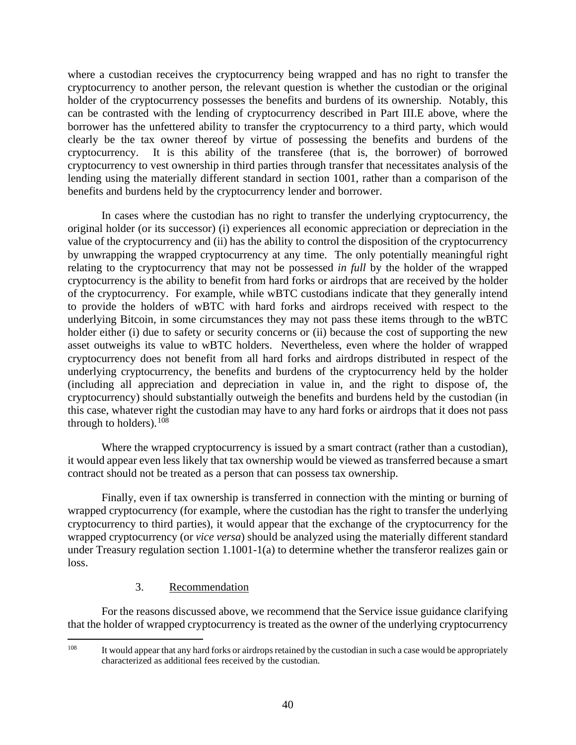where a custodian receives the cryptocurrency being wrapped and has no right to transfer the cryptocurrency to another person, the relevant question is whether the custodian or the original holder of the cryptocurrency possesses the benefits and burdens of its ownership. Notably, this can be contrasted with the lending of cryptocurrency described in Part III.E above, where the borrower has the unfettered ability to transfer the cryptocurrency to a third party, which would clearly be the tax owner thereof by virtue of possessing the benefits and burdens of the cryptocurrency. It is this ability of the transferee (that is, the borrower) of borrowed cryptocurrency to vest ownership in third parties through transfer that necessitates analysis of the lending using the materially different standard in section 1001, rather than a comparison of the benefits and burdens held by the cryptocurrency lender and borrower.

In cases where the custodian has no right to transfer the underlying cryptocurrency, the original holder (or its successor) (i) experiences all economic appreciation or depreciation in the value of the cryptocurrency and (ii) has the ability to control the disposition of the cryptocurrency by unwrapping the wrapped cryptocurrency at any time. The only potentially meaningful right relating to the cryptocurrency that may not be possessed *in full* by the holder of the wrapped cryptocurrency is the ability to benefit from hard forks or airdrops that are received by the holder of the cryptocurrency. For example, while wBTC custodians indicate that they generally intend to provide the holders of wBTC with hard forks and airdrops received with respect to the underlying Bitcoin, in some circumstances they may not pass these items through to the wBTC holder either (i) due to safety or security concerns or (ii) because the cost of supporting the new asset outweighs its value to wBTC holders. Nevertheless, even where the holder of wrapped cryptocurrency does not benefit from all hard forks and airdrops distributed in respect of the underlying cryptocurrency, the benefits and burdens of the cryptocurrency held by the holder (including all appreciation and depreciation in value in, and the right to dispose of, the cryptocurrency) should substantially outweigh the benefits and burdens held by the custodian (in this case, whatever right the custodian may have to any hard forks or airdrops that it does not pass through to holders).[108]

Where the wrapped cryptocurrency is issued by a smart contract (rather than a custodian), it would appear even less likely that tax ownership would be viewed as transferred because a smart contract should not be treated as a person that can possess tax ownership.

Finally, even if tax ownership is transferred in connection with the minting or burning of wrapped cryptocurrency (for example, where the custodian has the right to transfer the underlying cryptocurrency to third parties), it would appear that the exchange of the cryptocurrency for the wrapped cryptocurrency (or *vice versa*) should be analyzed using the materially different standard under Treasury regulation section 1.1001-1(a) to determine whether the transferor realizes gain or loss.

3. Recommendation

For the reasons discussed above, we recommend that the Service issue guidance clarifying that the holder of wrapped cryptocurrency is treated as the owner of the underlying cryptocurrency

---

[108] It would appear that any hard forks or airdrops retained by the custodian in such a case would be appropriately characterized as additional fees received by the custodian.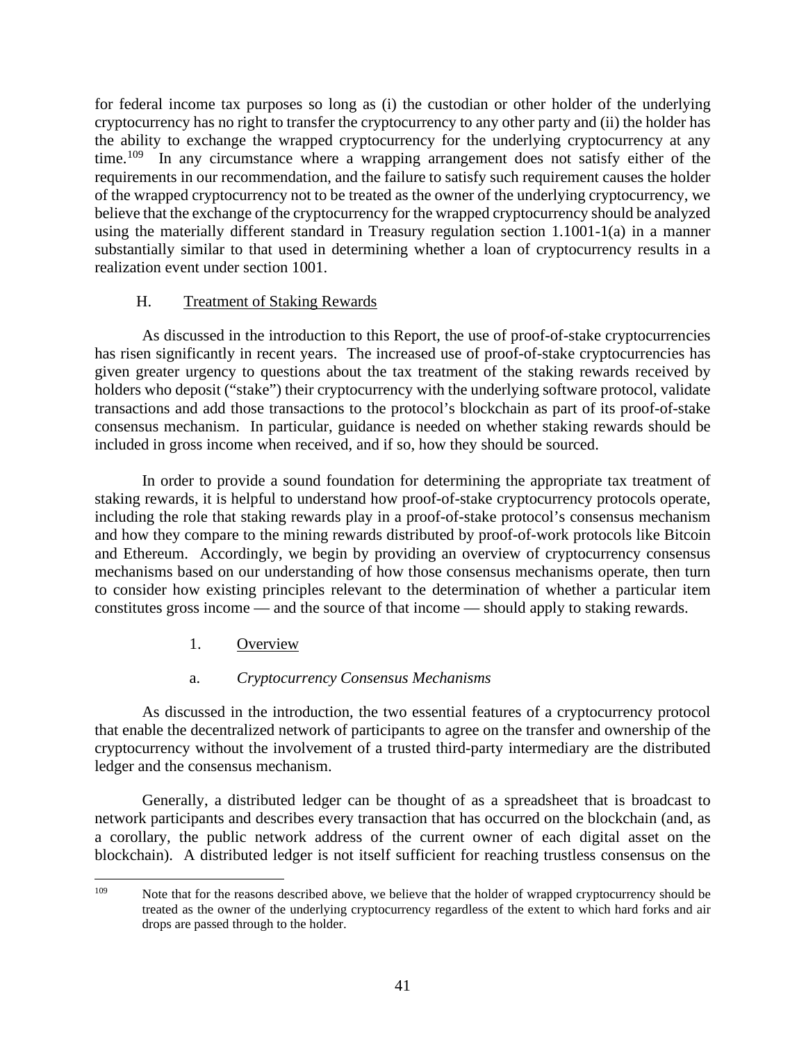for federal income tax purposes so long as (i) the custodian or other holder of the underlying cryptocurrency has no right to transfer the cryptocurrency to any other party and (ii) the holder has the ability to exchange the wrapped cryptocurrency for the underlying cryptocurrency at any time.[109] In any circumstance where a wrapping arrangement does not satisfy either of the requirements in our recommendation, and the failure to satisfy such requirement causes the holder of the wrapped cryptocurrency not to be treated as the owner of the underlying cryptocurrency, we believe that the exchange of the cryptocurrency for the wrapped cryptocurrency should be analyzed using the materially different standard in Treasury regulation section 1.1001-1(a) in a manner substantially similar to that used in determining whether a loan of cryptocurrency results in a realization event under section 1001.

### H. Treatment of Staking Rewards

As discussed in the introduction to this Report, the use of proof-of-stake cryptocurrencies has risen significantly in recent years. The increased use of proof-of-stake cryptocurrencies has given greater urgency to questions about the tax treatment of the staking rewards received by holders who deposit ("stake") their cryptocurrency with the underlying software protocol, validate transactions and add those transactions to the protocol's blockchain as part of its proof-of-stake consensus mechanism. In particular, guidance is needed on whether staking rewards should be included in gross income when received, and if so, how they should be sourced.

In order to provide a sound foundation for determining the appropriate tax treatment of staking rewards, it is helpful to understand how proof-of-stake cryptocurrency protocols operate, including the role that staking rewards play in a proof-of-stake protocol's consensus mechanism and how they compare to the mining rewards distributed by proof-of-work protocols like Bitcoin and Ethereum. Accordingly, we begin by providing an overview of cryptocurrency consensus mechanisms based on our understanding of how those consensus mechanisms operate, then turn to consider how existing principles relevant to the determination of whether a particular item constitutes gross income — and the source of that income — should apply to staking rewards.

#### 1. Overview

##### a. *Cryptocurrency Consensus Mechanisms*

As discussed in the introduction, the two essential features of a cryptocurrency protocol that enable the decentralized network of participants to agree on the transfer and ownership of the cryptocurrency without the involvement of a trusted third-party intermediary are the distributed ledger and the consensus mechanism.

Generally, a distributed ledger can be thought of as a spreadsheet that is broadcast to network participants and describes every transaction that has occurred on the blockchain (and, as a corollary, the public network address of the current owner of each digital asset on the blockchain). A distributed ledger is not itself sufficient for reaching trustless consensus on the

---

[109] Note that for the reasons described above, we believe that the holder of wrapped cryptocurrency should be treated as the owner of the underlying cryptocurrency regardless of the extent to which hard forks and air drops are passed through to the holder.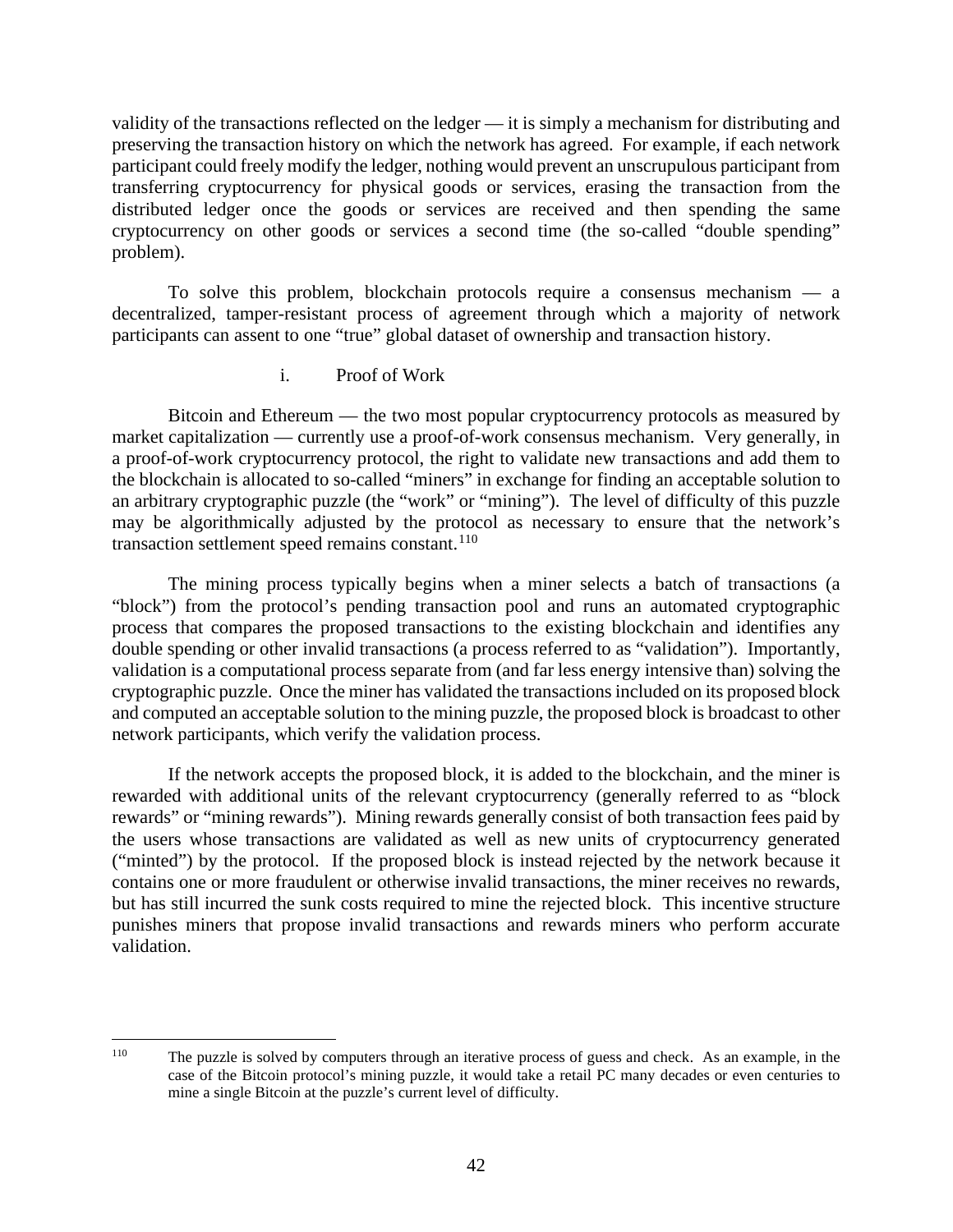validity of the transactions reflected on the ledger — it is simply a mechanism for distributing and preserving the transaction history on which the network has agreed. For example, if each network participant could freely modify the ledger, nothing would prevent an unscrupulous participant from transferring cryptocurrency for physical goods or services, erasing the transaction from the distributed ledger once the goods or services are received and then spending the same cryptocurrency on other goods or services a second time (the so-called "double spending" problem).

To solve this problem, blockchain protocols require a consensus mechanism — a decentralized, tamper-resistant process of agreement through which a majority of network participants can assent to one "true" global dataset of ownership and transaction history.

i. Proof of Work

Bitcoin and Ethereum — the two most popular cryptocurrency protocols as measured by market capitalization — currently use a proof-of-work consensus mechanism. Very generally, in a proof-of-work cryptocurrency protocol, the right to validate new transactions and add them to the blockchain is allocated to so-called "miners" in exchange for finding an acceptable solution to an arbitrary cryptographic puzzle (the "work" or "mining"). The level of difficulty of this puzzle may be algorithmically adjusted by the protocol as necessary to ensure that the network's transaction settlement speed remains constant.[110]

The mining process typically begins when a miner selects a batch of transactions (a "block") from the protocol's pending transaction pool and runs an automated cryptographic process that compares the proposed transactions to the existing blockchain and identifies any double spending or other invalid transactions (a process referred to as "validation"). Importantly, validation is a computational process separate from (and far less energy intensive than) solving the cryptographic puzzle. Once the miner has validated the transactions included on its proposed block and computed an acceptable solution to the mining puzzle, the proposed block is broadcast to other network participants, which verify the validation process.

If the network accepts the proposed block, it is added to the blockchain, and the miner is rewarded with additional units of the relevant cryptocurrency (generally referred to as "block rewards" or "mining rewards"). Mining rewards generally consist of both transaction fees paid by the users whose transactions are validated as well as new units of cryptocurrency generated ("minted") by the protocol. If the proposed block is instead rejected by the network because it contains one or more fraudulent or otherwise invalid transactions, the miner receives no rewards, but has still incurred the sunk costs required to mine the rejected block. This incentive structure punishes miners that propose invalid transactions and rewards miners who perform accurate validation.

---

[110] The puzzle is solved by computers through an iterative process of guess and check. As an example, in the case of the Bitcoin protocol's mining puzzle, it would take a retail PC many decades or even centuries to mine a single Bitcoin at the puzzle's current level of difficulty.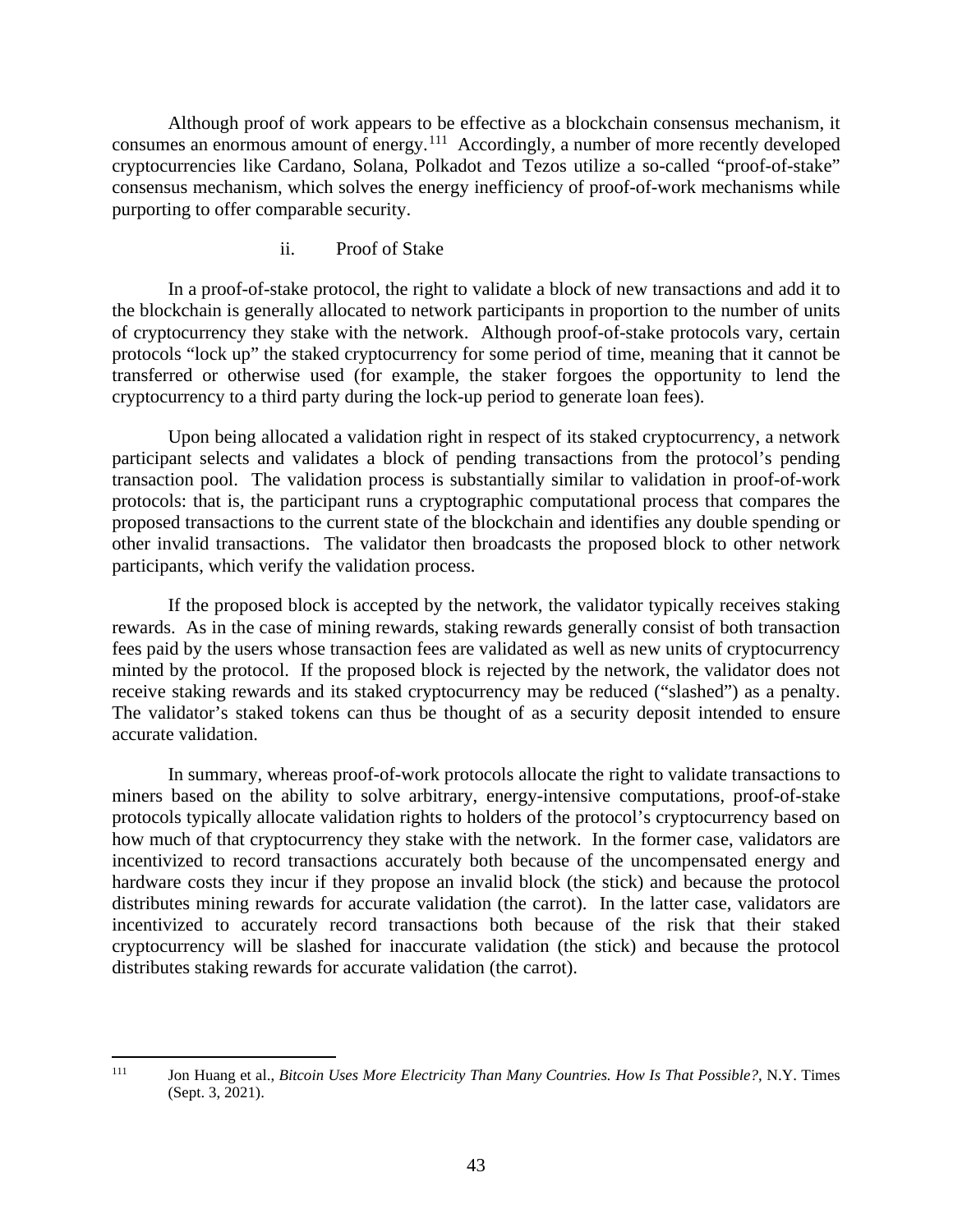Although proof of work appears to be effective as a blockchain consensus mechanism, it consumes an enormous amount of energy.[111] Accordingly, a number of more recently developed cryptocurrencies like Cardano, Solana, Polkadot and Tezos utilize a so-called "proof-of-stake" consensus mechanism, which solves the energy inefficiency of proof-of-work mechanisms while purporting to offer comparable security.

#### ii. Proof of Stake

In a proof-of-stake protocol, the right to validate a block of new transactions and add it to the blockchain is generally allocated to network participants in proportion to the number of units of cryptocurrency they stake with the network. Although proof-of-stake protocols vary, certain protocols "lock up" the staked cryptocurrency for some period of time, meaning that it cannot be transferred or otherwise used (for example, the staker forgoes the opportunity to lend the cryptocurrency to a third party during the lock-up period to generate loan fees).

Upon being allocated a validation right in respect of its staked cryptocurrency, a network participant selects and validates a block of pending transactions from the protocol's pending transaction pool. The validation process is substantially similar to validation in proof-of-work protocols: that is, the participant runs a cryptographic computational process that compares the proposed transactions to the current state of the blockchain and identifies any double spending or other invalid transactions. The validator then broadcasts the proposed block to other network participants, which verify the validation process.

If the proposed block is accepted by the network, the validator typically receives staking rewards. As in the case of mining rewards, staking rewards generally consist of both transaction fees paid by the users whose transaction fees are validated as well as new units of cryptocurrency minted by the protocol. If the proposed block is rejected by the network, the validator does not receive staking rewards and its staked cryptocurrency may be reduced ("slashed") as a penalty. The validator's staked tokens can thus be thought of as a security deposit intended to ensure accurate validation.

In summary, whereas proof-of-work protocols allocate the right to validate transactions to miners based on the ability to solve arbitrary, energy-intensive computations, proof-of-stake protocols typically allocate validation rights to holders of the protocol's cryptocurrency based on how much of that cryptocurrency they stake with the network. In the former case, validators are incentivized to record transactions accurately both because of the uncompensated energy and hardware costs they incur if they propose an invalid block (the stick) and because the protocol distributes mining rewards for accurate validation (the carrot). In the latter case, validators are incentivized to accurately record transactions both because of the risk that their staked cryptocurrency will be slashed for inaccurate validation (the stick) and because the protocol distributes staking rewards for accurate validation (the carrot).

---

[111] Jon Huang et al., *Bitcoin Uses More Electricity Than Many Countries. How Is That Possible?*, N.Y. Times (Sept. 3, 2021).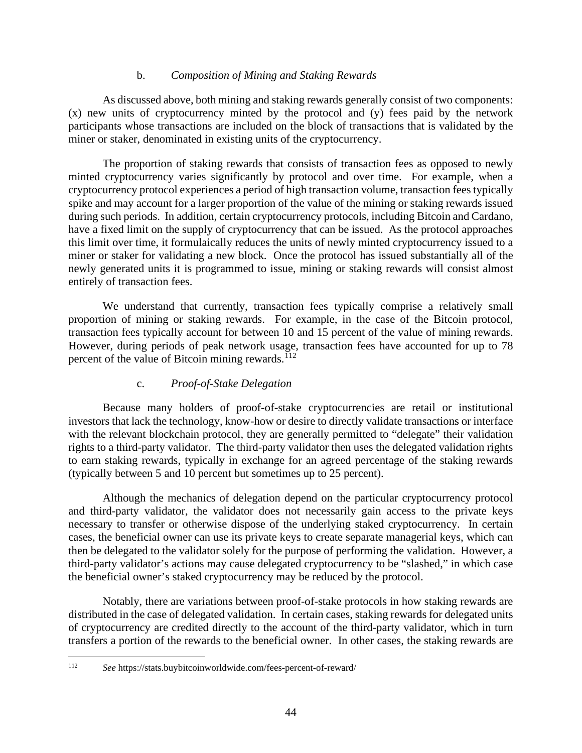### b. *Composition of Mining and Staking Rewards*

As discussed above, both mining and staking rewards generally consist of two components: (x) new units of cryptocurrency minted by the protocol and (y) fees paid by the network participants whose transactions are included on the block of transactions that is validated by the miner or staker, denominated in existing units of the cryptocurrency.

The proportion of staking rewards that consists of transaction fees as opposed to newly minted cryptocurrency varies significantly by protocol and over time. For example, when a cryptocurrency protocol experiences a period of high transaction volume, transaction fees typically spike and may account for a larger proportion of the value of the mining or staking rewards issued during such periods. In addition, certain cryptocurrency protocols, including Bitcoin and Cardano, have a fixed limit on the supply of cryptocurrency that can be issued. As the protocol approaches this limit over time, it formulaically reduces the units of newly minted cryptocurrency issued to a miner or staker for validating a new block. Once the protocol has issued substantially all of the newly generated units it is programmed to issue, mining or staking rewards will consist almost entirely of transaction fees.

We understand that currently, transaction fees typically comprise a relatively small proportion of mining or staking rewards. For example, in the case of the Bitcoin protocol, transaction fees typically account for between 10 and 15 percent of the value of mining rewards. However, during periods of peak network usage, transaction fees have accounted for up to 78 percent of the value of Bitcoin mining rewards.[112]

### c. *Proof-of-Stake Delegation*

Because many holders of proof-of-stake cryptocurrencies are retail or institutional investors that lack the technology, know-how or desire to directly validate transactions or interface with the relevant blockchain protocol, they are generally permitted to "delegate" their validation rights to a third-party validator. The third-party validator then uses the delegated validation rights to earn staking rewards, typically in exchange for an agreed percentage of the staking rewards (typically between 5 and 10 percent but sometimes up to 25 percent).

Although the mechanics of delegation depend on the particular cryptocurrency protocol and third-party validator, the validator does not necessarily gain access to the private keys necessary to transfer or otherwise dispose of the underlying staked cryptocurrency. In certain cases, the beneficial owner can use its private keys to create separate managerial keys, which can then be delegated to the validator solely for the purpose of performing the validation. However, a third-party validator's actions may cause delegated cryptocurrency to be "slashed," in which case the beneficial owner's staked cryptocurrency may be reduced by the protocol.

Notably, there are variations between proof-of-stake protocols in how staking rewards are distributed in the case of delegated validation. In certain cases, staking rewards for delegated units of cryptocurrency are credited directly to the account of the third-party validator, which in turn transfers a portion of the rewards to the beneficial owner. In other cases, the staking rewards are

---

[112] *See* https://stats.buybitcoinworldwide.com/fees-percent-of-reward/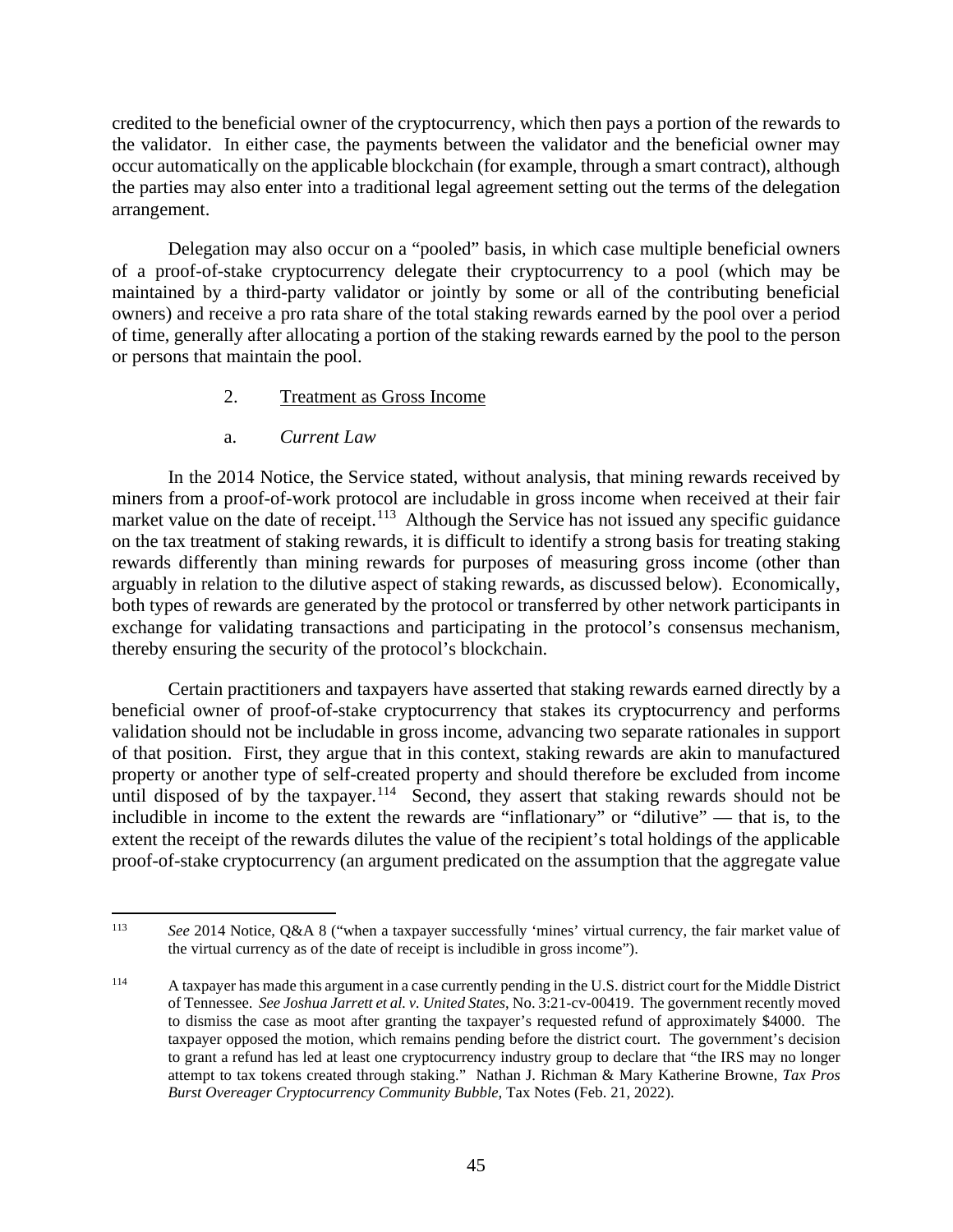credited to the beneficial owner of the cryptocurrency, which then pays a portion of the rewards to the validator. In either case, the payments between the validator and the beneficial owner may occur automatically on the applicable blockchain (for example, through a smart contract), although the parties may also enter into a traditional legal agreement setting out the terms of the delegation arrangement.

Delegation may also occur on a "pooled" basis, in which case multiple beneficial owners of a proof-of-stake cryptocurrency delegate their cryptocurrency to a pool (which may be maintained by a third-party validator or jointly by some or all of the contributing beneficial owners) and receive a pro rata share of the total staking rewards earned by the pool over a period of time, generally after allocating a portion of the staking rewards earned by the pool to the person or persons that maintain the pool.

2. Treatment as Gross Income

a. *Current Law*

In the 2014 Notice, the Service stated, without analysis, that mining rewards received by miners from a proof-of-work protocol are includable in gross income when received at their fair market value on the date of receipt.[113] Although the Service has not issued any specific guidance on the tax treatment of staking rewards, it is difficult to identify a strong basis for treating staking rewards differently than mining rewards for purposes of measuring gross income (other than arguably in relation to the dilutive aspect of staking rewards, as discussed below). Economically, both types of rewards are generated by the protocol or transferred by other network participants in exchange for validating transactions and participating in the protocol's consensus mechanism, thereby ensuring the security of the protocol's blockchain.

Certain practitioners and taxpayers have asserted that staking rewards earned directly by a beneficial owner of proof-of-stake cryptocurrency that stakes its cryptocurrency and performs validation should not be includable in gross income, advancing two separate rationales in support of that position. First, they argue that in this context, staking rewards are akin to manufactured property or another type of self-created property and should therefore be excluded from income until disposed of by the taxpayer.[114] Second, they assert that staking rewards should not be includible in income to the extent the rewards are "inflationary" or "dilutive" — that is, to the extent the receipt of the rewards dilutes the value of the recipient's total holdings of the applicable proof-of-stake cryptocurrency (an argument predicated on the assumption that the aggregate value

---

[113] *See* 2014 Notice, Q&A 8 ("when a taxpayer successfully 'mines' virtual currency, the fair market value of the virtual currency as of the date of receipt is includible in gross income").

[114] A taxpayer has made this argument in a case currently pending in the U.S. district court for the Middle District of Tennessee. *See Joshua Jarrett et al. v. United States*, No. 3:21-cv-00419. The government recently moved to dismiss the case as moot after granting the taxpayer's requested refund of approximately $4000. The taxpayer opposed the motion, which remains pending before the district court. The government's decision to grant a refund has led at least one cryptocurrency industry group to declare that "the IRS may no longer attempt to tax tokens created through staking." Nathan J. Richman & Mary Katherine Browne, *Tax Pros Burst Overeager Cryptocurrency Community Bubble,* Tax Notes (Feb. 21, 2022).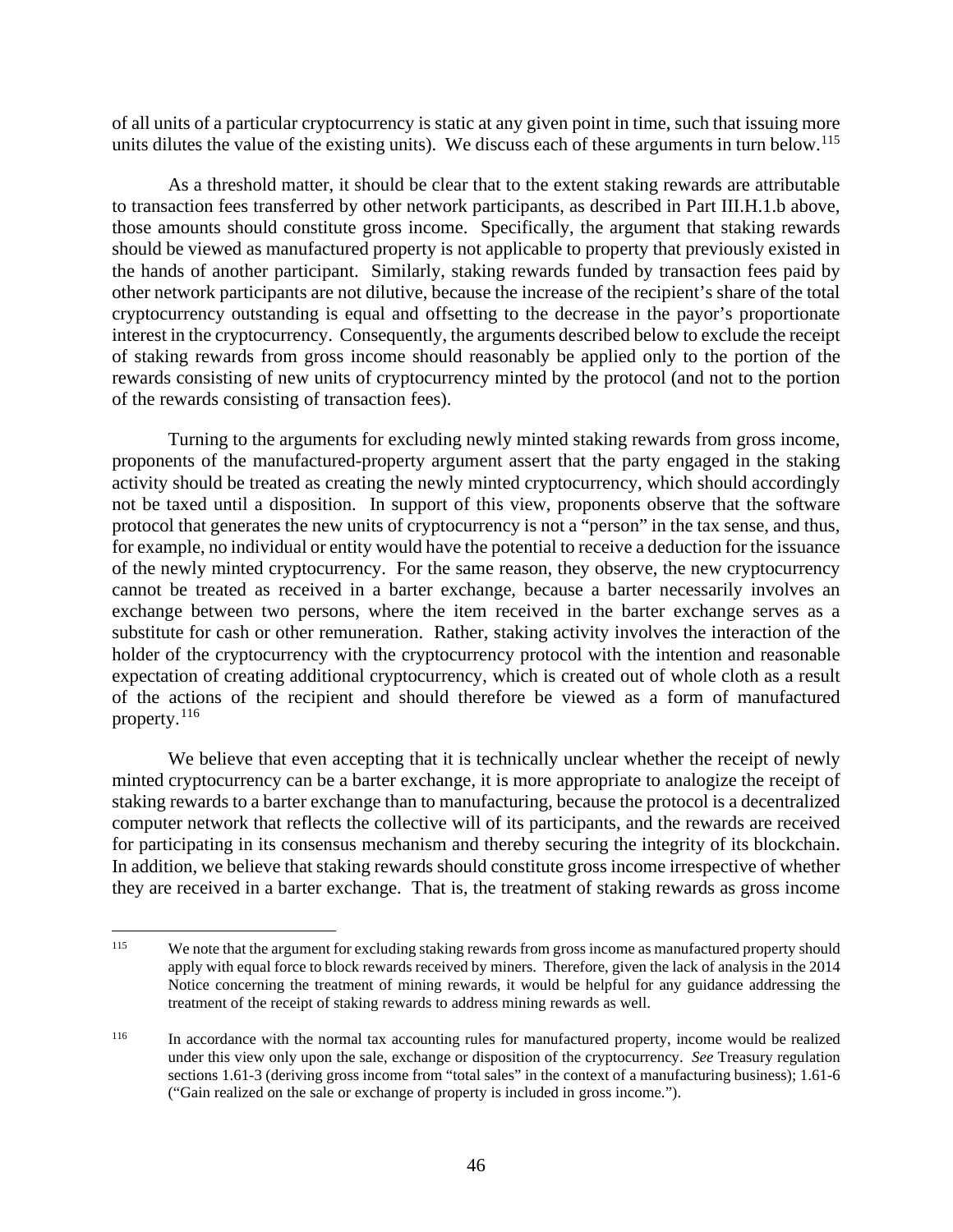of all units of a particular cryptocurrency is static at any given point in time, such that issuing more units dilutes the value of the existing units). We discuss each of these arguments in turn below.[115]

As a threshold matter, it should be clear that to the extent staking rewards are attributable to transaction fees transferred by other network participants, as described in Part III.H.1.b above, those amounts should constitute gross income. Specifically, the argument that staking rewards should be viewed as manufactured property is not applicable to property that previously existed in the hands of another participant. Similarly, staking rewards funded by transaction fees paid by other network participants are not dilutive, because the increase of the recipient's share of the total cryptocurrency outstanding is equal and offsetting to the decrease in the payor's proportionate interest in the cryptocurrency. Consequently, the arguments described below to exclude the receipt of staking rewards from gross income should reasonably be applied only to the portion of the rewards consisting of new units of cryptocurrency minted by the protocol (and not to the portion of the rewards consisting of transaction fees).

Turning to the arguments for excluding newly minted staking rewards from gross income, proponents of the manufactured-property argument assert that the party engaged in the staking activity should be treated as creating the newly minted cryptocurrency, which should accordingly not be taxed until a disposition. In support of this view, proponents observe that the software protocol that generates the new units of cryptocurrency is not a "person" in the tax sense, and thus, for example, no individual or entity would have the potential to receive a deduction for the issuance of the newly minted cryptocurrency. For the same reason, they observe, the new cryptocurrency cannot be treated as received in a barter exchange, because a barter necessarily involves an exchange between two persons, where the item received in the barter exchange serves as a substitute for cash or other remuneration. Rather, staking activity involves the interaction of the holder of the cryptocurrency with the cryptocurrency protocol with the intention and reasonable expectation of creating additional cryptocurrency, which is created out of whole cloth as a result of the actions of the recipient and should therefore be viewed as a form of manufactured property.[116]

We believe that even accepting that it is technically unclear whether the receipt of newly minted cryptocurrency can be a barter exchange, it is more appropriate to analogize the receipt of staking rewards to a barter exchange than to manufacturing, because the protocol is a decentralized computer network that reflects the collective will of its participants, and the rewards are received for participating in its consensus mechanism and thereby securing the integrity of its blockchain. In addition, we believe that staking rewards should constitute gross income irrespective of whether they are received in a barter exchange. That is, the treatment of staking rewards as gross income

---

[115] We note that the argument for excluding staking rewards from gross income as manufactured property should apply with equal force to block rewards received by miners. Therefore, given the lack of analysis in the 2014 Notice concerning the treatment of mining rewards, it would be helpful for any guidance addressing the treatment of the receipt of staking rewards to address mining rewards as well.

[116] In accordance with the normal tax accounting rules for manufactured property, income would be realized under this view only upon the sale, exchange or disposition of the cryptocurrency. *See* Treasury regulation sections 1.61-3 (deriving gross income from "total sales" in the context of a manufacturing business); 1.61-6 ("Gain realized on the sale or exchange of property is included in gross income.").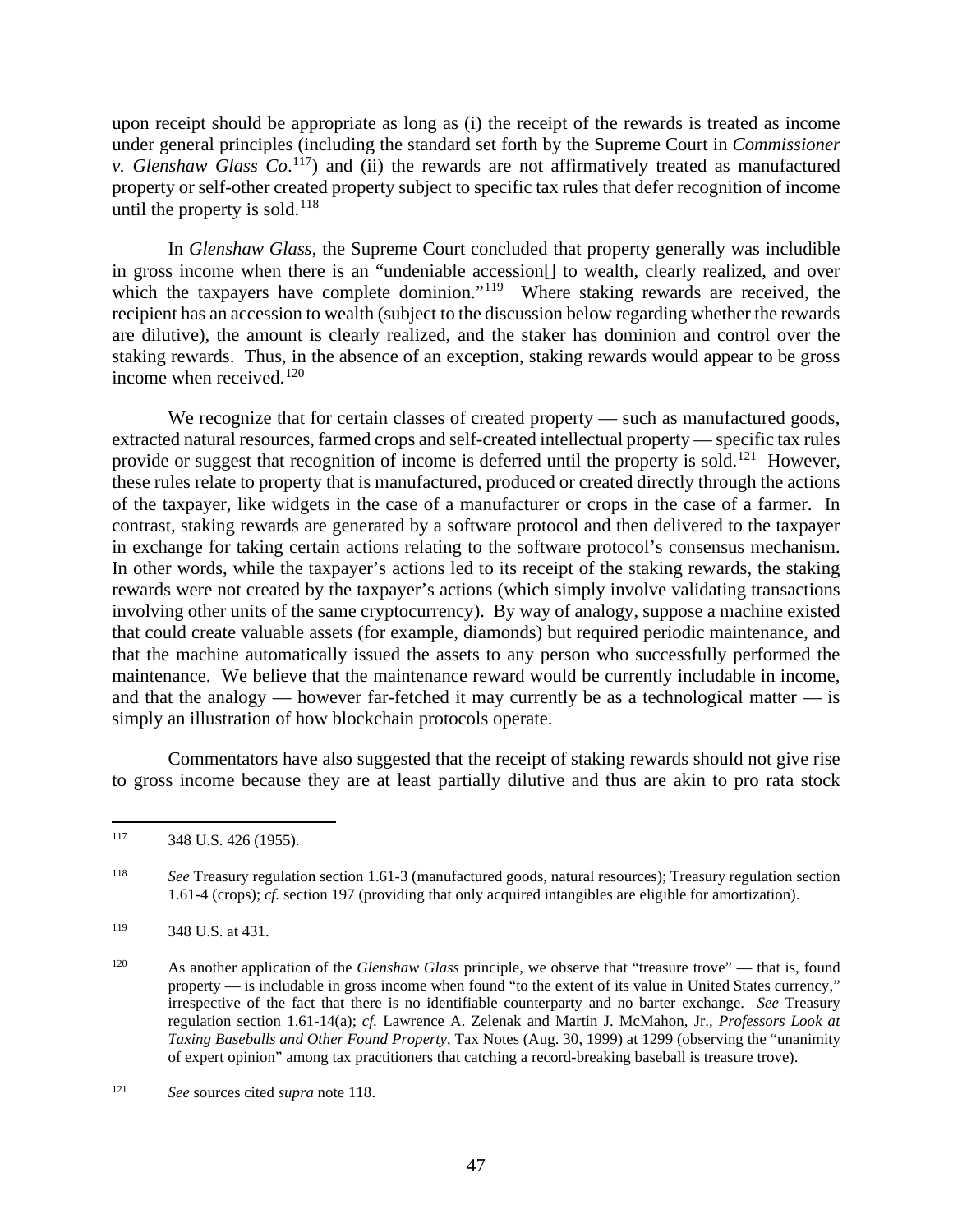upon receipt should be appropriate as long as (i) the receipt of the rewards is treated as income under general principles (including the standard set forth by the Supreme Court in *Commissioner v. Glenshaw Glass Co*.[117]) and (ii) the rewards are not affirmatively treated as manufactured property or self-other created property subject to specific tax rules that defer recognition of income until the property is sold.[118]

In *Glenshaw Glass*, the Supreme Court concluded that property generally was includible in gross income when there is an "undeniable accession[] to wealth, clearly realized, and over which the taxpayers have complete dominion."[119] Where staking rewards are received, the recipient has an accession to wealth (subject to the discussion below regarding whether the rewards are dilutive), the amount is clearly realized, and the staker has dominion and control over the staking rewards. Thus, in the absence of an exception, staking rewards would appear to be gross income when received.[120]

We recognize that for certain classes of created property — such as manufactured goods, extracted natural resources, farmed crops and self-created intellectual property — specific tax rules provide or suggest that recognition of income is deferred until the property is sold.[121] However, these rules relate to property that is manufactured, produced or created directly through the actions of the taxpayer, like widgets in the case of a manufacturer or crops in the case of a farmer. In contrast, staking rewards are generated by a software protocol and then delivered to the taxpayer in exchange for taking certain actions relating to the software protocol's consensus mechanism. In other words, while the taxpayer's actions led to its receipt of the staking rewards, the staking rewards were not created by the taxpayer's actions (which simply involve validating transactions involving other units of the same cryptocurrency). By way of analogy, suppose a machine existed that could create valuable assets (for example, diamonds) but required periodic maintenance, and that the machine automatically issued the assets to any person who successfully performed the maintenance. We believe that the maintenance reward would be currently includable in income, and that the analogy — however far-fetched it may currently be as a technological matter — is simply an illustration of how blockchain protocols operate.

Commentators have also suggested that the receipt of staking rewards should not give rise to gross income because they are at least partially dilutive and thus are akin to pro rata stock

---

[117] 348 U.S. 426 (1955).

[118] *See* Treasury regulation section 1.61-3 (manufactured goods, natural resources); Treasury regulation section 1.61-4 (crops); *cf.* section 197 (providing that only acquired intangibles are eligible for amortization).

[119] 348 U.S. at 431.

[120] As another application of the *Glenshaw Glass* principle, we observe that "treasure trove" — that is, found property — is includable in gross income when found "to the extent of its value in United States currency," irrespective of the fact that there is no identifiable counterparty and no barter exchange. *See* Treasury regulation section 1.61-14(a); *cf.* Lawrence A. Zelenak and Martin J. McMahon, Jr., *Professors Look at Taxing Baseballs and Other Found Property*, Tax Notes (Aug. 30, 1999) at 1299 (observing the "unanimity of expert opinion" among tax practitioners that catching a record-breaking baseball is treasure trove).

[121] *See* sources cited *supra* note 118.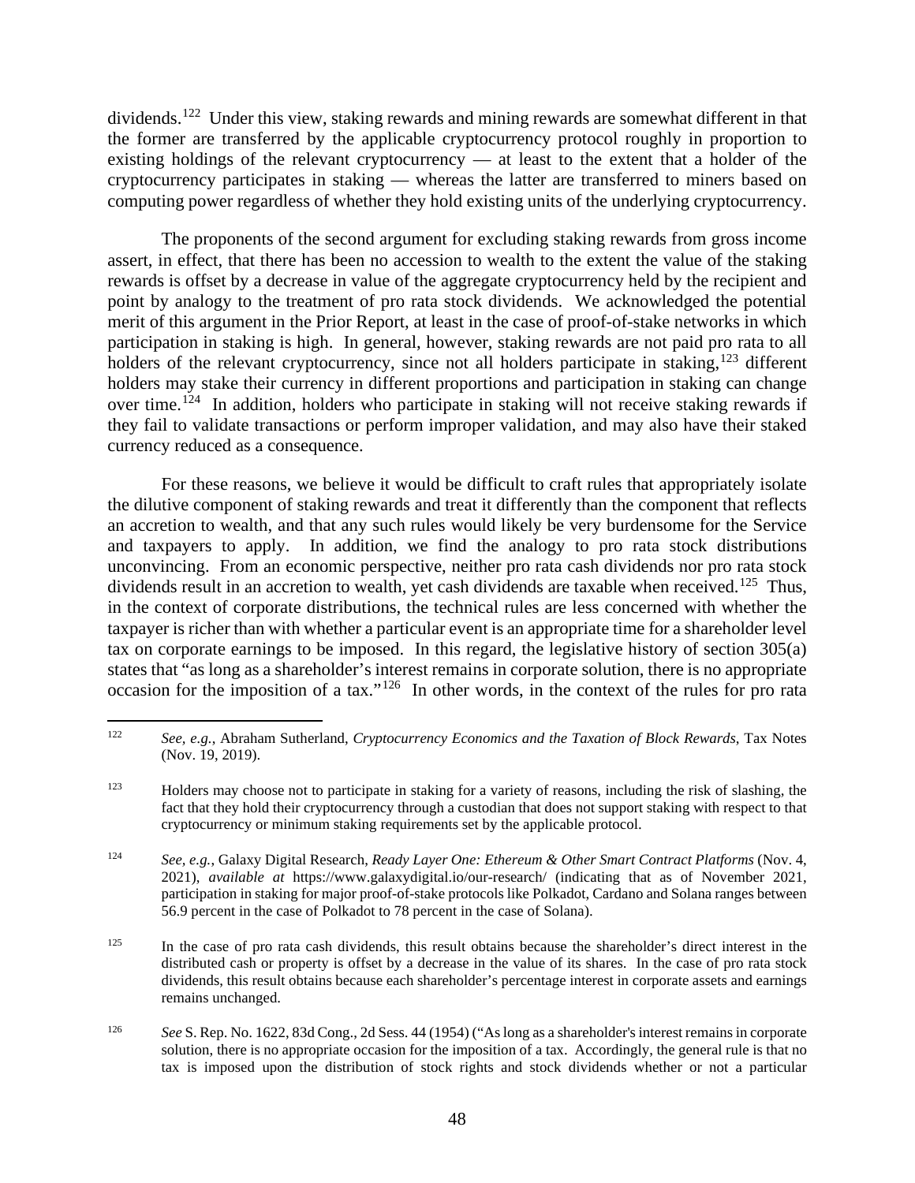dividends.[122] Under this view, staking rewards and mining rewards are somewhat different in that the former are transferred by the applicable cryptocurrency protocol roughly in proportion to existing holdings of the relevant cryptocurrency — at least to the extent that a holder of the cryptocurrency participates in staking — whereas the latter are transferred to miners based on computing power regardless of whether they hold existing units of the underlying cryptocurrency.

The proponents of the second argument for excluding staking rewards from gross income assert, in effect, that there has been no accession to wealth to the extent the value of the staking rewards is offset by a decrease in value of the aggregate cryptocurrency held by the recipient and point by analogy to the treatment of pro rata stock dividends. We acknowledged the potential merit of this argument in the Prior Report, at least in the case of proof-of-stake networks in which participation in staking is high. In general, however, staking rewards are not paid pro rata to all holders of the relevant cryptocurrency, since not all holders participate in staking,[123] different holders may stake their currency in different proportions and participation in staking can change over time.[124] In addition, holders who participate in staking will not receive staking rewards if they fail to validate transactions or perform improper validation, and may also have their staked currency reduced as a consequence.

For these reasons, we believe it would be difficult to craft rules that appropriately isolate the dilutive component of staking rewards and treat it differently than the component that reflects an accretion to wealth, and that any such rules would likely be very burdensome for the Service and taxpayers to apply. In addition, we find the analogy to pro rata stock distributions unconvincing. From an economic perspective, neither pro rata cash dividends nor pro rata stock dividends result in an accretion to wealth, yet cash dividends are taxable when received.[125] Thus, in the context of corporate distributions, the technical rules are less concerned with whether the taxpayer is richer than with whether a particular event is an appropriate time for a shareholder level tax on corporate earnings to be imposed. In this regard, the legislative history of section 305(a) states that "as long as a shareholder's interest remains in corporate solution, there is no appropriate occasion for the imposition of a tax."[126] In other words, in the context of the rules for pro rata

---

[122] *See, e.g.*, Abraham Sutherland, *Cryptocurrency Economics and the Taxation of Block Rewards*, Tax Notes (Nov. 19, 2019).

[123] Holders may choose not to participate in staking for a variety of reasons, including the risk of slashing, the fact that they hold their cryptocurrency through a custodian that does not support staking with respect to that cryptocurrency or minimum staking requirements set by the applicable protocol.

[124] *See, e.g.*, Galaxy Digital Research, *Ready Layer One: Ethereum & Other Smart Contract Platforms* (Nov. 4, 2021), *available at* https://www.galaxydigital.io/our-research/ (indicating that as of November 2021, participation in staking for major proof-of-stake protocols like Polkadot, Cardano and Solana ranges between 56.9 percent in the case of Polkadot to 78 percent in the case of Solana).

[125] In the case of pro rata cash dividends, this result obtains because the shareholder's direct interest in the distributed cash or property is offset by a decrease in the value of its shares. In the case of pro rata stock dividends, this result obtains because each shareholder's percentage interest in corporate assets and earnings remains unchanged.

[126] *See* S. Rep. No. 1622, 83d Cong., 2d Sess. 44 (1954) ("As long as a shareholder's interest remains in corporate solution, there is no appropriate occasion for the imposition of a tax. Accordingly, the general rule is that no tax is imposed upon the distribution of stock rights and stock dividends whether or not a particular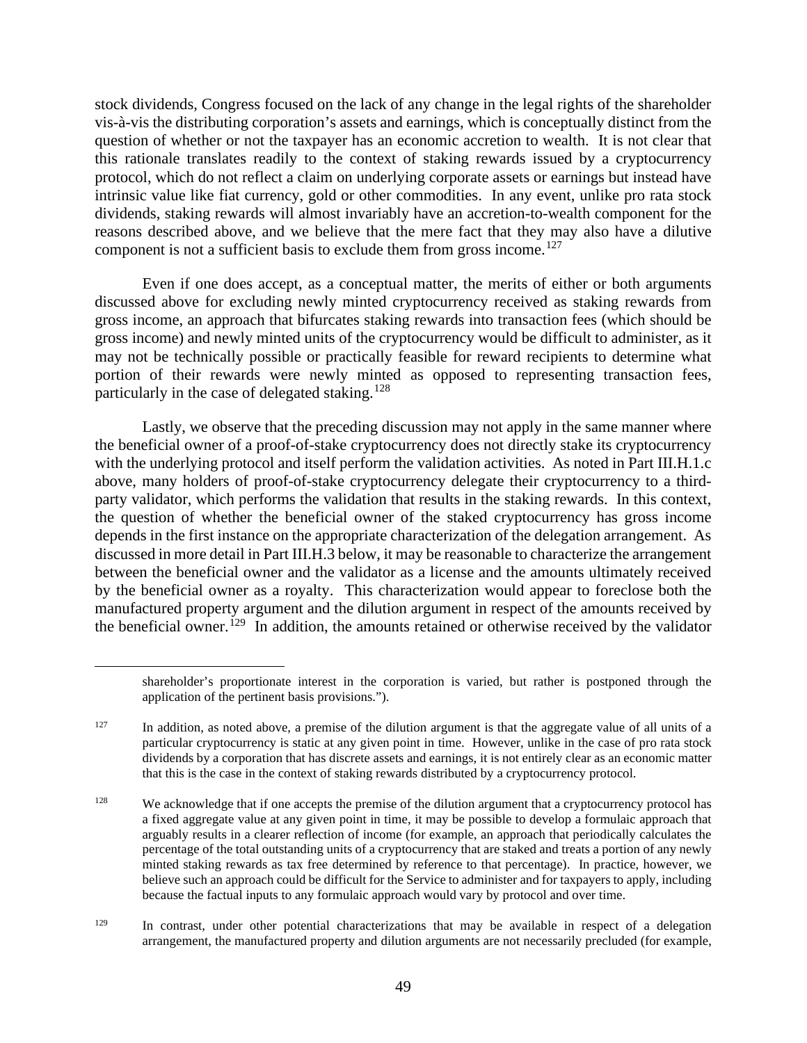stock dividends, Congress focused on the lack of any change in the legal rights of the shareholder vis-à-vis the distributing corporation's assets and earnings, which is conceptually distinct from the question of whether or not the taxpayer has an economic accretion to wealth. It is not clear that this rationale translates readily to the context of staking rewards issued by a cryptocurrency protocol, which do not reflect a claim on underlying corporate assets or earnings but instead have intrinsic value like fiat currency, gold or other commodities. In any event, unlike pro rata stock dividends, staking rewards will almost invariably have an accretion-to-wealth component for the reasons described above, and we believe that the mere fact that they may also have a dilutive component is not a sufficient basis to exclude them from gross income.[127]

Even if one does accept, as a conceptual matter, the merits of either or both arguments discussed above for excluding newly minted cryptocurrency received as staking rewards from gross income, an approach that bifurcates staking rewards into transaction fees (which should be gross income) and newly minted units of the cryptocurrency would be difficult to administer, as it may not be technically possible or practically feasible for reward recipients to determine what portion of their rewards were newly minted as opposed to representing transaction fees, particularly in the case of delegated staking.[128]

Lastly, we observe that the preceding discussion may not apply in the same manner where the beneficial owner of a proof-of-stake cryptocurrency does not directly stake its cryptocurrency with the underlying protocol and itself perform the validation activities. As noted in Part III.H.1.c above, many holders of proof-of-stake cryptocurrency delegate their cryptocurrency to a third-party validator, which performs the validation that results in the staking rewards. In this context, the question of whether the beneficial owner of the staked cryptocurrency has gross income depends in the first instance on the appropriate characterization of the delegation arrangement. As discussed in more detail in Part III.H.3 below, it may be reasonable to characterize the arrangement between the beneficial owner and the validator as a license and the amounts ultimately received by the beneficial owner as a royalty. This characterization would appear to foreclose both the manufactured property argument and the dilution argument in respect of the amounts received by the beneficial owner.[129] In addition, the amounts retained or otherwise received by the validator

---

shareholder's proportionate interest in the corporation is varied, but rather is postponed through the application of the pertinent basis provisions.").

[127] In addition, as noted above, a premise of the dilution argument is that the aggregate value of all units of a particular cryptocurrency is static at any given point in time. However, unlike in the case of pro rata stock dividends by a corporation that has discrete assets and earnings, it is not entirely clear as an economic matter that this is the case in the context of staking rewards distributed by a cryptocurrency protocol.

[128] We acknowledge that if one accepts the premise of the dilution argument that a cryptocurrency protocol has a fixed aggregate value at any given point in time, it may be possible to develop a formulaic approach that arguably results in a clearer reflection of income (for example, an approach that periodically calculates the percentage of the total outstanding units of a cryptocurrency that are staked and treats a portion of any newly minted staking rewards as tax free determined by reference to that percentage). In practice, however, we believe such an approach could be difficult for the Service to administer and for taxpayers to apply, including because the factual inputs to any formulaic approach would vary by protocol and over time.

[129] In contrast, under other potential characterizations that may be available in respect of a delegation arrangement, the manufactured property and dilution arguments are not necessarily precluded (for example,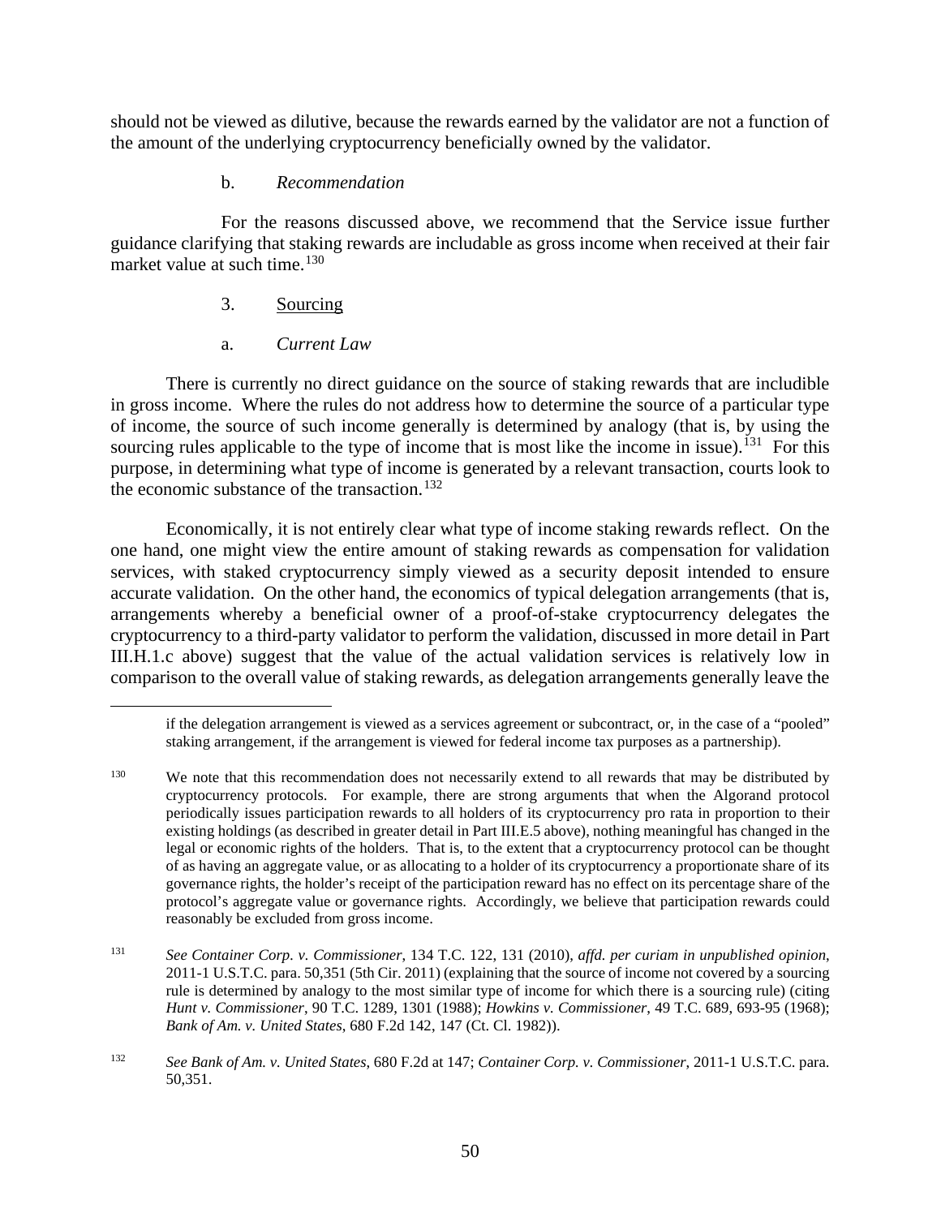should not be viewed as dilutive, because the rewards earned by the validator are not a function of the amount of the underlying cryptocurrency beneficially owned by the validator.

b. *Recommendation*

For the reasons discussed above, we recommend that the Service issue further guidance clarifying that staking rewards are includable as gross income when received at their fair market value at such time.[130]

3. Sourcing

a. *Current Law*

There is currently no direct guidance on the source of staking rewards that are includible in gross income. Where the rules do not address how to determine the source of a particular type of income, the source of such income generally is determined by analogy (that is, by using the sourcing rules applicable to the type of income that is most like the income in issue).[131] For this purpose, in determining what type of income is generated by a relevant transaction, courts look to the economic substance of the transaction.[132]

Economically, it is not entirely clear what type of income staking rewards reflect. On the one hand, one might view the entire amount of staking rewards as compensation for validation services, with staked cryptocurrency simply viewed as a security deposit intended to ensure accurate validation. On the other hand, the economics of typical delegation arrangements (that is, arrangements whereby a beneficial owner of a proof-of-stake cryptocurrency delegates the cryptocurrency to a third-party validator to perform the validation, discussed in more detail in Part III.H.1.c above) suggest that the value of the actual validation services is relatively low in comparison to the overall value of staking rewards, as delegation arrangements generally leave the

---

if the delegation arrangement is viewed as a services agreement or subcontract, or, in the case of a "pooled" staking arrangement, if the arrangement is viewed for federal income tax purposes as a partnership).

130 We note that this recommendation does not necessarily extend to all rewards that may be distributed by cryptocurrency protocols. For example, there are strong arguments that when the Algorand protocol periodically issues participation rewards to all holders of its cryptocurrency pro rata in proportion to their existing holdings (as described in greater detail in Part III.E.5 above), nothing meaningful has changed in the legal or economic rights of the holders. That is, to the extent that a cryptocurrency protocol can be thought of as having an aggregate value, or as allocating to a holder of its cryptocurrency a proportionate share of its governance rights, the holder's receipt of the participation reward has no effect on its percentage share of the protocol's aggregate value or governance rights. Accordingly, we believe that participation rewards could reasonably be excluded from gross income.

131 *See Container Corp. v. Commissioner*, 134 T.C. 122, 131 (2010), *affd. per curiam in unpublished opinion*, 2011-1 U.S.T.C. para. 50,351 (5th Cir. 2011) (explaining that the source of income not covered by a sourcing rule is determined by analogy to the most similar type of income for which there is a sourcing rule) (citing *Hunt v. Commissioner*, 90 T.C. 1289, 1301 (1988); *Howkins v. Commissioner*, 49 T.C. 689, 693-95 (1968); *Bank of Am. v. United States*, 680 F.2d 142, 147 (Ct. Cl. 1982)).

132 *See Bank of Am. v. United States*, 680 F.2d at 147; *Container Corp. v. Commissioner*, 2011-1 U.S.T.C. para. 50,351.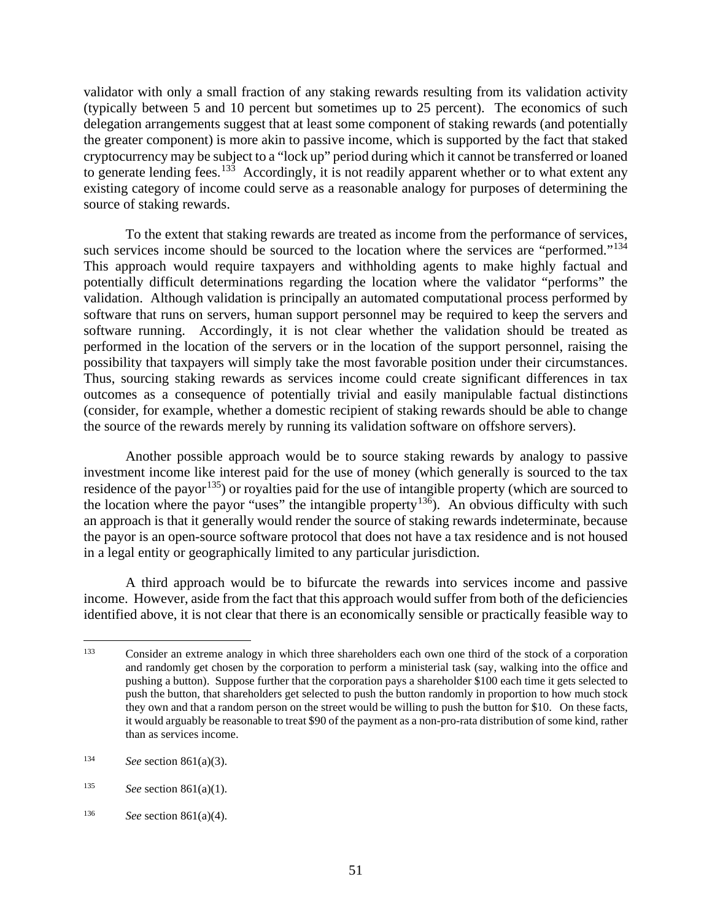validator with only a small fraction of any staking rewards resulting from its validation activity (typically between 5 and 10 percent but sometimes up to 25 percent). The economics of such delegation arrangements suggest that at least some component of staking rewards (and potentially the greater component) is more akin to passive income, which is supported by the fact that staked cryptocurrency may be subject to a "lock up" period during which it cannot be transferred or loaned to generate lending fees.[133] Accordingly, it is not readily apparent whether or to what extent any existing category of income could serve as a reasonable analogy for purposes of determining the source of staking rewards.

To the extent that staking rewards are treated as income from the performance of services, such services income should be sourced to the location where the services are "performed."[134] This approach would require taxpayers and withholding agents to make highly factual and potentially difficult determinations regarding the location where the validator "performs" the validation. Although validation is principally an automated computational process performed by software that runs on servers, human support personnel may be required to keep the servers and software running. Accordingly, it is not clear whether the validation should be treated as performed in the location of the servers or in the location of the support personnel, raising the possibility that taxpayers will simply take the most favorable position under their circumstances. Thus, sourcing staking rewards as services income could create significant differences in tax outcomes as a consequence of potentially trivial and easily manipulable factual distinctions (consider, for example, whether a domestic recipient of staking rewards should be able to change the source of the rewards merely by running its validation software on offshore servers).

Another possible approach would be to source staking rewards by analogy to passive investment income like interest paid for the use of money (which generally is sourced to the tax residence of the payor[135]) or royalties paid for the use of intangible property (which are sourced to the location where the payor "uses" the intangible property[136]). An obvious difficulty with such an approach is that it generally would render the source of staking rewards indeterminate, because the payor is an open-source software protocol that does not have a tax residence and is not housed in a legal entity or geographically limited to any particular jurisdiction.

A third approach would be to bifurcate the rewards into services income and passive income. However, aside from the fact that this approach would suffer from both of the deficiencies identified above, it is not clear that there is an economically sensible or practically feasible way to

---

[133] Consider an extreme analogy in which three shareholders each own one third of the stock of a corporation and randomly get chosen by the corporation to perform a ministerial task (say, walking into the office and pushing a button). Suppose further that the corporation pays a shareholder \$100 each time it gets selected to push the button, that shareholders get selected to push the button randomly in proportion to how much stock they own and that a random person on the street would be willing to push the button for \$10. On these facts, it would arguably be reasonable to treat \$90 of the payment as a non-pro-rata distribution of some kind, rather than as services income.

[134] *See* section 861(a)(3).

[135] *See* section 861(a)(1).

[136] *See* section 861(a)(4).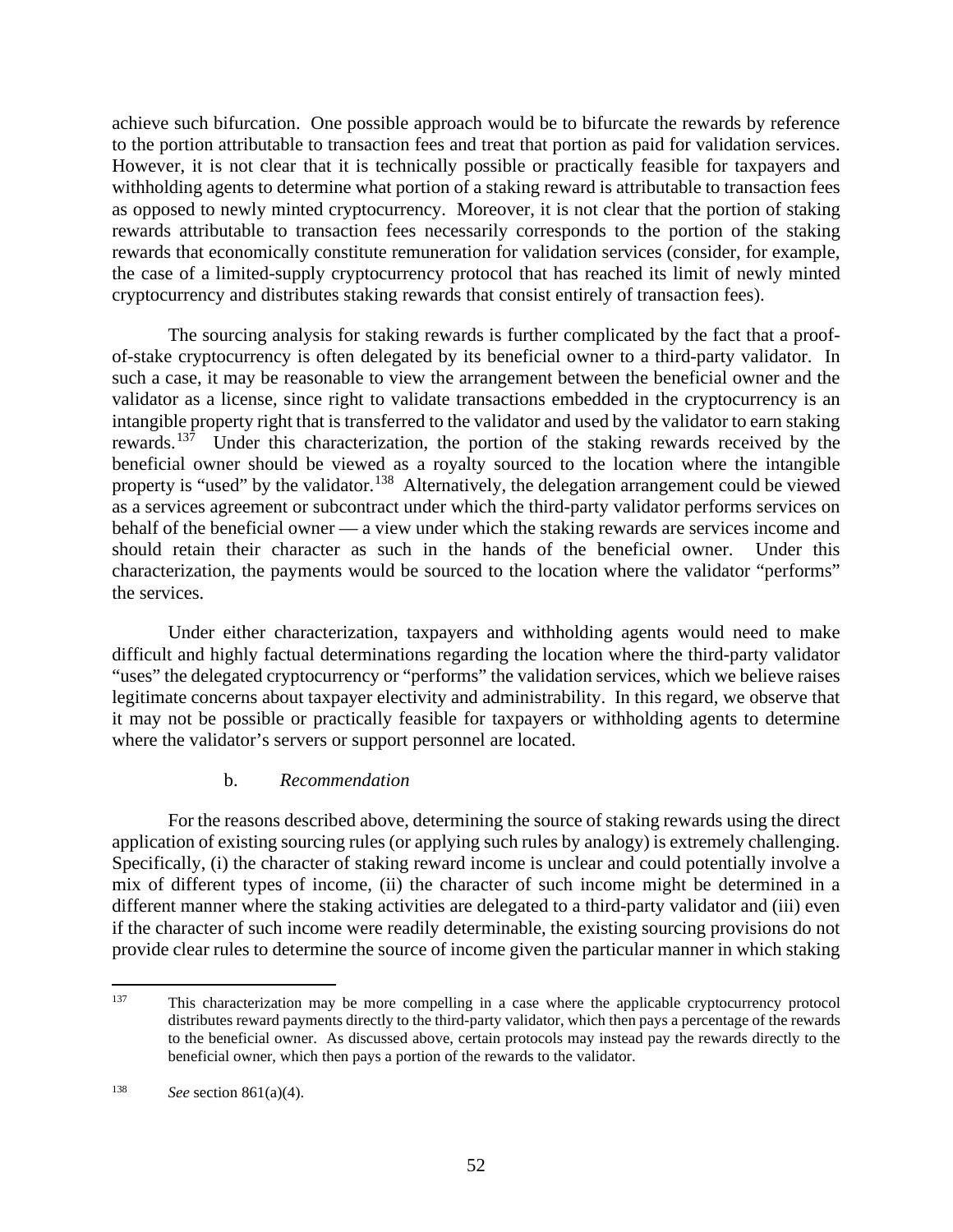achieve such bifurcation. One possible approach would be to bifurcate the rewards by reference to the portion attributable to transaction fees and treat that portion as paid for validation services. However, it is not clear that it is technically possible or practically feasible for taxpayers and withholding agents to determine what portion of a staking reward is attributable to transaction fees as opposed to newly minted cryptocurrency. Moreover, it is not clear that the portion of staking rewards attributable to transaction fees necessarily corresponds to the portion of the staking rewards that economically constitute remuneration for validation services (consider, for example, the case of a limited-supply cryptocurrency protocol that has reached its limit of newly minted cryptocurrency and distributes staking rewards that consist entirely of transaction fees).

The sourcing analysis for staking rewards is further complicated by the fact that a proof-of-stake cryptocurrency is often delegated by its beneficial owner to a third-party validator. In such a case, it may be reasonable to view the arrangement between the beneficial owner and the validator as a license, since right to validate transactions embedded in the cryptocurrency is an intangible property right that is transferred to the validator and used by the validator to earn staking rewards.[137] Under this characterization, the portion of the staking rewards received by the beneficial owner should be viewed as a royalty sourced to the location where the intangible property is "used" by the validator.[138] Alternatively, the delegation arrangement could be viewed as a services agreement or subcontract under which the third-party validator performs services on behalf of the beneficial owner — a view under which the staking rewards are services income and should retain their character as such in the hands of the beneficial owner. Under this characterization, the payments would be sourced to the location where the validator "performs" the services.

Under either characterization, taxpayers and withholding agents would need to make difficult and highly factual determinations regarding the location where the third-party validator "uses" the delegated cryptocurrency or "performs" the validation services, which we believe raises legitimate concerns about taxpayer electivity and administrability. In this regard, we observe that it may not be possible or practically feasible for taxpayers or withholding agents to determine where the validator's servers or support personnel are located.

b. *Recommendation*

For the reasons described above, determining the source of staking rewards using the direct application of existing sourcing rules (or applying such rules by analogy) is extremely challenging. Specifically, (i) the character of staking reward income is unclear and could potentially involve a mix of different types of income, (ii) the character of such income might be determined in a different manner where the staking activities are delegated to a third-party validator and (iii) even if the character of such income were readily determinable, the existing sourcing provisions do not provide clear rules to determine the source of income given the particular manner in which staking

---

[137] This characterization may be more compelling in a case where the applicable cryptocurrency protocol distributes reward payments directly to the third-party validator, which then pays a percentage of the rewards to the beneficial owner. As discussed above, certain protocols may instead pay the rewards directly to the beneficial owner, which then pays a portion of the rewards to the validator.

[138] *See* section 861(a)(4).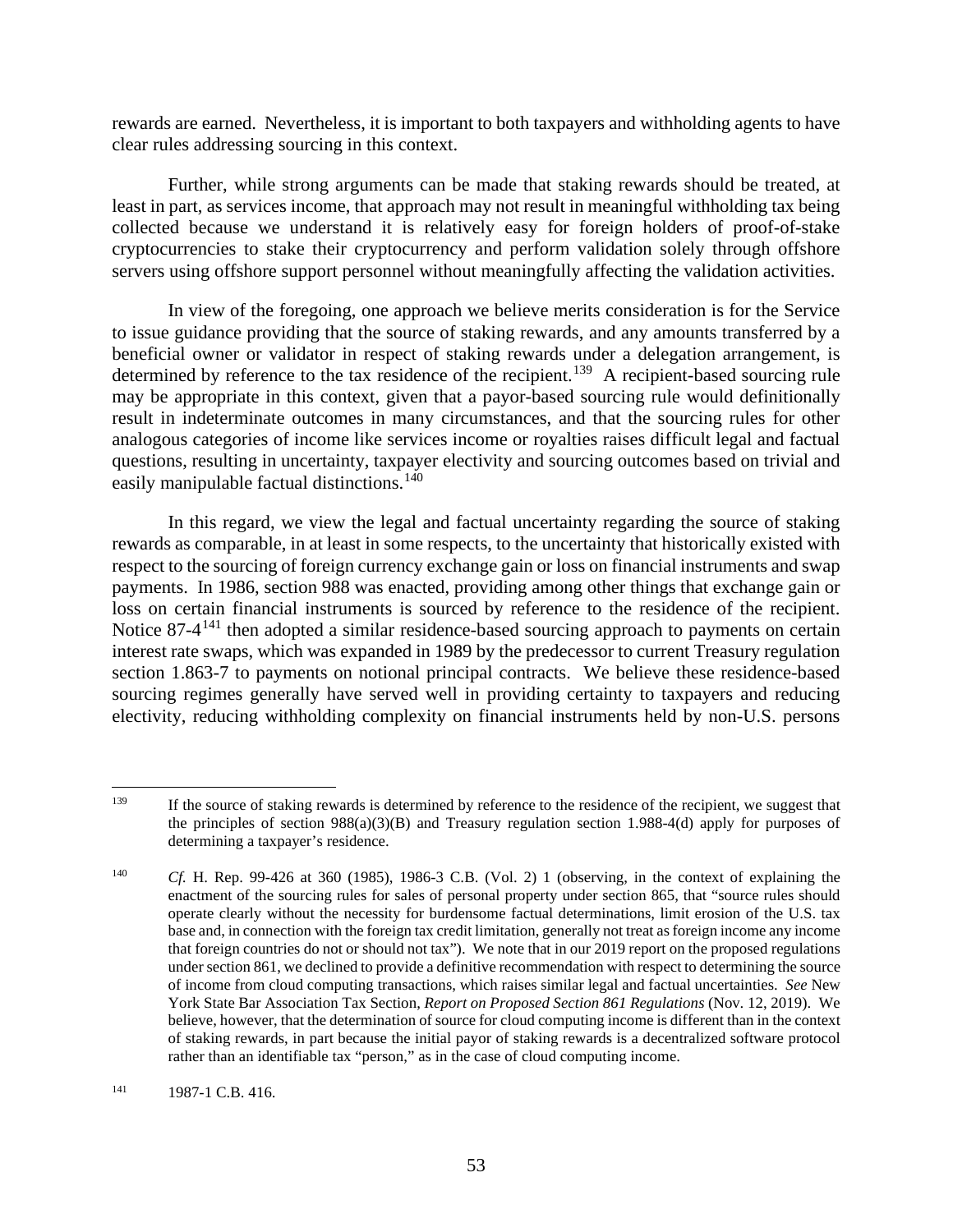rewards are earned. Nevertheless, it is important to both taxpayers and withholding agents to have clear rules addressing sourcing in this context.

Further, while strong arguments can be made that staking rewards should be treated, at least in part, as services income, that approach may not result in meaningful withholding tax being collected because we understand it is relatively easy for foreign holders of proof-of-stake cryptocurrencies to stake their cryptocurrency and perform validation solely through offshore servers using offshore support personnel without meaningfully affecting the validation activities.

In view of the foregoing, one approach we believe merits consideration is for the Service to issue guidance providing that the source of staking rewards, and any amounts transferred by a beneficial owner or validator in respect of staking rewards under a delegation arrangement, is determined by reference to the tax residence of the recipient.[139] A recipient-based sourcing rule may be appropriate in this context, given that a payor-based sourcing rule would definitionally result in indeterminate outcomes in many circumstances, and that the sourcing rules for other analogous categories of income like services income or royalties raises difficult legal and factual questions, resulting in uncertainty, taxpayer electivity and sourcing outcomes based on trivial and easily manipulable factual distinctions.[140]

In this regard, we view the legal and factual uncertainty regarding the source of staking rewards as comparable, in at least in some respects, to the uncertainty that historically existed with respect to the sourcing of foreign currency exchange gain or loss on financial instruments and swap payments. In 1986, section 988 was enacted, providing among other things that exchange gain or loss on certain financial instruments is sourced by reference to the residence of the recipient. Notice 87-4[141] then adopted a similar residence-based sourcing approach to payments on certain interest rate swaps, which was expanded in 1989 by the predecessor to current Treasury regulation section 1.863-7 to payments on notional principal contracts. We believe these residence-based sourcing regimes generally have served well in providing certainty to taxpayers and reducing electivity, reducing withholding complexity on financial instruments held by non-U.S. persons

---

[139] If the source of staking rewards is determined by reference to the residence of the recipient, we suggest that the principles of section 988(a)(3)(B) and Treasury regulation section 1.988-4(d) apply for purposes of determining a taxpayer's residence.

[140] *Cf.* H. Rep. 99-426 at 360 (1985), 1986-3 C.B. (Vol. 2) 1 (observing, in the context of explaining the enactment of the sourcing rules for sales of personal property under section 865, that "source rules should operate clearly without the necessity for burdensome factual determinations, limit erosion of the U.S. tax base and, in connection with the foreign tax credit limitation, generally not treat as foreign income any income that foreign countries do not or should not tax"). We note that in our 2019 report on the proposed regulations under section 861, we declined to provide a definitive recommendation with respect to determining the source of income from cloud computing transactions, which raises similar legal and factual uncertainties. *See* New York State Bar Association Tax Section, *Report on Proposed Section 861 Regulations* (Nov. 12, 2019). We believe, however, that the determination of source for cloud computing income is different than in the context of staking rewards, in part because the initial payor of staking rewards is a decentralized software protocol rather than an identifiable tax "person," as in the case of cloud computing income.

[141] 1987-1 C.B. 416.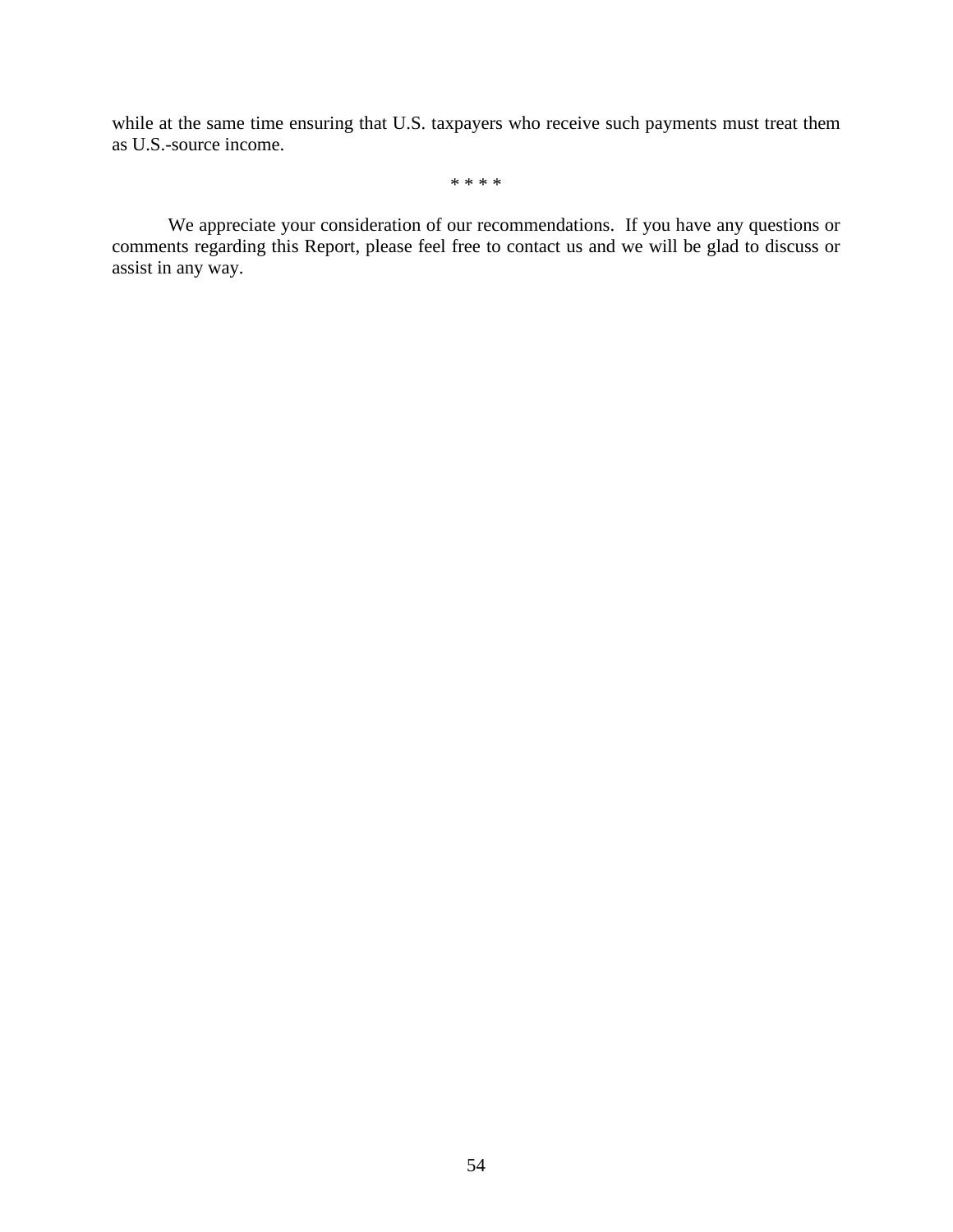while at the same time ensuring that U.S. taxpayers who receive such payments must treat them as U.S.-source income.

* * * *

We appreciate your consideration of our recommendations. If you have any questions or comments regarding this Report, please feel free to contact us and we will be glad to discuss or assist in any way.